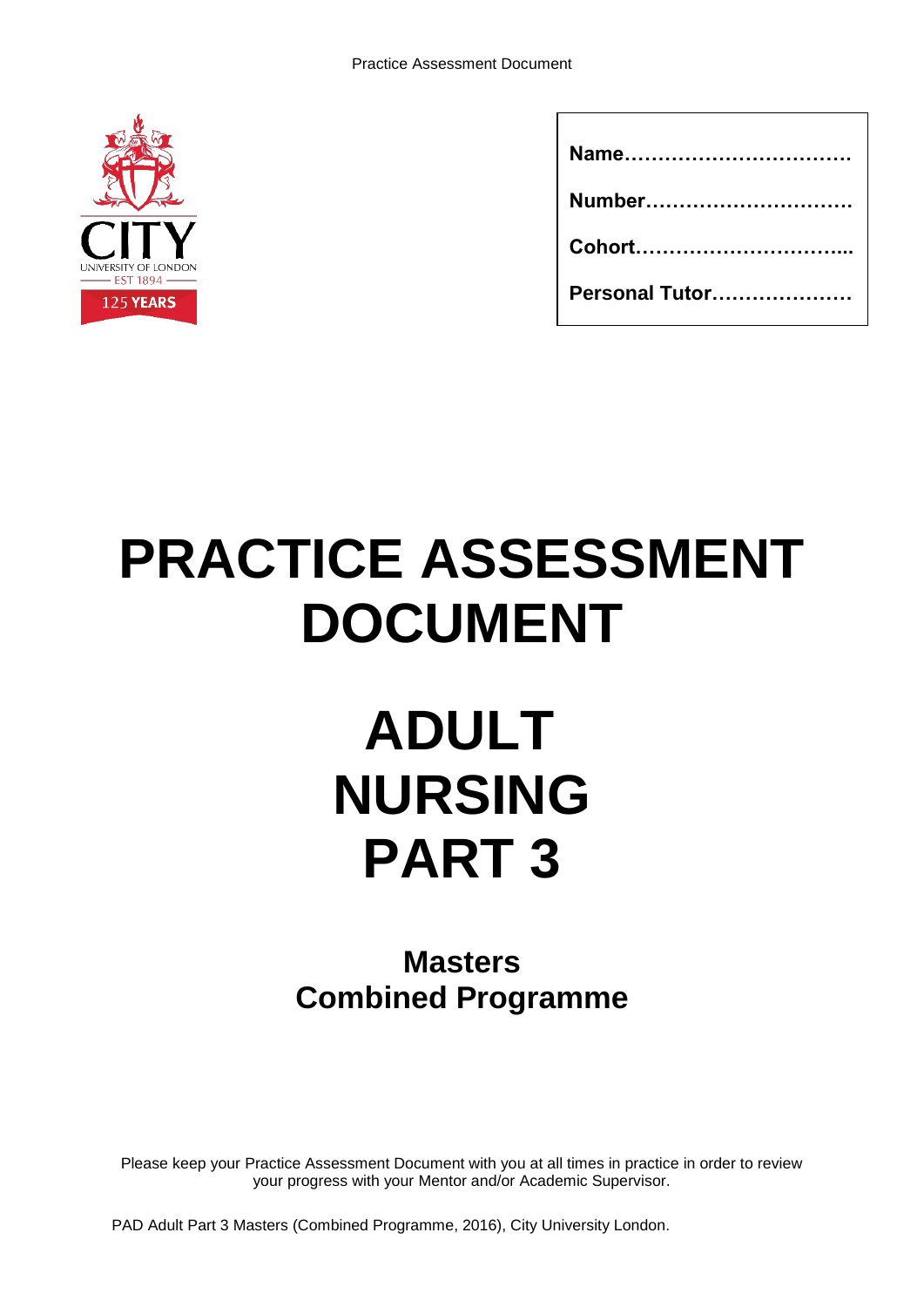| |
|---|
| **Name……………………………** |
| **Number…………………………** |
| **Cohort…………………………..** |
| **Personal Tutor…………………** |

# PRACTICE ASSESSMENT DOCUMENT

# ADULT NURSING PART 3

## Masters Combined Programme

Please keep your Practice Assessment Document with you at all times in practice in order to review your progress with your Mentor and/or Academic Supervisor.

PAD Adult Part 3 Masters (Combined Programme, 2016), City University London.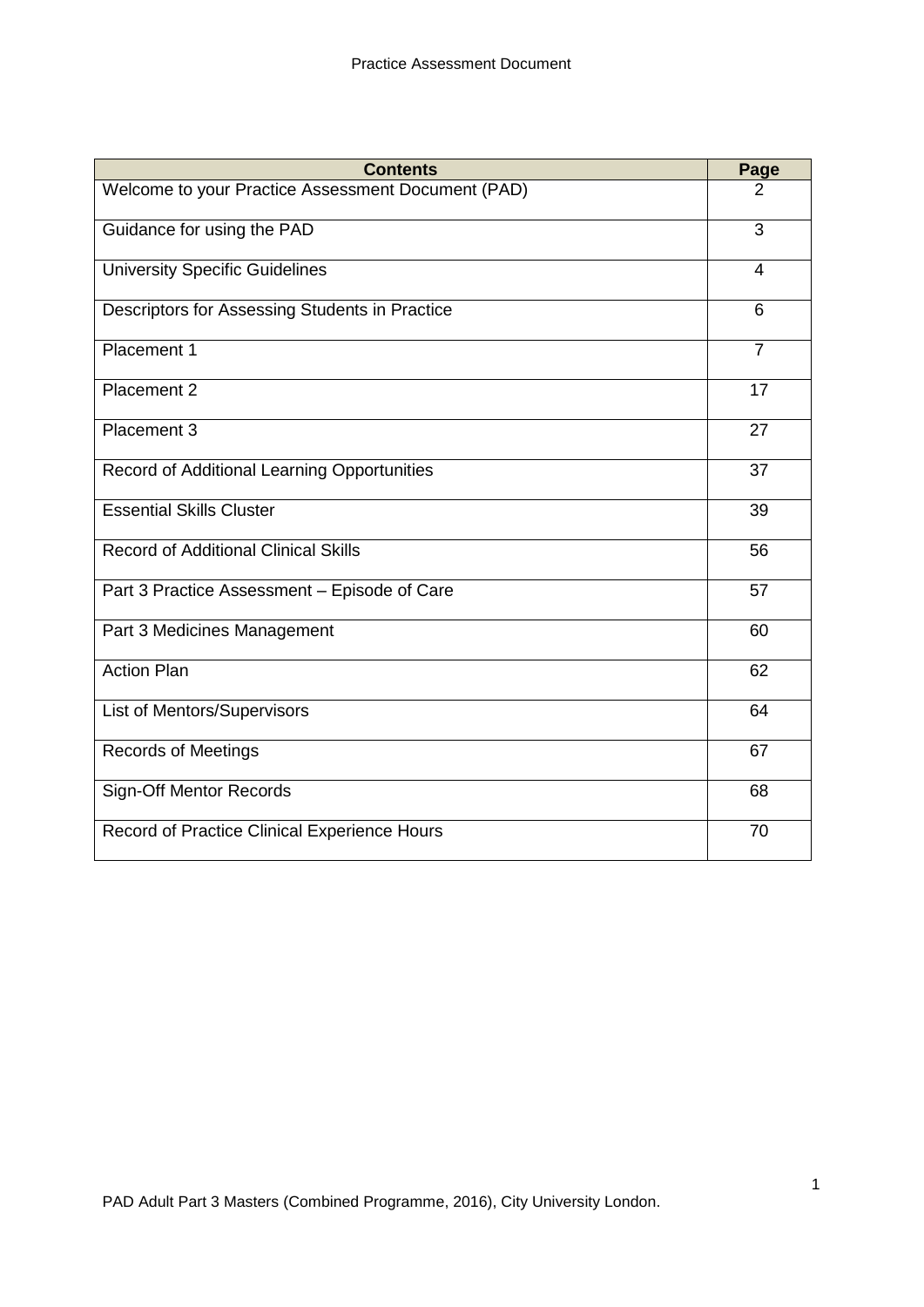| Contents | Page |
| --- | --- |
| Welcome to your Practice Assessment Document (PAD) | 2 |
| Guidance for using the PAD | 3 |
| University Specific Guidelines | 4 |
| Descriptors for Assessing Students in Practice | 6 |
| Placement 1 | 7 |
| Placement 2 | 17 |
| Placement 3 | 27 |
| Record of Additional Learning Opportunities | 37 |
| Essential Skills Cluster | 39 |
| Record of Additional Clinical Skills | 56 |
| Part 3 Practice Assessment – Episode of Care | 57 |
| Part 3 Medicines Management | 60 |
| Action Plan | 62 |
| List of Mentors/Supervisors | 64 |
| Records of Meetings | 67 |
| Sign-Off Mentor Records | 68 |
| Record of Practice Clinical Experience Hours | 70 |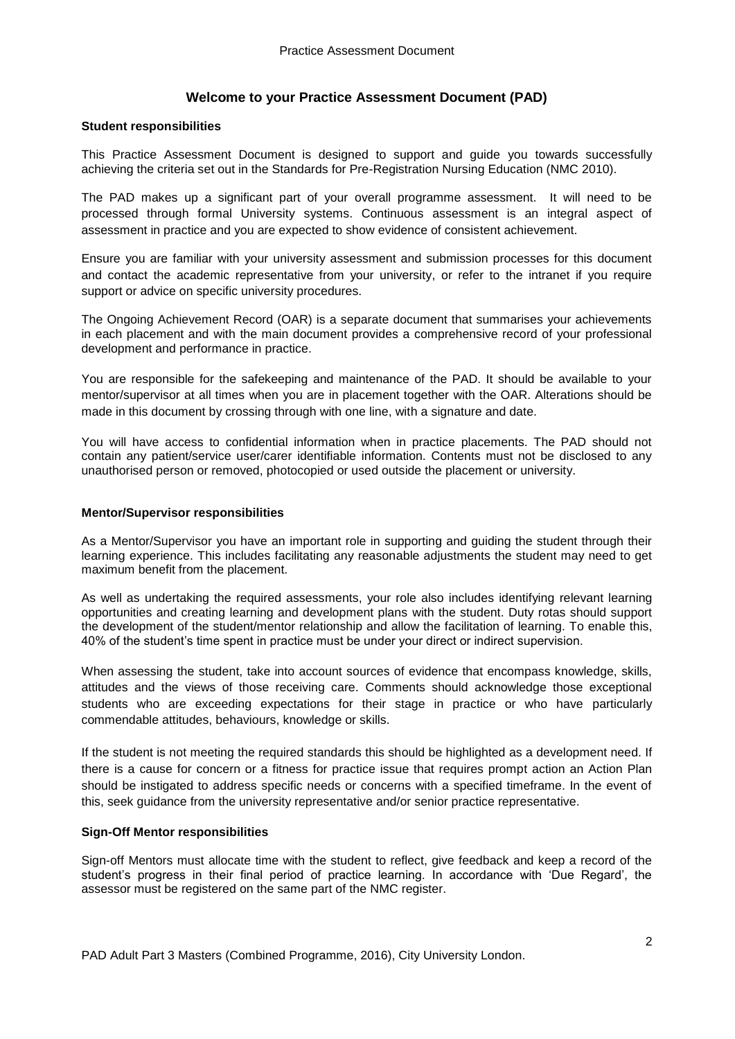## Welcome to your Practice Assessment Document (PAD)

### Student responsibilities

This Practice Assessment Document is designed to support and guide you towards successfully achieving the criteria set out in the Standards for Pre-Registration Nursing Education (NMC 2010).

The PAD makes up a significant part of your overall programme assessment. It will need to be processed through formal University systems. Continuous assessment is an integral aspect of assessment in practice and you are expected to show evidence of consistent achievement.

Ensure you are familiar with your university assessment and submission processes for this document and contact the academic representative from your university, or refer to the intranet if you require support or advice on specific university procedures.

The Ongoing Achievement Record (OAR) is a separate document that summarises your achievements in each placement and with the main document provides a comprehensive record of your professional development and performance in practice.

You are responsible for the safekeeping and maintenance of the PAD. It should be available to your mentor/supervisor at all times when you are in placement together with the OAR. Alterations should be made in this document by crossing through with one line, with a signature and date.

You will have access to confidential information when in practice placements. The PAD should not contain any patient/service user/carer identifiable information. Contents must not be disclosed to any unauthorised person or removed, photocopied or used outside the placement or university.

### Mentor/Supervisor responsibilities

As a Mentor/Supervisor you have an important role in supporting and guiding the student through their learning experience. This includes facilitating any reasonable adjustments the student may need to get maximum benefit from the placement.

As well as undertaking the required assessments, your role also includes identifying relevant learning opportunities and creating learning and development plans with the student. Duty rotas should support the development of the student/mentor relationship and allow the facilitation of learning. To enable this, 40% of the student's time spent in practice must be under your direct or indirect supervision.

When assessing the student, take into account sources of evidence that encompass knowledge, skills, attitudes and the views of those receiving care. Comments should acknowledge those exceptional students who are exceeding expectations for their stage in practice or who have particularly commendable attitudes, behaviours, knowledge or skills.

If the student is not meeting the required standards this should be highlighted as a development need. If there is a cause for concern or a fitness for practice issue that requires prompt action an Action Plan should be instigated to address specific needs or concerns with a specified timeframe. In the event of this, seek guidance from the university representative and/or senior practice representative.

### Sign-Off Mentor responsibilities

Sign-off Mentors must allocate time with the student to reflect, give feedback and keep a record of the student's progress in their final period of practice learning. In accordance with 'Due Regard', the assessor must be registered on the same part of the NMC register.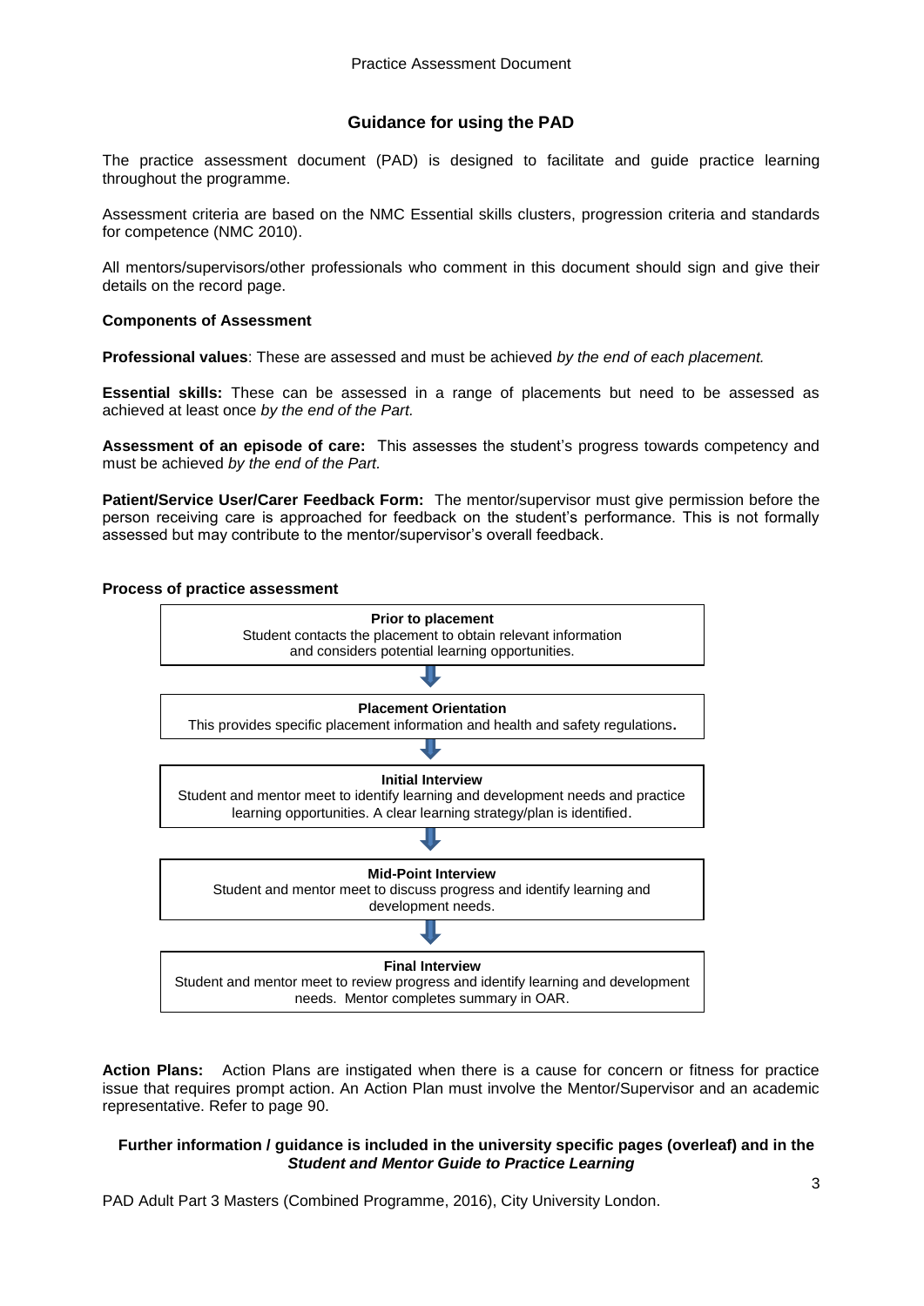## Guidance for using the PAD

The practice assessment document (PAD) is designed to facilitate and guide practice learning throughout the programme.

Assessment criteria are based on the NMC Essential skills clusters, progression criteria and standards for competence (NMC 2010).

All mentors/supervisors/other professionals who comment in this document should sign and give their details on the record page.

### Components of Assessment

**Professional values**: These are assessed and must be achieved *by the end of each placement.*

**Essential skills:** These can be assessed in a range of placements but need to be assessed as achieved at least once *by the end of the Part.*

**Assessment of an episode of care:** This assesses the student's progress towards competency and must be achieved *by the end of the Part.*

**Patient/Service User/Carer Feedback Form:** The mentor/supervisor must give permission before the person receiving care is approached for feedback on the student's performance. This is not formally assessed but may contribute to the mentor/supervisor's overall feedback.

### Process of practice assessment

**Prior to placement**
Student contacts the placement to obtain relevant information and considers potential learning opportunities.

↓

**Placement Orientation**
This provides specific placement information and health and safety regulations.

↓

**Initial Interview**
Student and mentor meet to identify learning and development needs and practice learning opportunities. A clear learning strategy/plan is identified.

↓

**Mid-Point Interview**
Student and mentor meet to discuss progress and identify learning and development needs.

↓

**Final Interview**
Student and mentor meet to review progress and identify learning and development needs. Mentor completes summary in OAR.

**Action Plans:** Action Plans are instigated when there is a cause for concern or fitness for practice issue that requires prompt action. An Action Plan must involve the Mentor/Supervisor and an academic representative. Refer to page 90.

**Further information / guidance is included in the university specific pages (overleaf) and in the *Student and Mentor Guide to Practice Learning***

PAD Adult Part 3 Masters (Combined Programme, 2016), City University London.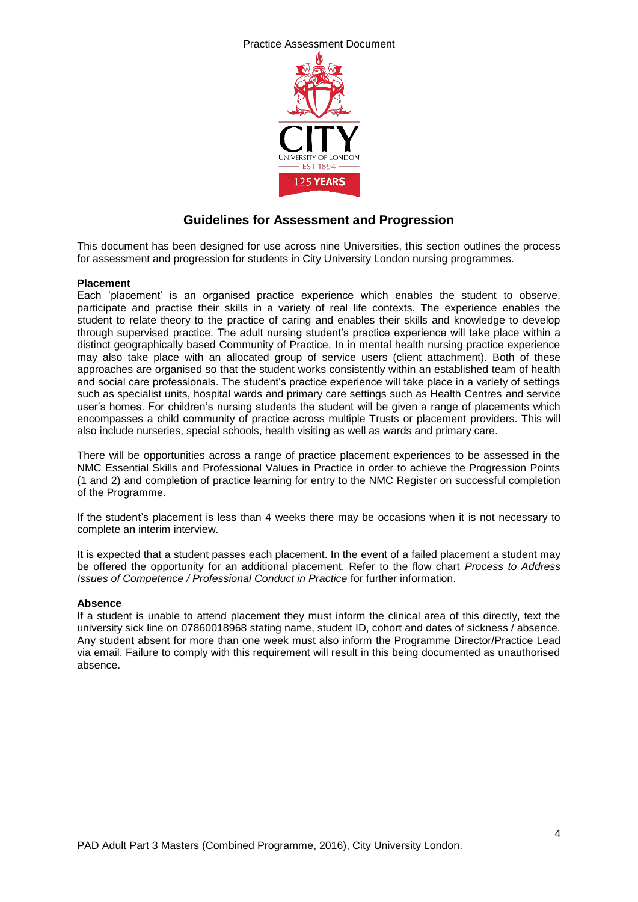## Guidelines for Assessment and Progression

This document has been designed for use across nine Universities, this section outlines the process for assessment and progression for students in City University London nursing programmes.

**Placement**

Each 'placement' is an organised practice experience which enables the student to observe, participate and practise their skills in a variety of real life contexts. The experience enables the student to relate theory to the practice of caring and enables their skills and knowledge to develop through supervised practice. The adult nursing student's practice experience will take place within a distinct geographically based Community of Practice. In in mental health nursing practice experience may also take place with an allocated group of service users (client attachment). Both of these approaches are organised so that the student works consistently within an established team of health and social care professionals. The student's practice experience will take place in a variety of settings such as specialist units, hospital wards and primary care settings such as Health Centres and service user's homes. For children's nursing students the student will be given a range of placements which encompasses a child community of practice across multiple Trusts or placement providers. This will also include nurseries, special schools, health visiting as well as wards and primary care.

There will be opportunities across a range of practice placement experiences to be assessed in the NMC Essential Skills and Professional Values in Practice in order to achieve the Progression Points (1 and 2) and completion of practice learning for entry to the NMC Register on successful completion of the Programme.

If the student's placement is less than 4 weeks there may be occasions when it is not necessary to complete an interim interview.

It is expected that a student passes each placement. In the event of a failed placement a student may be offered the opportunity for an additional placement. Refer to the flow chart *Process to Address Issues of Competence / Professional Conduct in Practice* for further information.

**Absence**

If a student is unable to attend placement they must inform the clinical area of this directly, text the university sick line on 07860018968 stating name, student ID, cohort and dates of sickness / absence. Any student absent for more than one week must also inform the Programme Director/Practice Lead via email. Failure to comply with this requirement will result in this being documented as unauthorised absence.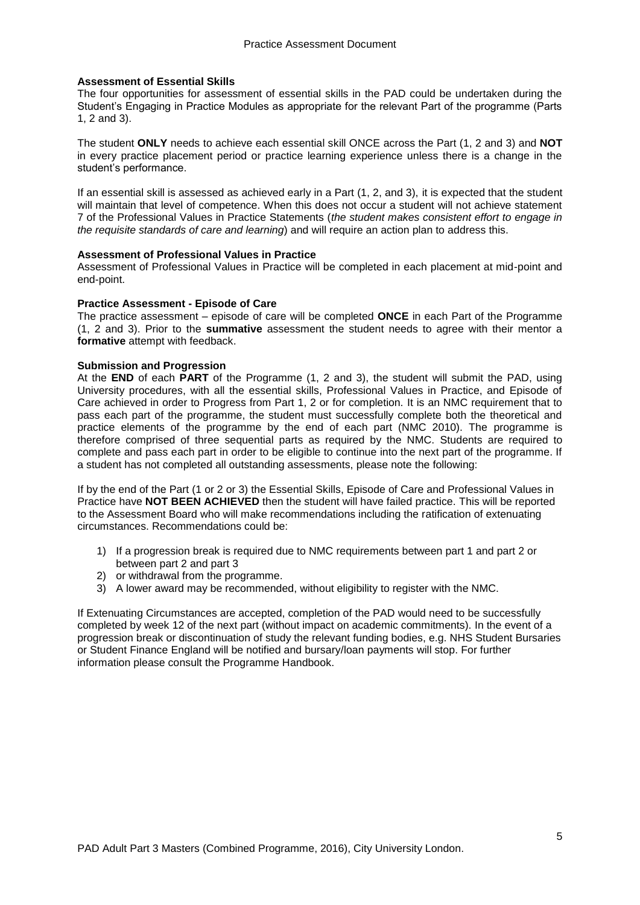**Assessment of Essential Skills**

The four opportunities for assessment of essential skills in the PAD could be undertaken during the Student's Engaging in Practice Modules as appropriate for the relevant Part of the programme (Parts 1, 2 and 3).

The student **ONLY** needs to achieve each essential skill ONCE across the Part (1, 2 and 3) and **NOT** in every practice placement period or practice learning experience unless there is a change in the student's performance.

If an essential skill is assessed as achieved early in a Part (1, 2, and 3), it is expected that the student will maintain that level of competence. When this does not occur a student will not achieve statement 7 of the Professional Values in Practice Statements (*the student makes consistent effort to engage in the requisite standards of care and learning*) and will require an action plan to address this.

**Assessment of Professional Values in Practice**

Assessment of Professional Values in Practice will be completed in each placement at mid-point and end-point.

**Practice Assessment - Episode of Care**

The practice assessment – episode of care will be completed **ONCE** in each Part of the Programme (1, 2 and 3). Prior to the **summative** assessment the student needs to agree with their mentor a **formative** attempt with feedback.

**Submission and Progression**

At the **END** of each **PART** of the Programme (1, 2 and 3), the student will submit the PAD, using University procedures, with all the essential skills, Professional Values in Practice, and Episode of Care achieved in order to Progress from Part 1, 2 or for completion. It is an NMC requirement that to pass each part of the programme, the student must successfully complete both the theoretical and practice elements of the programme by the end of each part (NMC 2010). The programme is therefore comprised of three sequential parts as required by the NMC. Students are required to complete and pass each part in order to be eligible to continue into the next part of the programme. If a student has not completed all outstanding assessments, please note the following:

If by the end of the Part (1 or 2 or 3) the Essential Skills, Episode of Care and Professional Values in Practice have **NOT BEEN ACHIEVED** then the student will have failed practice. This will be reported to the Assessment Board who will make recommendations including the ratification of extenuating circumstances. Recommendations could be:

1) If a progression break is required due to NMC requirements between part 1 and part 2 or between part 2 and part 3
2) or withdrawal from the programme.
3) A lower award may be recommended, without eligibility to register with the NMC.

If Extenuating Circumstances are accepted, completion of the PAD would need to be successfully completed by week 12 of the next part (without impact on academic commitments). In the event of a progression break or discontinuation of study the relevant funding bodies, e.g. NHS Student Bursaries or Student Finance England will be notified and bursary/loan payments will stop. For further information please consult the Programme Handbook.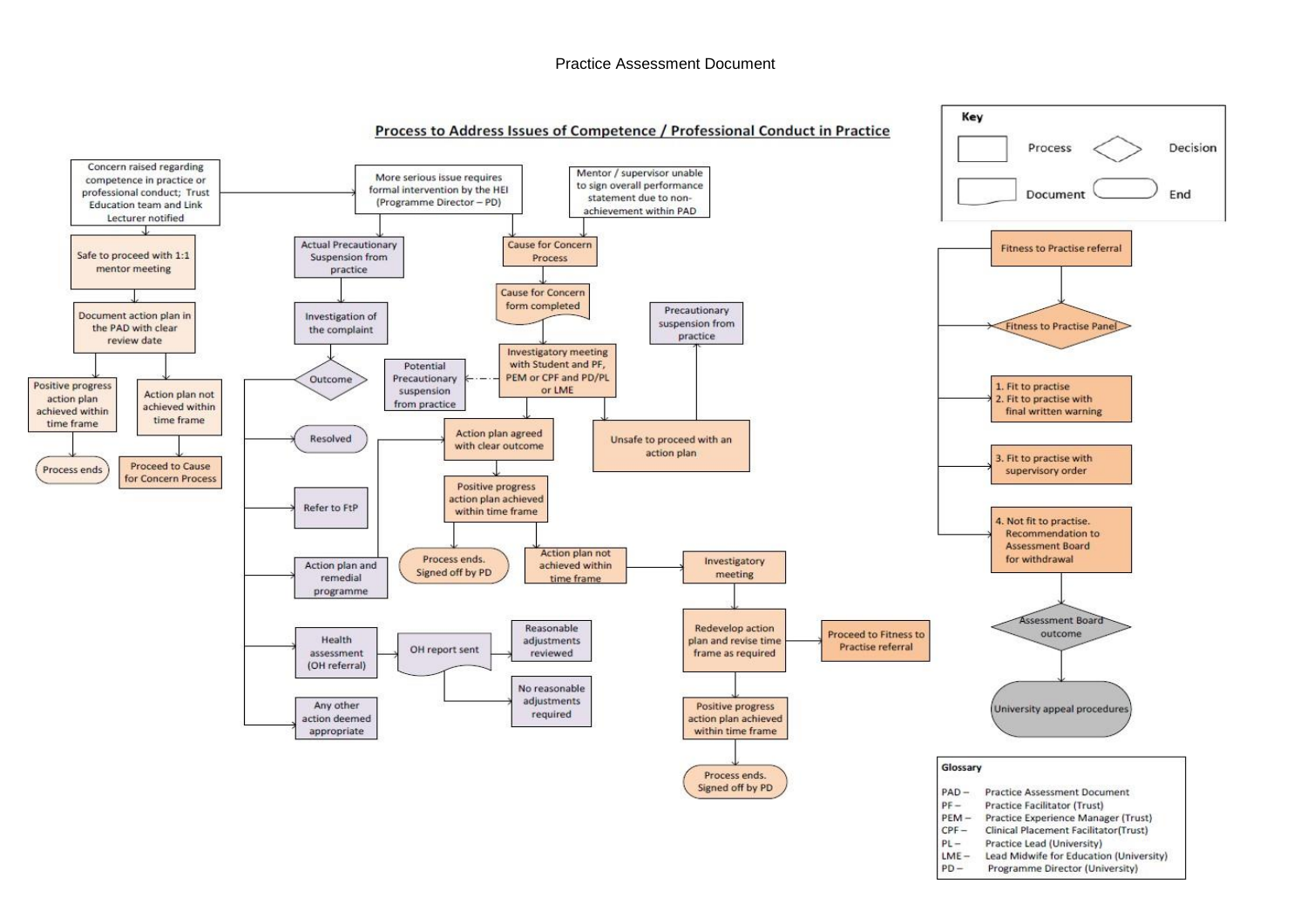## Process to Address Issues of Competence / Professional Conduct in Practice

Concern raised regarding competence in practice or professional conduct; Trust Education team and Link Lecturer notified

Safe to proceed with 1:1 mentor meeting

Document action plan in the PAD with clear review date

Positive progress action plan achieved within time frame

Process ends

Action plan not achieved within time frame

Proceed to Cause for Concern Process

More serious issue requires formal intervention by the HEI (Programme Director – PD)

Actual Precautionary Suspension from practice

Investigation of the complaint

Outcome

Resolved

Refer to FtP

Action plan and remedial programme

Health assessment (OH referral)

OH report sent

Reasonable adjustments reviewed

No reasonable adjustments required

Any other action deemed appropriate

Mentor / supervisor unable to sign overall performance statement due to non-achievement within PAD

Cause for Concern Process

Cause for Concern form completed

Investigatory meeting with Student and PF, PEM or CPF and PD/PL or LME

Potential Precautionary suspension from practice

Precautionary suspension from practice

Unsafe to proceed with an action plan

Action plan agreed with clear outcome

Positive progress action plan achieved within time frame

Process ends. Signed off by PD

Action plan not achieved within time frame

Investigatory meeting

Redevelop action plan and revise time frame as required

Proceed to Fitness to Practise referral

Positive progress action plan achieved within time frame

Process ends. Signed off by PD

Fitness to Practise referral

Fitness to Practise Panel

1. Fit to practise
2. Fit to practise with final written warning

3. Fit to practise with supervisory order

4. Not fit to practise. Recommendation to Assessment Board for withdrawal

Assessment Board outcome

University appeal procedures

**Key**

| Symbol | Meaning |
|---|---|
| Rectangle | Process |
| Diamond | Decision |
| Wavy-bottom rectangle | Document |
| Rounded rectangle | End |

**Glossary**

- PAD – Practice Assessment Document
- PF – Practice Facilitator (Trust)
- PEM – Practice Experience Manager (Trust)
- CPF – Clinical Placement Facilitator(Trust)
- PL – Practice Lead (University)
- LME – Lead Midwife for Education (University)
- PD – Programme Director (University)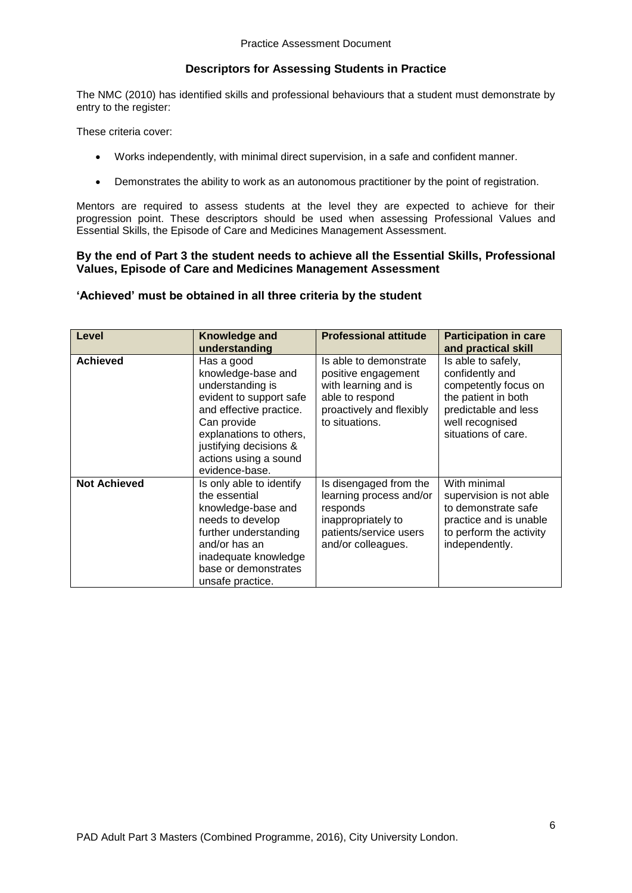## Descriptors for Assessing Students in Practice

The NMC (2010) has identified skills and professional behaviours that a student must demonstrate by entry to the register:

These criteria cover:

- Works independently, with minimal direct supervision, in a safe and confident manner.
- Demonstrates the ability to work as an autonomous practitioner by the point of registration.

Mentors are required to assess students at the level they are expected to achieve for their progression point. These descriptors should be used when assessing Professional Values and Essential Skills, the Episode of Care and Medicines Management Assessment.

**By the end of Part 3 the student needs to achieve all the Essential Skills, Professional Values, Episode of Care and Medicines Management Assessment**

**'Achieved' must be obtained in all three criteria by the student**

| Level | Knowledge and understanding | Professional attitude | Participation in care and practical skill |
|---|---|---|---|
| **Achieved** | Has a good knowledge-base and understanding is evident to support safe and effective practice. Can provide explanations to others, justifying decisions & actions using a sound evidence-base. | Is able to demonstrate positive engagement with learning and is able to respond proactively and flexibly to situations. | Is able to safely, confidently and competently focus on the patient in both predictable and less well recognised situations of care. |
| **Not Achieved** | Is only able to identify the essential knowledge-base and needs to develop further understanding and/or has an inadequate knowledge base or demonstrates unsafe practice. | Is disengaged from the learning process and/or responds inappropriately to patients/service users and/or colleagues. | With minimal supervision is not able to demonstrate safe practice and is unable to perform the activity independently. |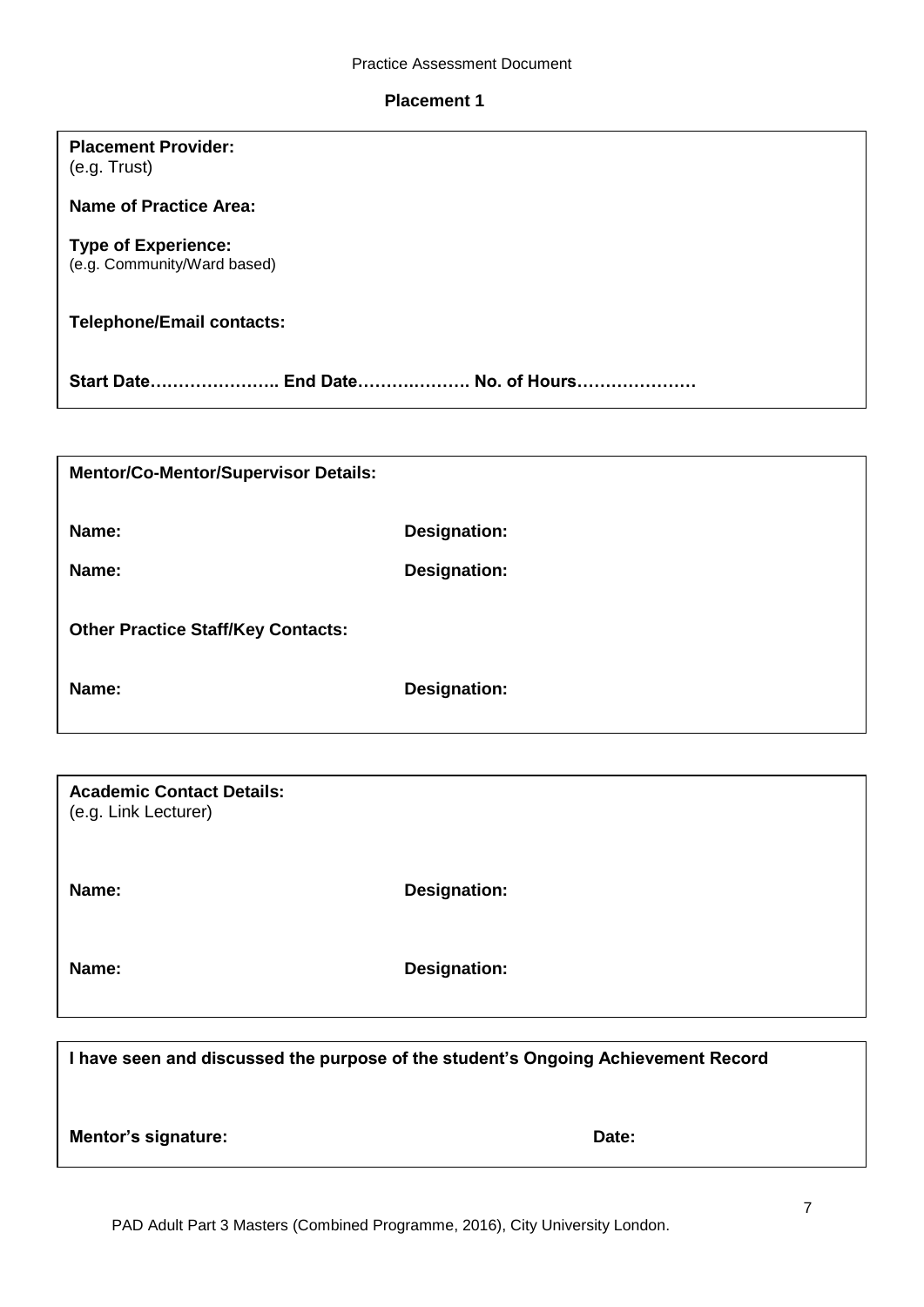## Placement 1

**Placement Provider:**
(e.g. Trust)

**Name of Practice Area:**

**Type of Experience:**
(e.g. Community/Ward based)

**Telephone/Email contacts:**

**Start Date………………….. End Date………………. No. of Hours…………………**

---

**Mentor/Co-Mentor/Supervisor Details:**

| | |
|---|---|
| **Name:** | **Designation:** |
| **Name:** | **Designation:** |

**Other Practice Staff/Key Contacts:**

| | |
|---|---|
| **Name:** | **Designation:** |

---

**Academic Contact Details:**
(e.g. Link Lecturer)

| | |
|---|---|
| **Name:** | **Designation:** |
| **Name:** | **Designation:** |

---

**I have seen and discussed the purpose of the student's Ongoing Achievement Record**

| | |
|---|---|
| **Mentor's signature:** | **Date:** |

PAD Adult Part 3 Masters (Combined Programme, 2016), City University London.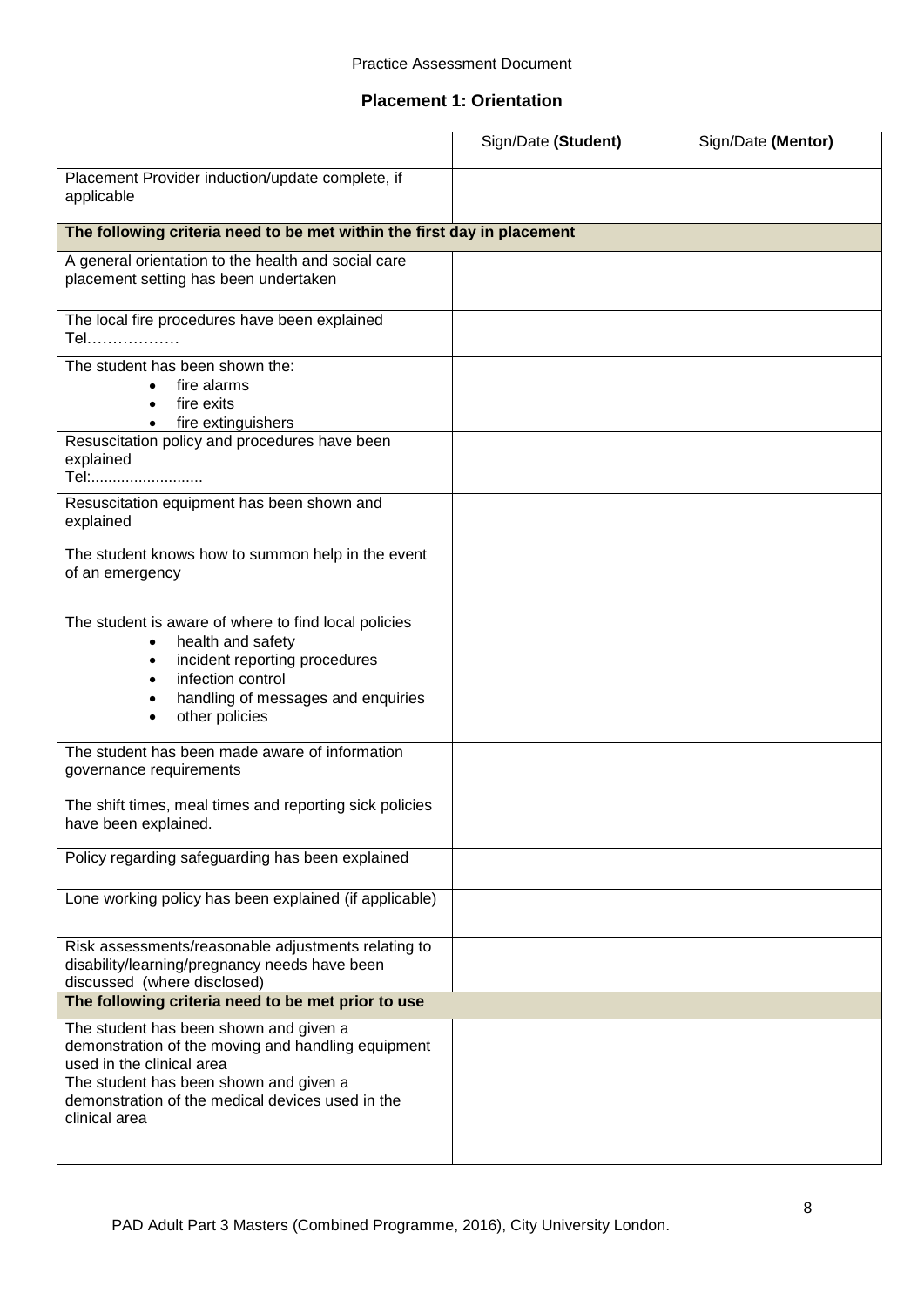## Placement 1: Orientation

| | Sign/Date **(Student)** | Sign/Date **(Mentor)** |
|---|---|---|
| Placement Provider induction/update complete, if applicable | | |
| **The following criteria need to be met within the first day in placement** | | |
| A general orientation to the health and social care placement setting has been undertaken | | |
| The local fire procedures have been explained Tel……………… | | |
| The student has been shown the: <br>• fire alarms <br>• fire exits <br>• fire extinguishers | | |
| Resuscitation policy and procedures have been explained Tel:......................... | | |
| Resuscitation equipment has been shown and explained | | |
| The student knows how to summon help in the event of an emergency | | |
| The student is aware of where to find local policies <br>• health and safety <br>• incident reporting procedures <br>• infection control <br>• handling of messages and enquiries <br>• other policies | | |
| The student has been made aware of information governance requirements | | |
| The shift times, meal times and reporting sick policies have been explained. | | |
| Policy regarding safeguarding has been explained | | |
| Lone working policy has been explained (if applicable) | | |
| Risk assessments/reasonable adjustments relating to disability/learning/pregnancy needs have been discussed (where disclosed) | | |
| **The following criteria need to be met prior to use** | | |
| The student has been shown and given a demonstration of the moving and handling equipment used in the clinical area | | |
| The student has been shown and given a demonstration of the medical devices used in the clinical area | | |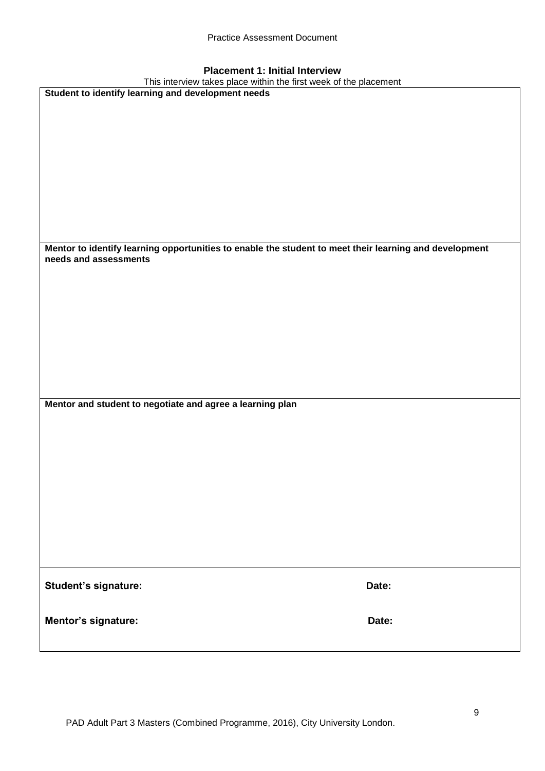## Placement 1: Initial Interview

This interview takes place within the first week of the placement

| **Student to identify learning and development needs** |
|---|
| |
| **Mentor to identify learning opportunities to enable the student to meet their learning and development needs and assessments** |
| |
| **Mentor and student to negotiate and agree a learning plan** |
| |
| **Student's signature:** **Date:** <br> **Mentor's signature:** **Date:** |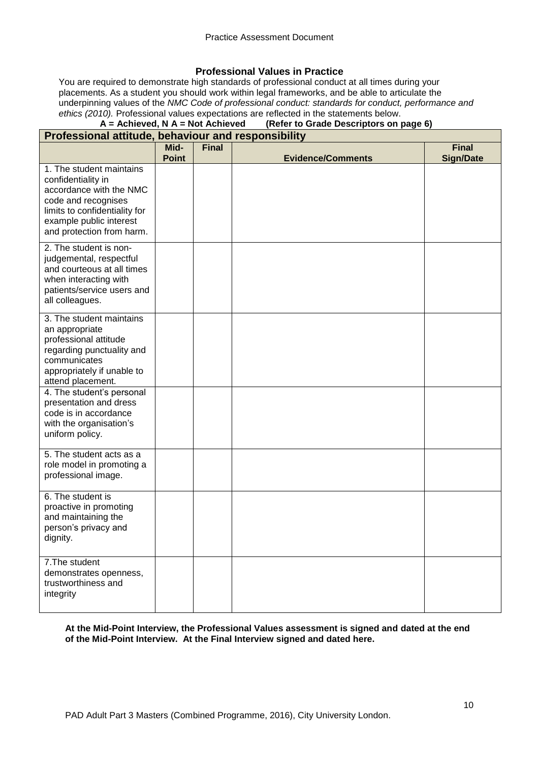## Professional Values in Practice

You are required to demonstrate high standards of professional conduct at all times during your placements. As a student you should work within legal frameworks, and be able to articulate the underpinning values of the *NMC Code of professional conduct: standards for conduct, performance and ethics (2010).* Professional values expectations are reflected in the statements below.

**A = Achieved, N A = Not Achieved (Refer to Grade Descriptors on page 6)**

| **Professional attitude, behaviour and responsibility** | | | | |
|---|---|---|---|---|
| | **Mid-Point** | **Final** | **Evidence/Comments** | **Final Sign/Date** |
| 1. The student maintains confidentiality in accordance with the NMC code and recognises limits to confidentiality for example public interest and protection from harm. | | | | |
| 2. The student is non-judgemental, respectful and courteous at all times when interacting with patients/service users and all colleagues. | | | | |
| 3. The student maintains an appropriate professional attitude regarding punctuality and communicates appropriately if unable to attend placement. | | | | |
| 4. The student's personal presentation and dress code is in accordance with the organisation's uniform policy. | | | | |
| 5. The student acts as a role model in promoting a professional image. | | | | |
| 6. The student is proactive in promoting and maintaining the person's privacy and dignity. | | | | |
| 7.The student demonstrates openness, trustworthiness and integrity | | | | |

**At the Mid-Point Interview, the Professional Values assessment is signed and dated at the end of the Mid-Point Interview. At the Final Interview signed and dated here.**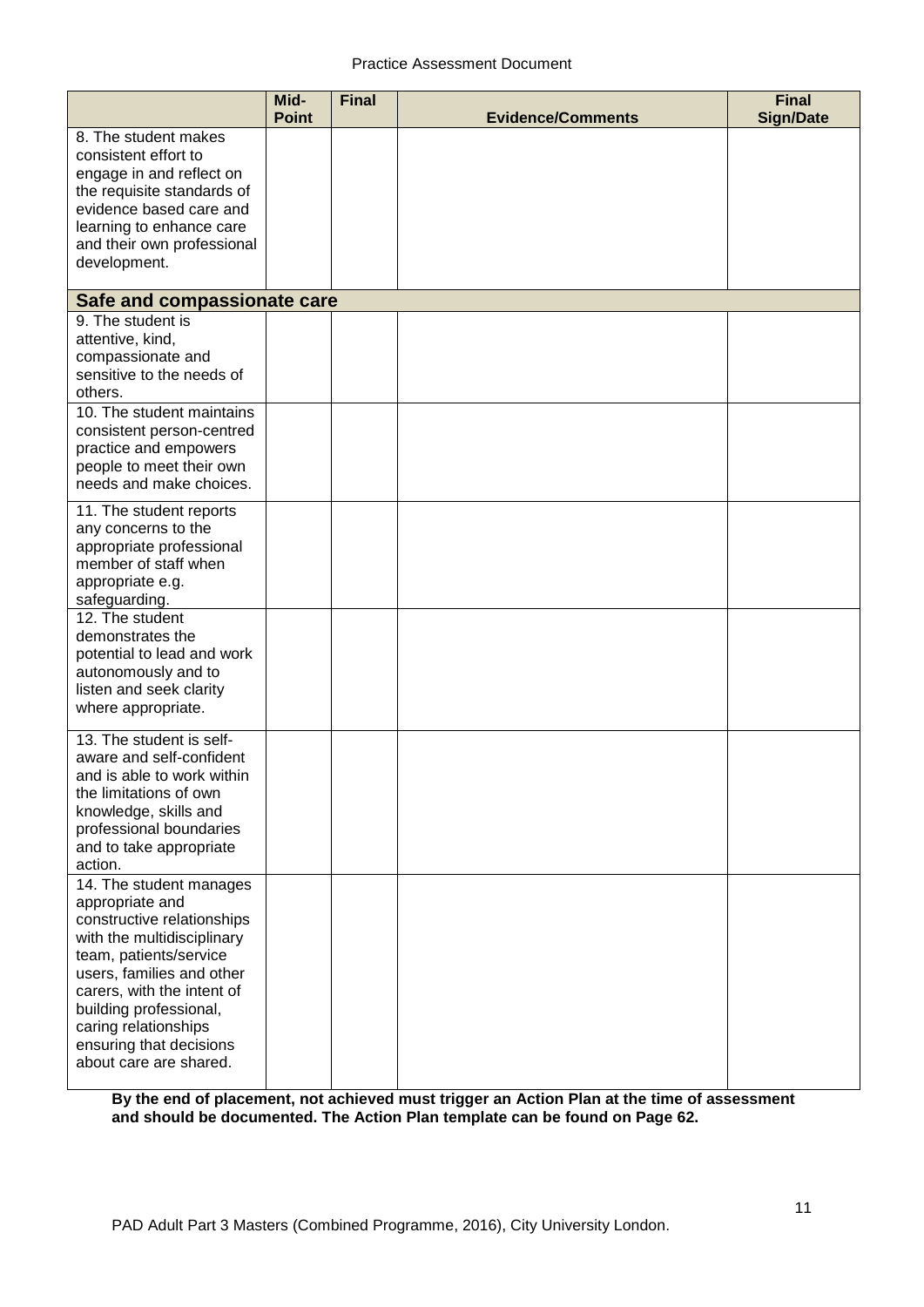| | Mid-Point | Final | Evidence/Comments | Final Sign/Date |
|---|---|---|---|---|
| 8. The student makes consistent effort to engage in and reflect on the requisite standards of evidence based care and learning to enhance care and their own professional development. | | | | |
| **Safe and compassionate care** | | | | |
| 9. The student is attentive, kind, compassionate and sensitive to the needs of others. | | | | |
| 10. The student maintains consistent person-centred practice and empowers people to meet their own needs and make choices. | | | | |
| 11. The student reports any concerns to the appropriate professional member of staff when appropriate e.g. safeguarding. | | | | |
| 12. The student demonstrates the potential to lead and work autonomously and to listen and seek clarity where appropriate. | | | | |
| 13. The student is self-aware and self-confident and is able to work within the limitations of own knowledge, skills and professional boundaries and to take appropriate action. | | | | |
| 14. The student manages appropriate and constructive relationships with the multidisciplinary team, patients/service users, families and other carers, with the intent of building professional, caring relationships ensuring that decisions about care are shared. | | | | |

**By the end of placement, not achieved must trigger an Action Plan at the time of assessment and should be documented. The Action Plan template can be found on Page 62.**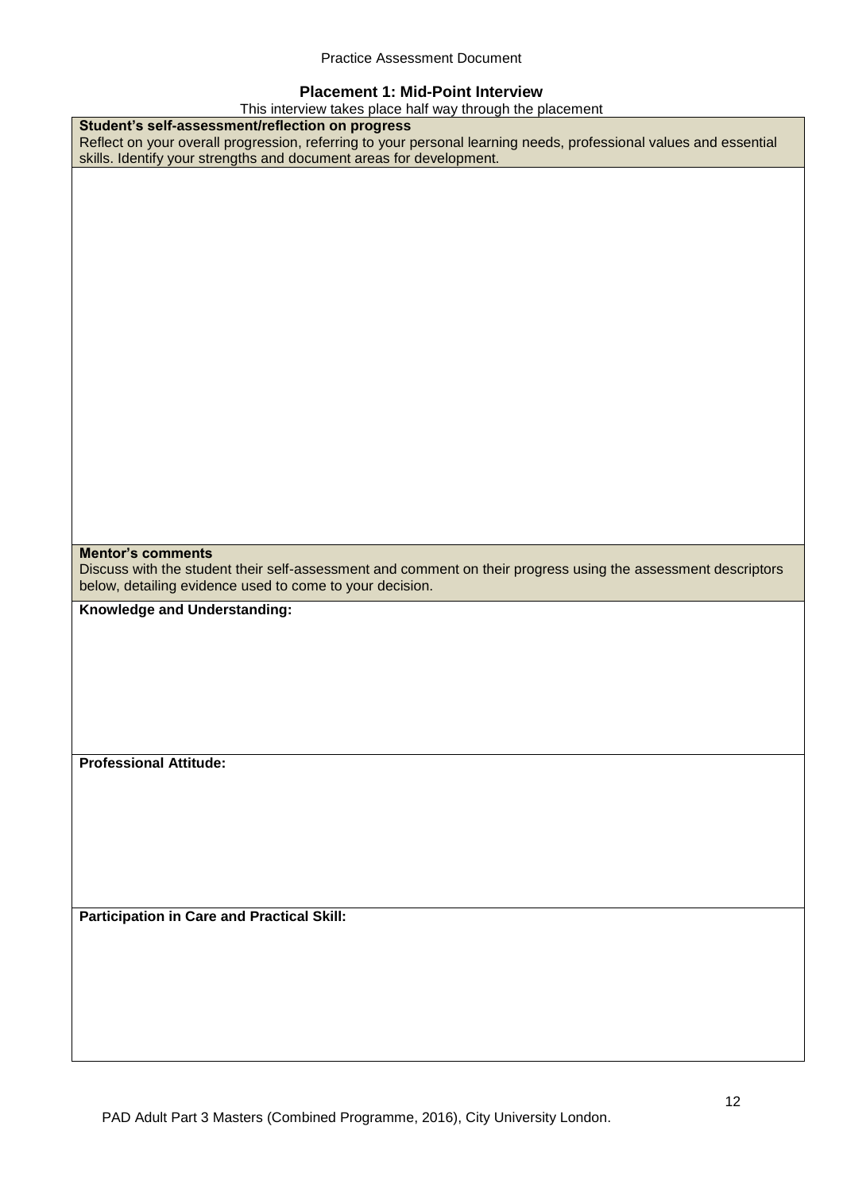## Placement 1: Mid-Point Interview

This interview takes place half way through the placement

| **Student's self-assessment/reflection on progress**<br>Reflect on your overall progression, referring to your personal learning needs, professional values and essential skills. Identify your strengths and document areas for development. |
|---|
| |
| **Mentor's comments**<br>Discuss with the student their self-assessment and comment on their progress using the assessment descriptors below, detailing evidence used to come to your decision. |
| **Knowledge and Understanding:** |
| **Professional Attitude:** |
| **Participation in Care and Practical Skill:** |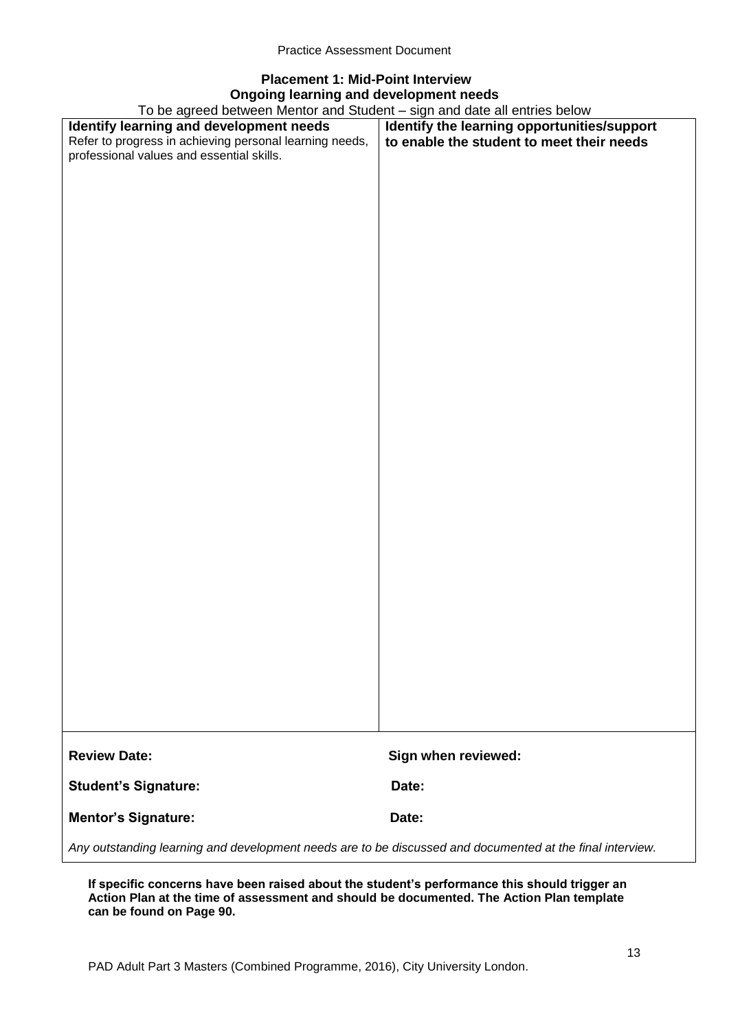## Placement 1: Mid-Point Interview

### Ongoing learning and development needs

To be agreed between Mentor and Student – sign and date all entries below

| **Identify learning and development needs**<br>Refer to progress in achieving personal learning needs, professional values and essential skills. | **Identify the learning opportunities/support to enable the student to meet their needs** |
| --- | --- |
| | |

**Review Date:** **Sign when reviewed:**

**Student's Signature:** **Date:**

**Mentor's Signature:** **Date:**

*Any outstanding learning and development needs are to be discussed and documented at the final interview.*

**If specific concerns have been raised about the student's performance this should trigger an Action Plan at the time of assessment and should be documented. The Action Plan template can be found on Page 90.**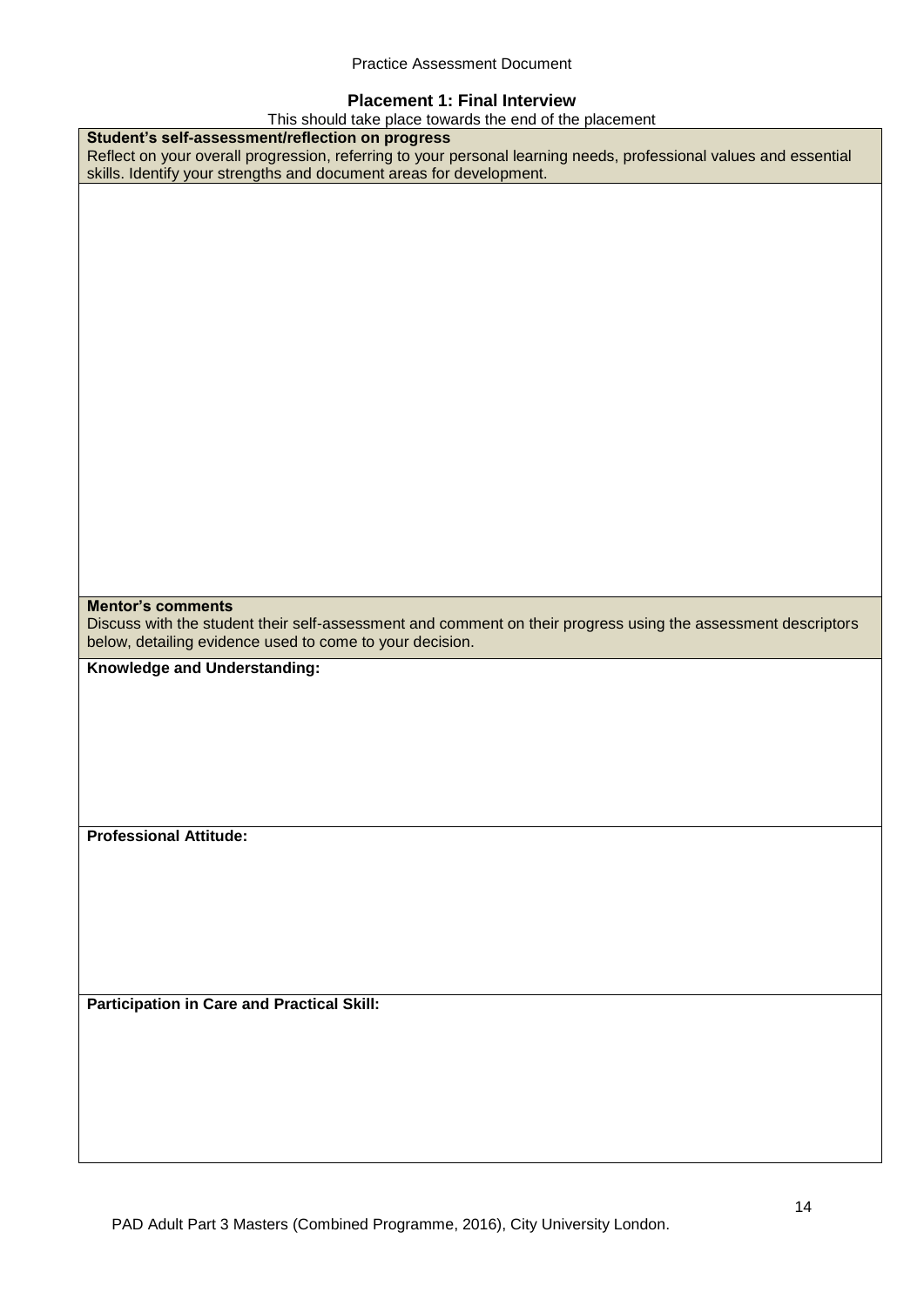## Placement 1: Final Interview

This should take place towards the end of the placement

| **Student's self-assessment/reflection on progress**<br>Reflect on your overall progression, referring to your personal learning needs, professional values and essential skills. Identify your strengths and document areas for development. |
|---|
| |
| **Mentor's comments**<br>Discuss with the student their self-assessment and comment on their progress using the assessment descriptors below, detailing evidence used to come to your decision. |
| **Knowledge and Understanding:** |
| **Professional Attitude:** |
| **Participation in Care and Practical Skill:** |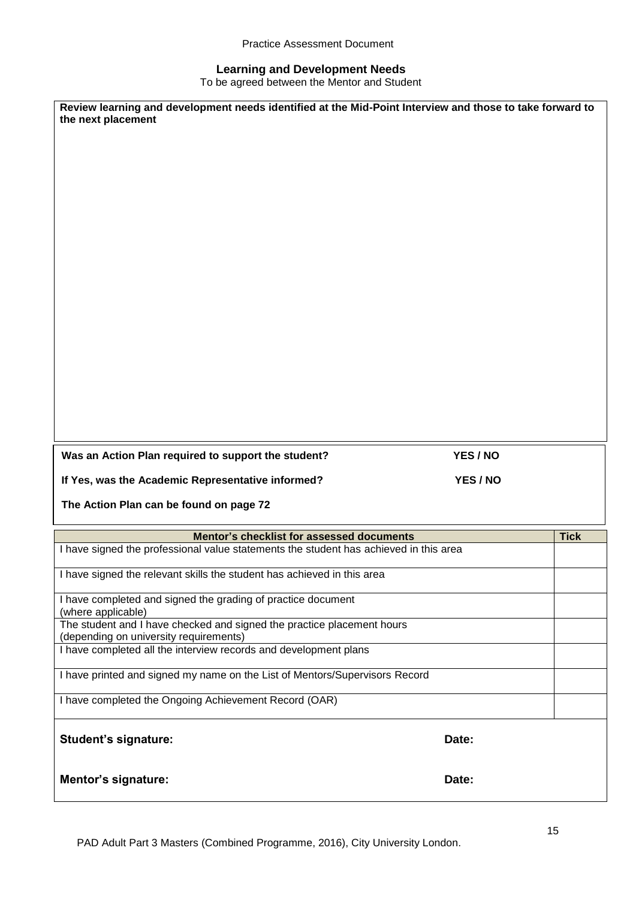## Learning and Development Needs

To be agreed between the Mentor and Student

**Review learning and development needs identified at the Mid-Point Interview and those to take forward to the next placement**

**Was an Action Plan required to support the student?** **YES / NO**

**If Yes, was the Academic Representative informed?** **YES / NO**

**The Action Plan can be found on page 72**

| Mentor's checklist for assessed documents | Tick |
| --- | --- |
| I have signed the professional value statements the student has achieved in this area | |
| I have signed the relevant skills the student has achieved in this area | |
| I have completed and signed the grading of practice document (where applicable) | |
| The student and I have checked and signed the practice placement hours (depending on university requirements) | |
| I have completed all the interview records and development plans | |
| I have printed and signed my name on the List of Mentors/Supervisors Record | |
| I have completed the Ongoing Achievement Record (OAR) | |

**Student's signature:** **Date:**

**Mentor's signature:** **Date:**

PAD Adult Part 3 Masters (Combined Programme, 2016), City University London.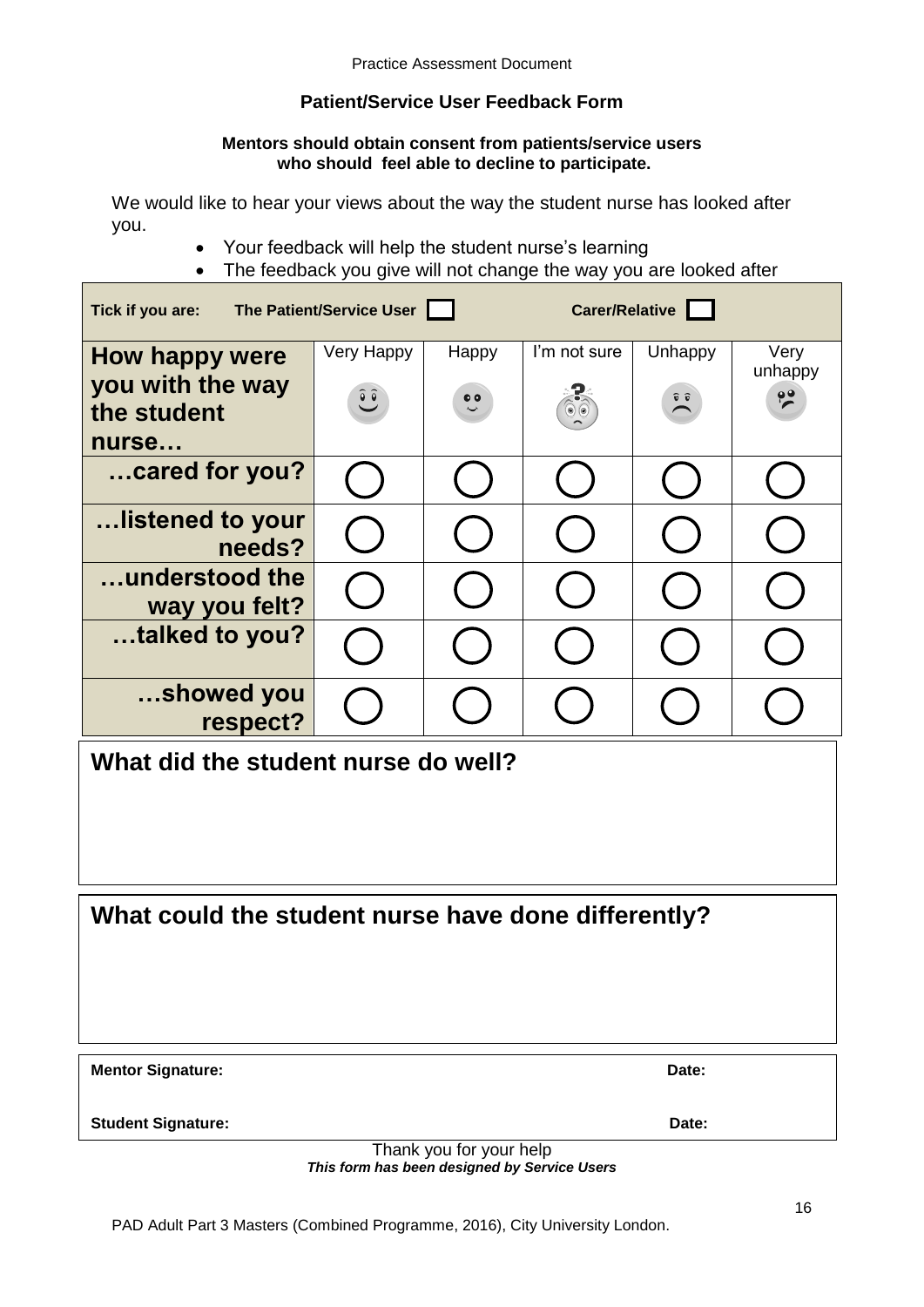## Patient/Service User Feedback Form

**Mentors should obtain consent from patients/service users who should feel able to decline to participate.**

We would like to hear your views about the way the student nurse has looked after you.

- Your feedback will help the student nurse's learning
- The feedback you give will not change the way you are looked after

**Tick if you are:** **The Patient/Service User** ☐ **Carer/Relative** ☐

| How happy were you with the way the student nurse… | Very Happy | Happy | I'm not sure | Unhappy | Very unhappy |
|---|---|---|---|---|---|
| …cared for you? | ◯ | ◯ | ◯ | ◯ | ◯ |
| …listened to your needs? | ◯ | ◯ | ◯ | ◯ | ◯ |
| …understood the way you felt? | ◯ | ◯ | ◯ | ◯ | ◯ |
| …talked to you? | ◯ | ◯ | ◯ | ◯ | ◯ |
| …showed you respect? | ◯ | ◯ | ◯ | ◯ | ◯ |

### What did the student nurse do well?

### What could the student nurse have done differently?

**Mentor Signature:** **Date:**

**Student Signature:** **Date:**

Thank you for your help

***This form has been designed by Service Users***

PAD Adult Part 3 Masters (Combined Programme, 2016), City University London.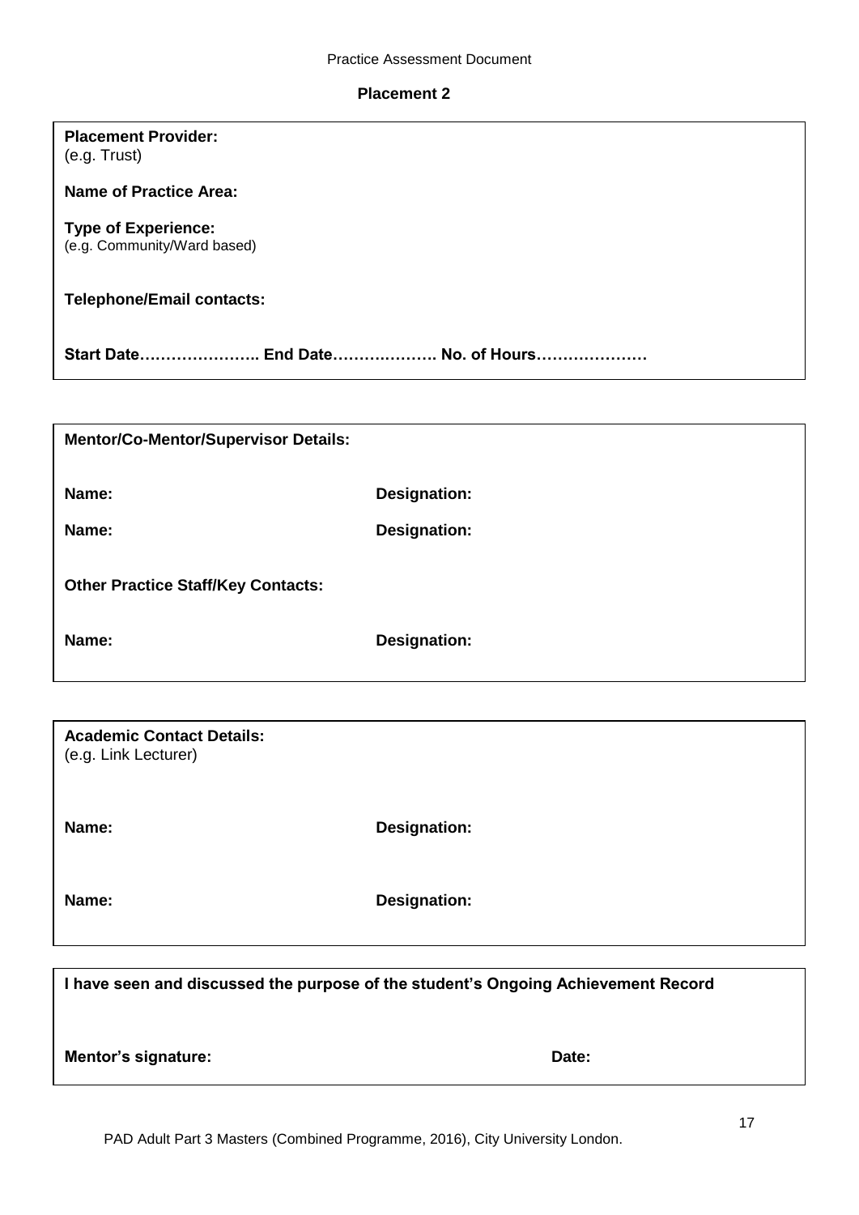## Placement 2

**Placement Provider:**
(e.g. Trust)

**Name of Practice Area:**

**Type of Experience:**
(e.g. Community/Ward based)

**Telephone/Email contacts:**

**Start Date………………….. End Date………………. No. of Hours…………………**

---

**Mentor/Co-Mentor/Supervisor Details:**

**Name:** **Designation:**

**Name:** **Designation:**

**Other Practice Staff/Key Contacts:**

**Name:** **Designation:**

---

**Academic Contact Details:**
(e.g. Link Lecturer)

**Name:** **Designation:**

**Name:** **Designation:**

---

**I have seen and discussed the purpose of the student's Ongoing Achievement Record**

**Mentor's signature:** **Date:**

PAD Adult Part 3 Masters (Combined Programme, 2016), City University London.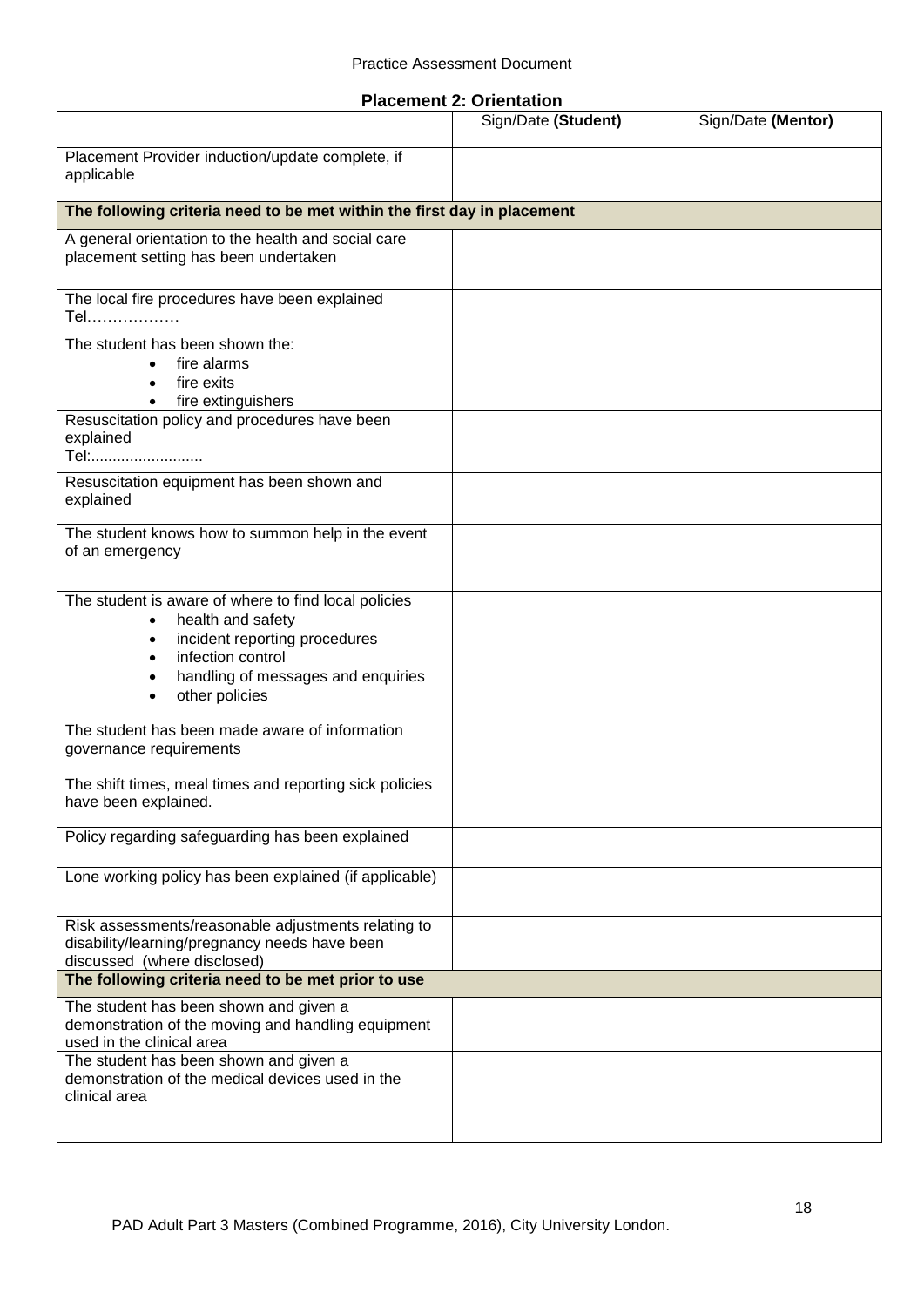## Placement 2: Orientation

| | Sign/Date **(Student)** | Sign/Date **(Mentor)** |
|---|---|---|
| Placement Provider induction/update complete, if applicable | | |
| **The following criteria need to be met within the first day in placement** | | |
| A general orientation to the health and social care placement setting has been undertaken | | |
| The local fire procedures have been explained Tel……………… | | |
| The student has been shown the: <br>• fire alarms <br>• fire exits <br>• fire extinguishers | | |
| Resuscitation policy and procedures have been explained Tel:......................... | | |
| Resuscitation equipment has been shown and explained | | |
| The student knows how to summon help in the event of an emergency | | |
| The student is aware of where to find local policies <br>• health and safety <br>• incident reporting procedures <br>• infection control <br>• handling of messages and enquiries <br>• other policies | | |
| The student has been made aware of information governance requirements | | |
| The shift times, meal times and reporting sick policies have been explained. | | |
| Policy regarding safeguarding has been explained | | |
| Lone working policy has been explained (if applicable) | | |
| Risk assessments/reasonable adjustments relating to disability/learning/pregnancy needs have been discussed (where disclosed) | | |
| **The following criteria need to be met prior to use** | | |
| The student has been shown and given a demonstration of the moving and handling equipment used in the clinical area | | |
| The student has been shown and given a demonstration of the medical devices used in the clinical area | | |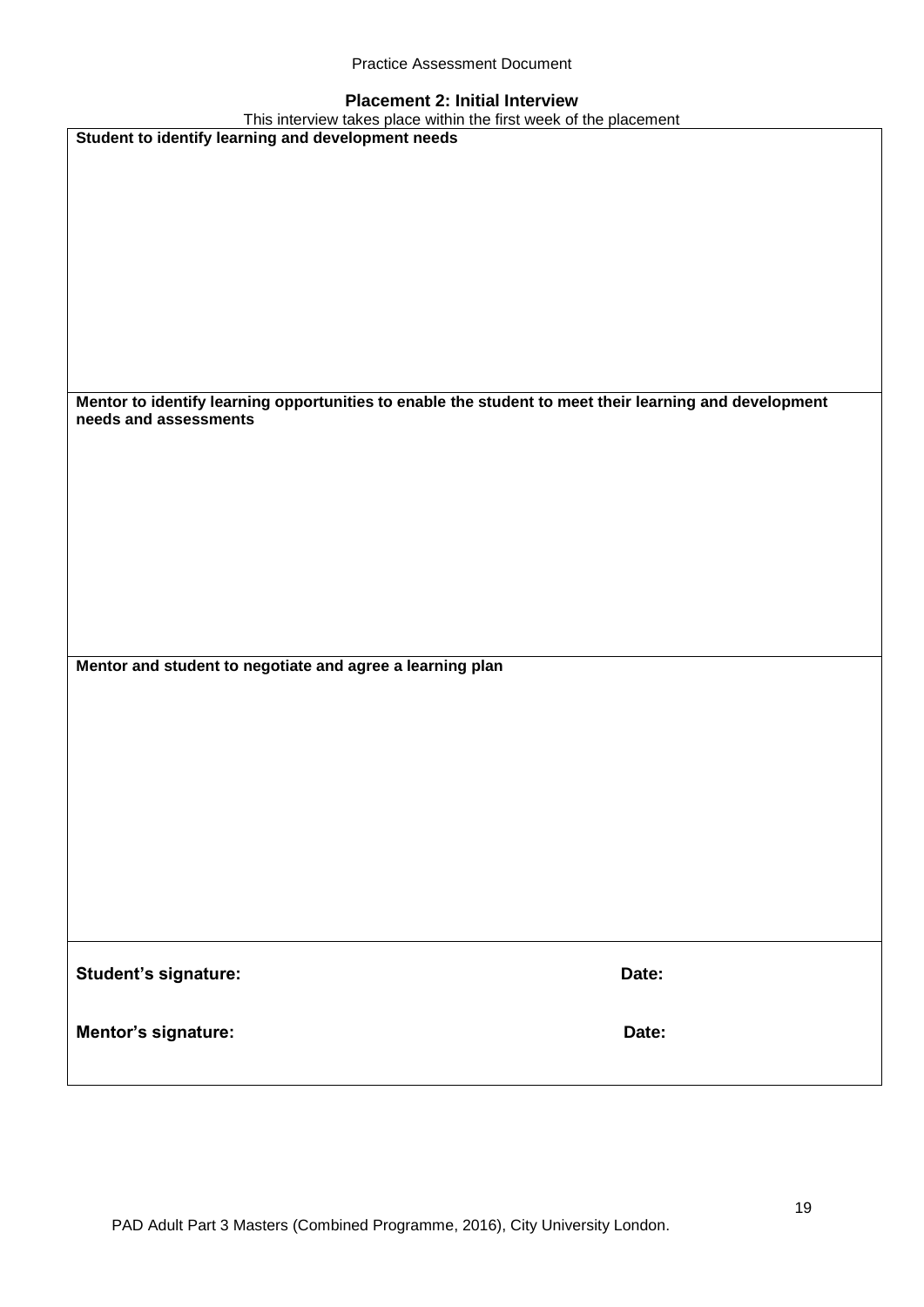## Placement 2: Initial Interview

This interview takes place within the first week of the placement

| **Student to identify learning and development needs** |
|---|
| |
| **Mentor to identify learning opportunities to enable the student to meet their learning and development needs and assessments** |
| |
| **Mentor and student to negotiate and agree a learning plan** |
| |
| **Student's signature:** **Date:** |
| **Mentor's signature:** **Date:** |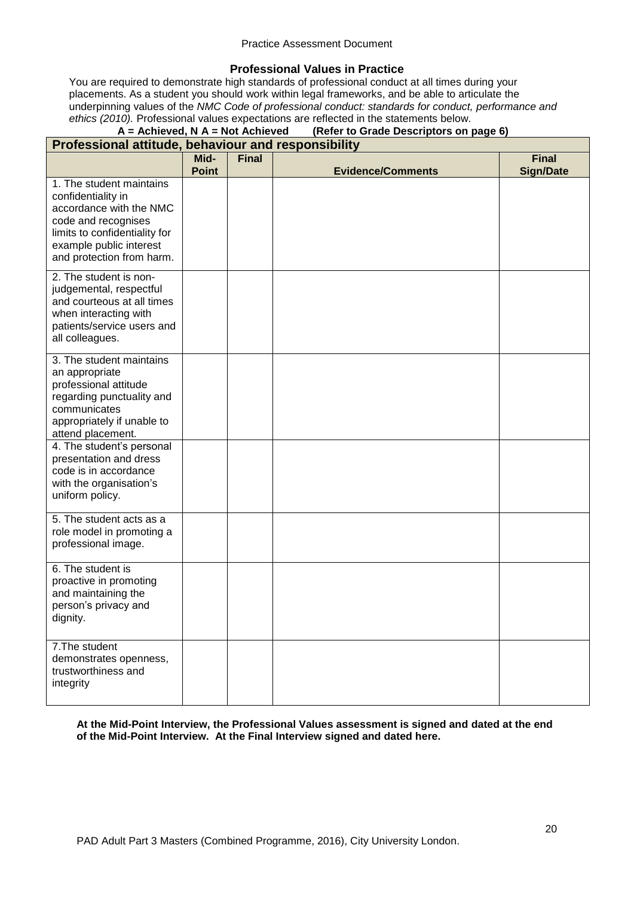## Professional Values in Practice

You are required to demonstrate high standards of professional conduct at all times during your placements. As a student you should work within legal frameworks, and be able to articulate the underpinning values of the *NMC Code of professional conduct: standards for conduct, performance and ethics (2010).* Professional values expectations are reflected in the statements below.

**A = Achieved, N A = Not Achieved (Refer to Grade Descriptors on page 6)**

| Professional attitude, behaviour and responsibility | | | | |
|---|---|---|---|---|
| | **Mid-Point** | **Final** | **Evidence/Comments** | **Final Sign/Date** |
| 1. The student maintains confidentiality in accordance with the NMC code and recognises limits to confidentiality for example public interest and protection from harm. | | | | |
| 2. The student is non-judgemental, respectful and courteous at all times when interacting with patients/service users and all colleagues. | | | | |
| 3. The student maintains an appropriate professional attitude regarding punctuality and communicates appropriately if unable to attend placement. | | | | |
| 4. The student's personal presentation and dress code is in accordance with the organisation's uniform policy. | | | | |
| 5. The student acts as a role model in promoting a professional image. | | | | |
| 6. The student is proactive in promoting and maintaining the person's privacy and dignity. | | | | |
| 7.The student demonstrates openness, trustworthiness and integrity | | | | |

**At the Mid-Point Interview, the Professional Values assessment is signed and dated at the end of the Mid-Point Interview. At the Final Interview signed and dated here.**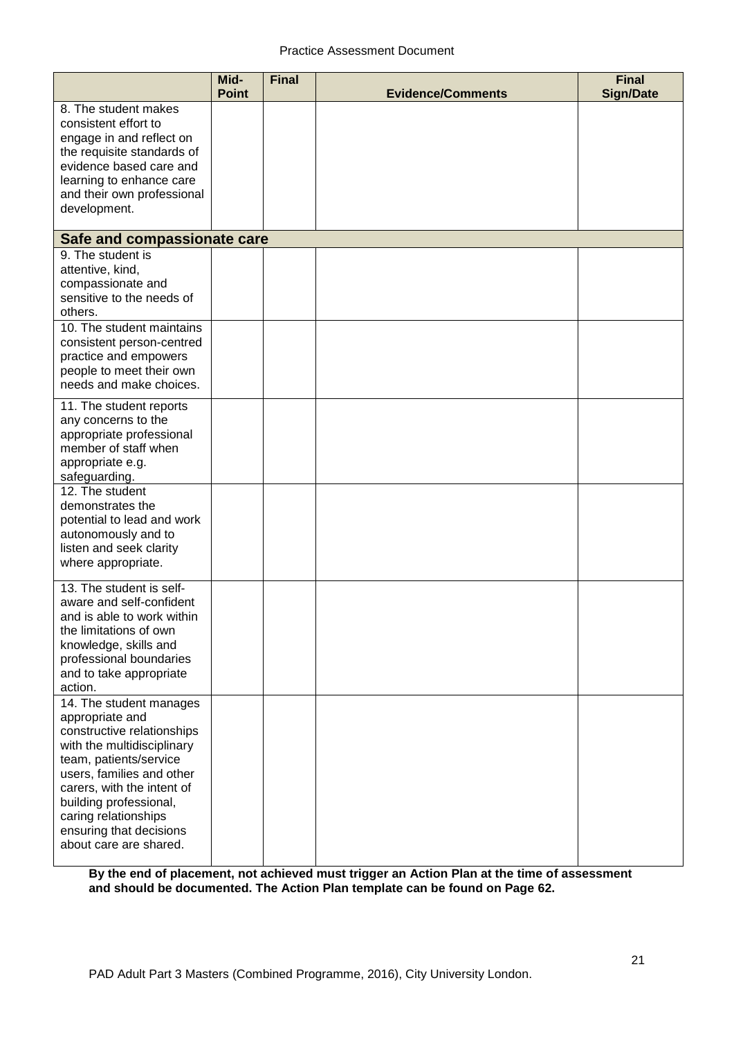| | Mid-Point | Final | Evidence/Comments | Final Sign/Date |
|---|---|---|---|---|
| 8. The student makes consistent effort to engage in and reflect on the requisite standards of evidence based care and learning to enhance care and their own professional development. | | | | |
| **Safe and compassionate care** | | | | |
| 9. The student is attentive, kind, compassionate and sensitive to the needs of others. | | | | |
| 10. The student maintains consistent person-centred practice and empowers people to meet their own needs and make choices. | | | | |
| 11. The student reports any concerns to the appropriate professional member of staff when appropriate e.g. safeguarding. | | | | |
| 12. The student demonstrates the potential to lead and work autonomously and to listen and seek clarity where appropriate. | | | | |
| 13. The student is self-aware and self-confident and is able to work within the limitations of own knowledge, skills and professional boundaries and to take appropriate action. | | | | |
| 14. The student manages appropriate and constructive relationships with the multidisciplinary team, patients/service users, families and other carers, with the intent of building professional, caring relationships ensuring that decisions about care are shared. | | | | |

**By the end of placement, not achieved must trigger an Action Plan at the time of assessment and should be documented. The Action Plan template can be found on Page 62.**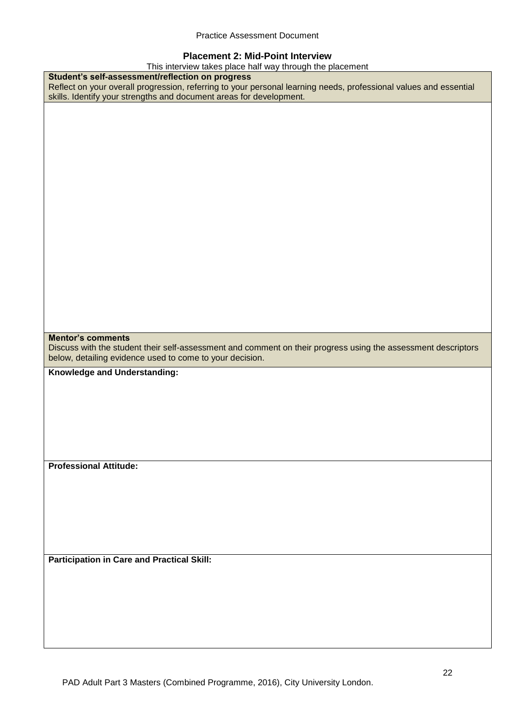## Placement 2: Mid-Point Interview

This interview takes place half way through the placement

| **Student's self-assessment/reflection on progress**<br>Reflect on your overall progression, referring to your personal learning needs, professional values and essential skills. Identify your strengths and document areas for development. |
| --- |
| |
| **Mentor's comments**<br>Discuss with the student their self-assessment and comment on their progress using the assessment descriptors below, detailing evidence used to come to your decision. |
| **Knowledge and Understanding:** |
| **Professional Attitude:** |
| **Participation in Care and Practical Skill:** |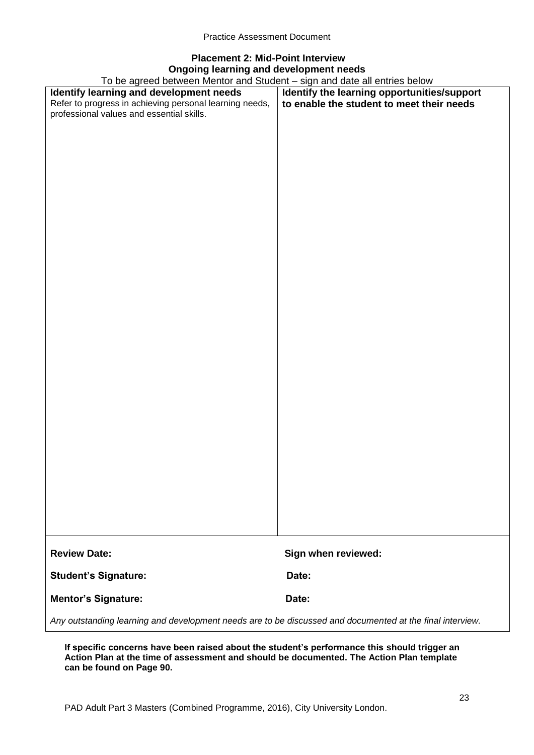## Placement 2: Mid-Point Interview

### Ongoing learning and development needs

To be agreed between Mentor and Student – sign and date all entries below

| **Identify learning and development needs**<br>Refer to progress in achieving personal learning needs, professional values and essential skills. | **Identify the learning opportunities/support to enable the student to meet their needs** |
|---|---|
| | |

**Review Date:** &nbsp;&nbsp;&nbsp;&nbsp; **Sign when reviewed:**

**Student's Signature:** &nbsp;&nbsp;&nbsp;&nbsp; **Date:**

**Mentor's Signature:** &nbsp;&nbsp;&nbsp;&nbsp; **Date:**

*Any outstanding learning and development needs are to be discussed and documented at the final interview.*

**If specific concerns have been raised about the student's performance this should trigger an Action Plan at the time of assessment and should be documented. The Action Plan template can be found on Page 90.**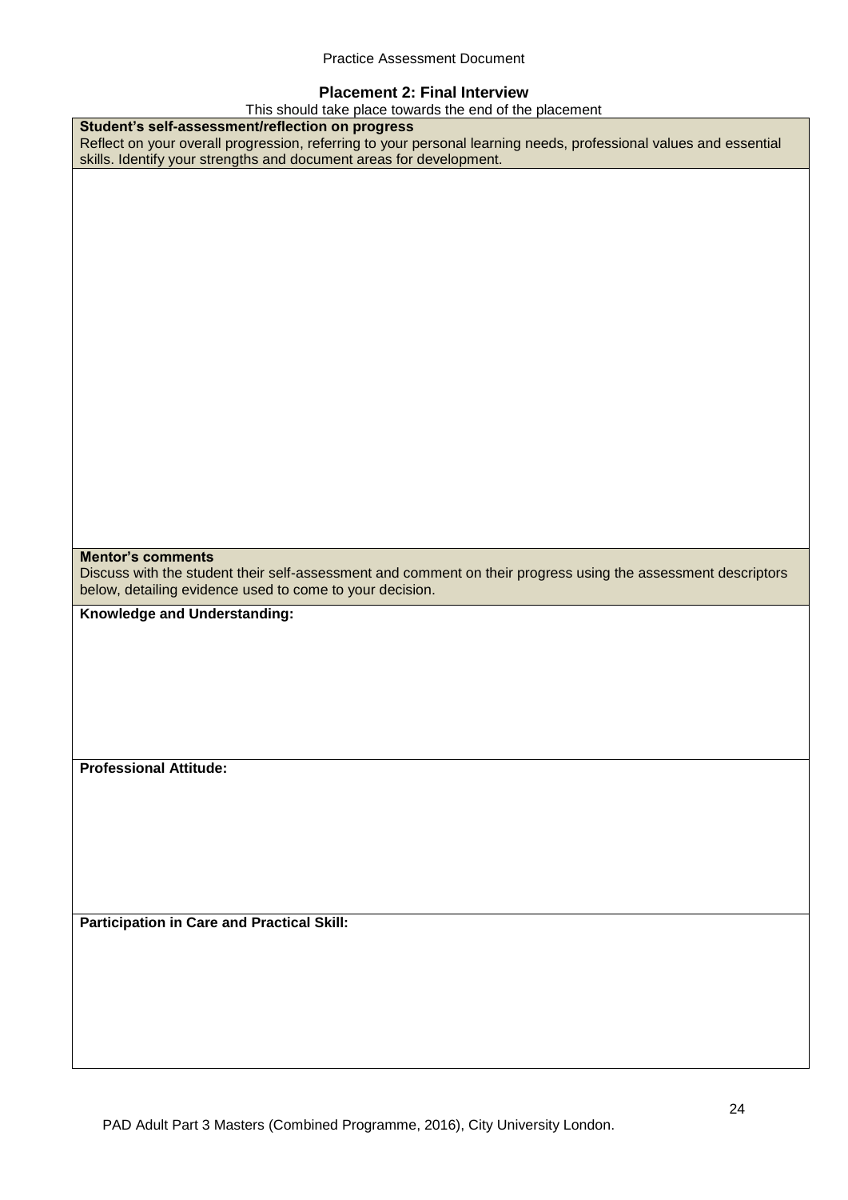## Placement 2: Final Interview

This should take place towards the end of the placement

| **Student's self-assessment/reflection on progress**<br>Reflect on your overall progression, referring to your personal learning needs, professional values and essential skills. Identify your strengths and document areas for development. |
| --- |
| |
| **Mentor's comments**<br>Discuss with the student their self-assessment and comment on their progress using the assessment descriptors below, detailing evidence used to come to your decision. |
| **Knowledge and Understanding:** |
| **Professional Attitude:** |
| **Participation in Care and Practical Skill:** |

PAD Adult Part 3 Masters (Combined Programme, 2016), City University London.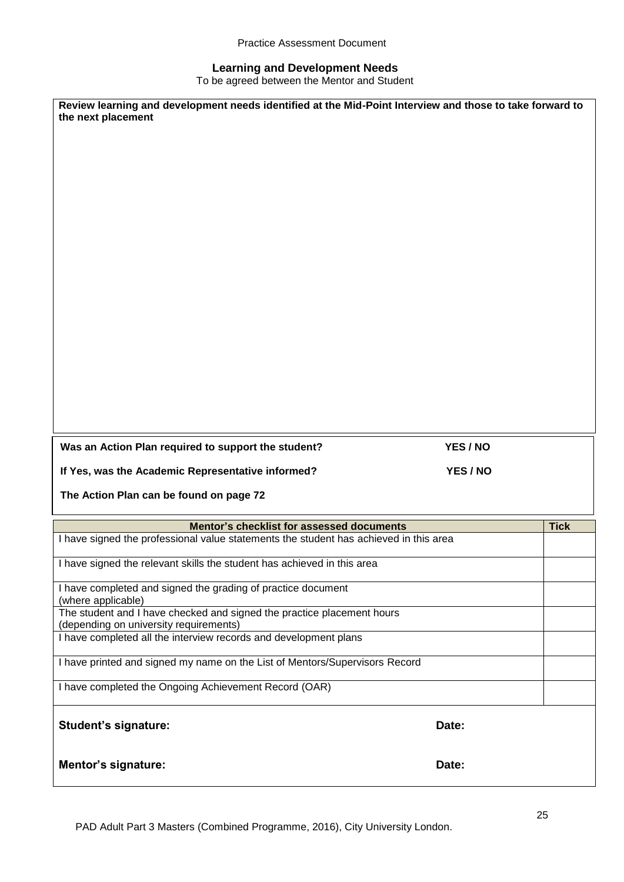## Learning and Development Needs

To be agreed between the Mentor and Student

**Review learning and development needs identified at the Mid-Point Interview and those to take forward to the next placement**

**Was an Action Plan required to support the student?** **YES / NO**

**If Yes, was the Academic Representative informed?** **YES / NO**

**The Action Plan can be found on page 72**

| Mentor's checklist for assessed documents | Tick |
|---|---|
| I have signed the professional value statements the student has achieved in this area | |
| I have signed the relevant skills the student has achieved in this area | |
| I have completed and signed the grading of practice document (where applicable) | |
| The student and I have checked and signed the practice placement hours (depending on university requirements) | |
| I have completed all the interview records and development plans | |
| I have printed and signed my name on the List of Mentors/Supervisors Record | |
| I have completed the Ongoing Achievement Record (OAR) | |

**Student's signature:** **Date:**

**Mentor's signature:** **Date:**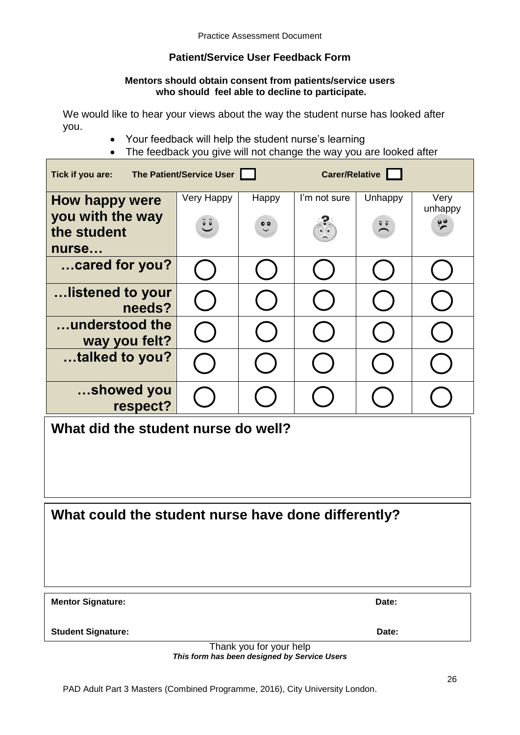Practice Assessment Document

## Patient/Service User Feedback Form

**Mentors should obtain consent from patients/service users who should feel able to decline to participate.**

We would like to hear your views about the way the student nurse has looked after you.

- Your feedback will help the student nurse's learning
- The feedback you give will not change the way you are looked after

**Tick if you are:** **The Patient/Service User** ☐ **Carer/Relative** ☐

| How happy were you with the way the student nurse… | Very Happy | Happy | I'm not sure | Unhappy | Very unhappy |
|---|---|---|---|---|---|
| …cared for you? | ◯ | ◯ | ◯ | ◯ | ◯ |
| …listened to your needs? | ◯ | ◯ | ◯ | ◯ | ◯ |
| …understood the way you felt? | ◯ | ◯ | ◯ | ◯ | ◯ |
| …talked to you? | ◯ | ◯ | ◯ | ◯ | ◯ |
| …showed you respect? | ◯ | ◯ | ◯ | ◯ | ◯ |

### What did the student nurse do well?

### What could the student nurse have done differently?

**Mentor Signature:** **Date:**

**Student Signature:** **Date:**

Thank you for your help

***This form has been designed by Service Users***

PAD Adult Part 3 Masters (Combined Programme, 2016), City University London.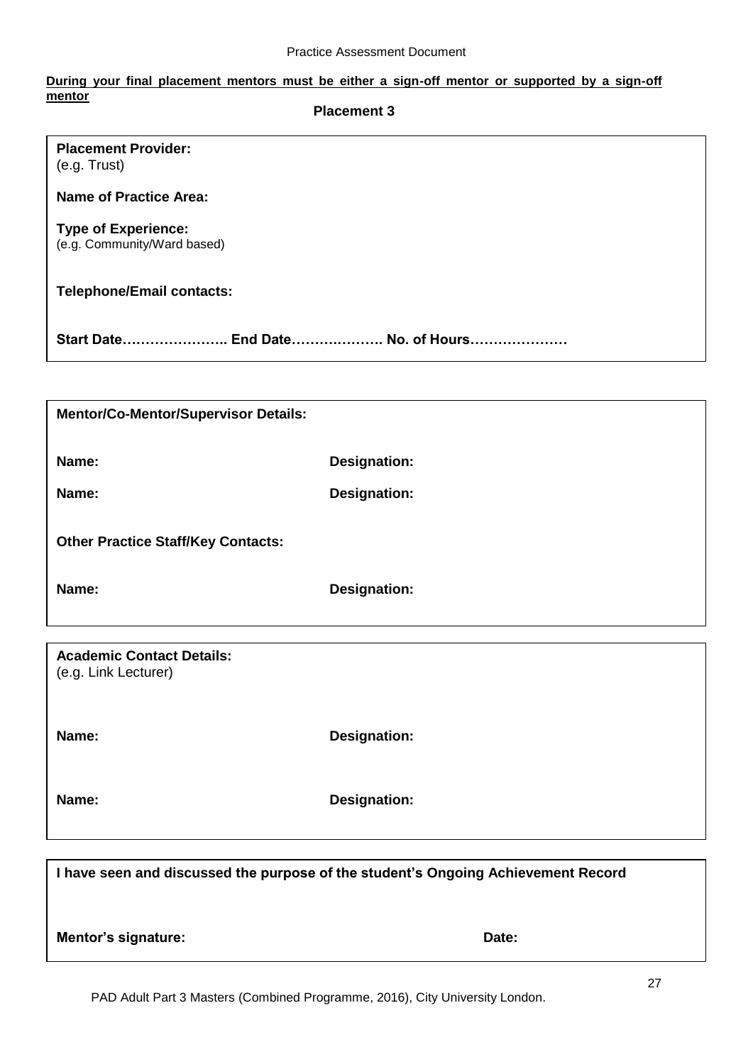**During your final placement mentors must be either a sign-off mentor or supported by a sign-off mentor**

## Placement 3

**Placement Provider:**
(e.g. Trust)

**Name of Practice Area:**

**Type of Experience:**
(e.g. Community/Ward based)

**Telephone/Email contacts:**

**Start Date………………….. End Date………………. No. of Hours…………………**

---

**Mentor/Co-Mentor/Supervisor Details:**

| | |
|---|---|
| **Name:** | **Designation:** |
| **Name:** | **Designation:** |

**Other Practice Staff/Key Contacts:**

| | |
|---|---|
| **Name:** | **Designation:** |

---

**Academic Contact Details:**
(e.g. Link Lecturer)

| | |
|---|---|
| **Name:** | **Designation:** |
| **Name:** | **Designation:** |

---

**I have seen and discussed the purpose of the student's Ongoing Achievement Record**

| | |
|---|---|
| **Mentor's signature:** | **Date:** |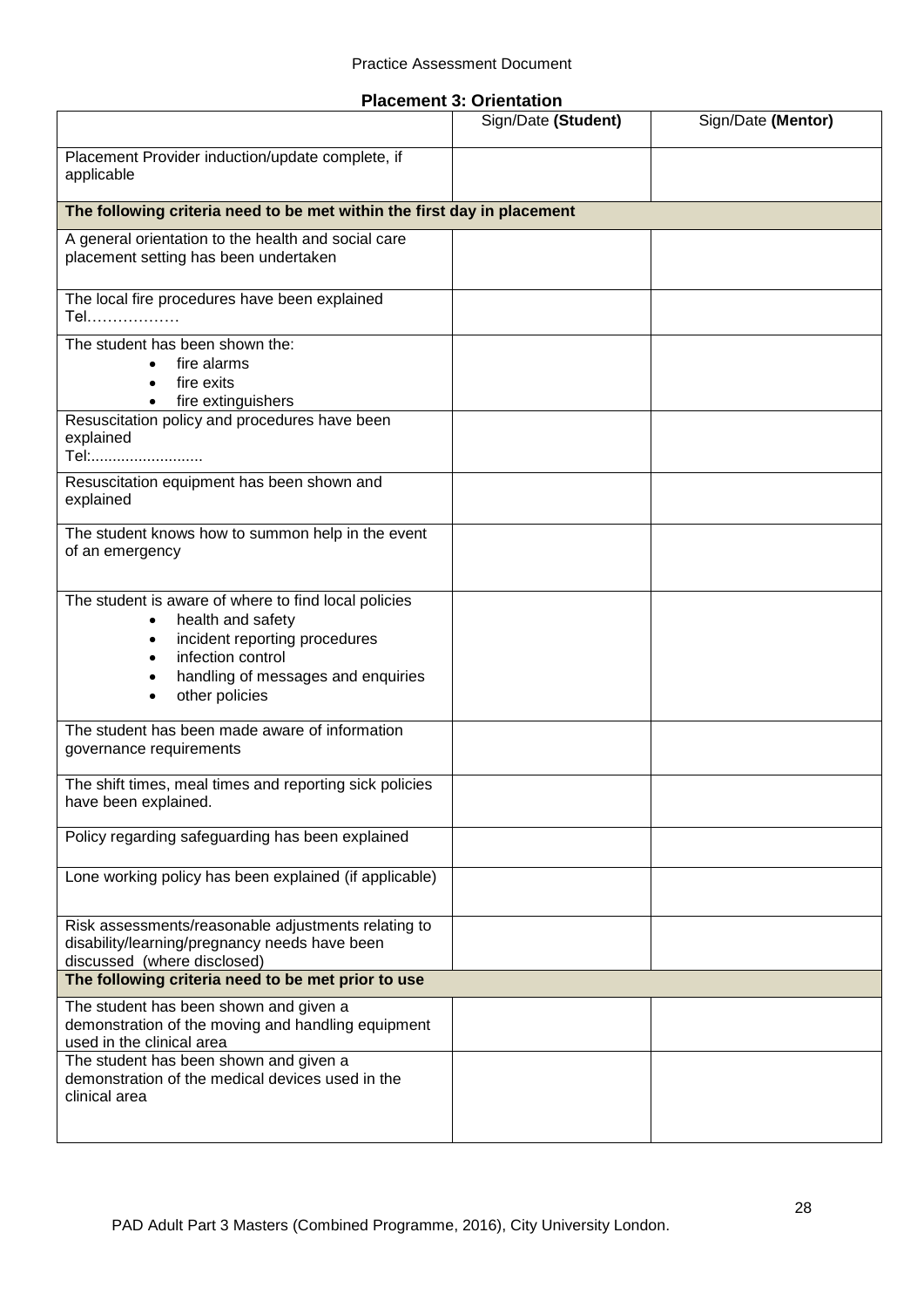## Placement 3: Orientation

| | Sign/Date **(Student)** | Sign/Date **(Mentor)** |
|---|---|---|
| Placement Provider induction/update complete, if applicable | | |
| **The following criteria need to be met within the first day in placement** | | |
| A general orientation to the health and social care placement setting has been undertaken | | |
| The local fire procedures have been explained Tel……………… | | |
| The student has been shown the: <br>• fire alarms <br>• fire exits <br>• fire extinguishers | | |
| Resuscitation policy and procedures have been explained Tel:......................... | | |
| Resuscitation equipment has been shown and explained | | |
| The student knows how to summon help in the event of an emergency | | |
| The student is aware of where to find local policies <br>• health and safety <br>• incident reporting procedures <br>• infection control <br>• handling of messages and enquiries <br>• other policies | | |
| The student has been made aware of information governance requirements | | |
| The shift times, meal times and reporting sick policies have been explained. | | |
| Policy regarding safeguarding has been explained | | |
| Lone working policy has been explained (if applicable) | | |
| Risk assessments/reasonable adjustments relating to disability/learning/pregnancy needs have been discussed (where disclosed) | | |
| **The following criteria need to be met prior to use** | | |
| The student has been shown and given a demonstration of the moving and handling equipment used in the clinical area | | |
| The student has been shown and given a demonstration of the medical devices used in the clinical area | | |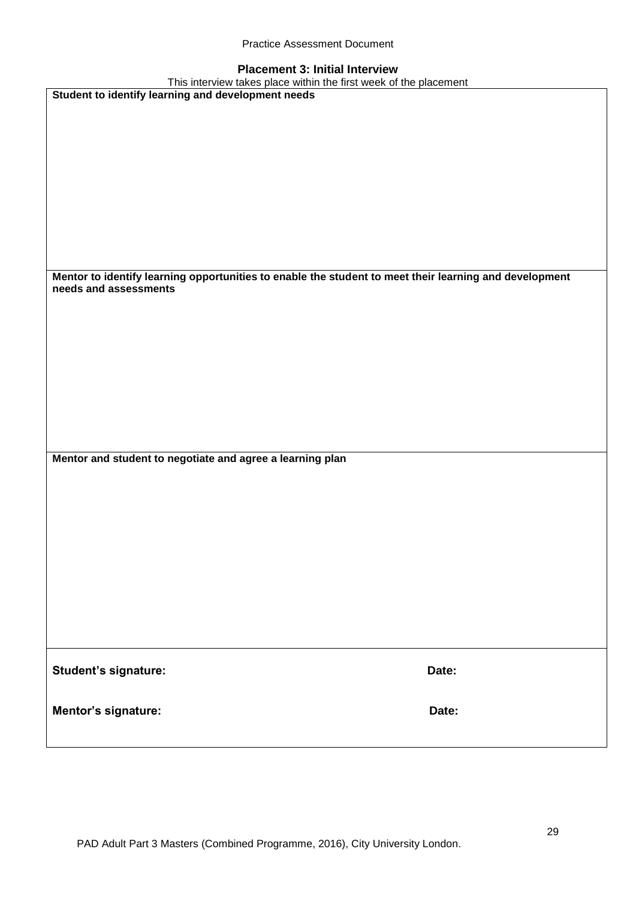## Placement 3: Initial Interview

This interview takes place within the first week of the placement

**Student to identify learning and development needs**

**Mentor to identify learning opportunities to enable the student to meet their learning and development needs and assessments**

**Mentor and student to negotiate and agree a learning plan**

**Student's signature:** **Date:**

**Mentor's signature:** **Date:**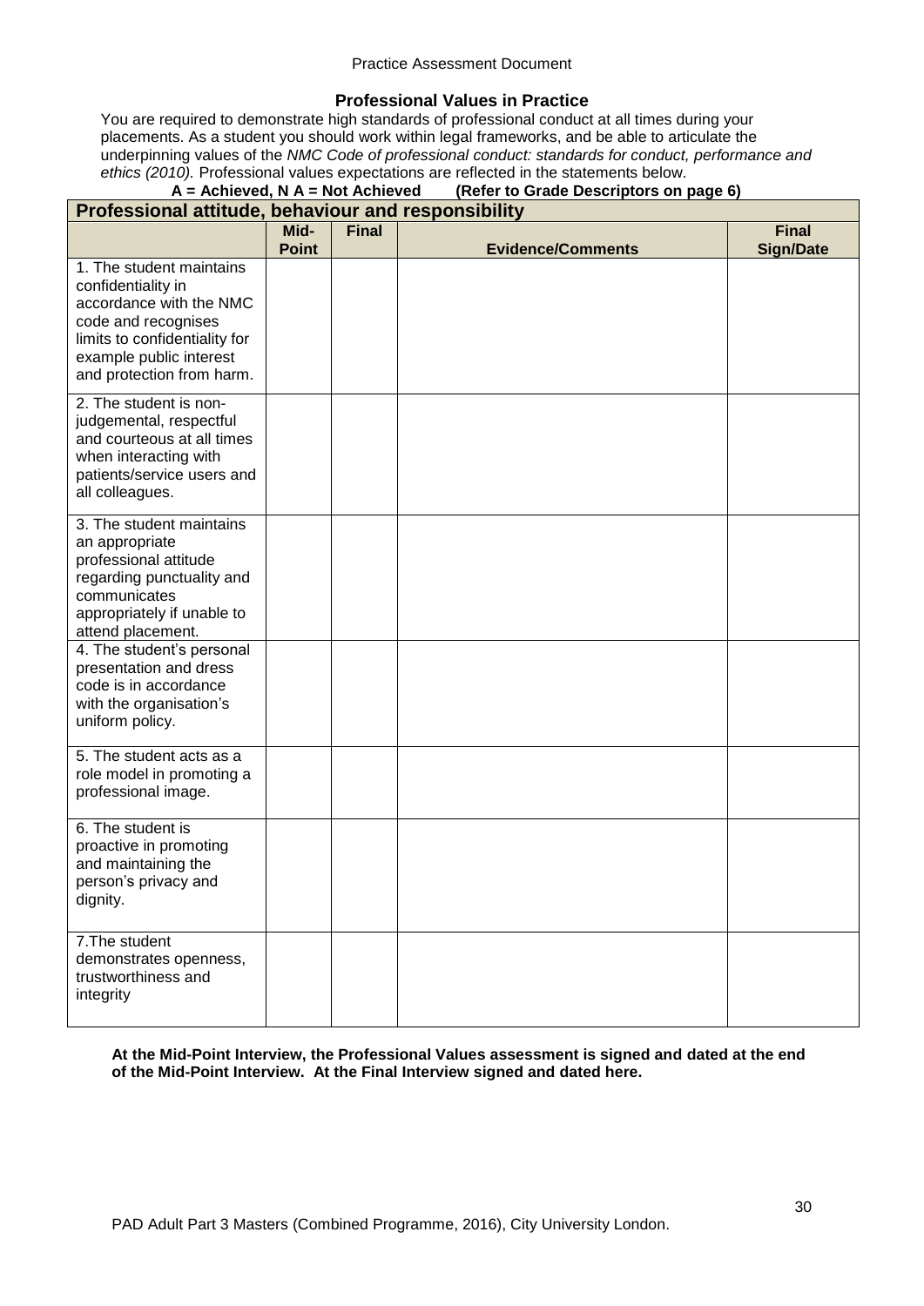## Professional Values in Practice

You are required to demonstrate high standards of professional conduct at all times during your placements. As a student you should work within legal frameworks, and be able to articulate the underpinning values of the *NMC Code of professional conduct: standards for conduct, performance and ethics (2010).* Professional values expectations are reflected in the statements below.

**A = Achieved, N A = Not Achieved (Refer to Grade Descriptors on page 6)**

| **Professional attitude, behaviour and responsibility** | | | | |
|---|---|---|---|---|
| | **Mid-Point** | **Final** | **Evidence/Comments** | **Final Sign/Date** |
| 1. The student maintains confidentiality in accordance with the NMC code and recognises limits to confidentiality for example public interest and protection from harm. | | | | |
| 2. The student is non-judgemental, respectful and courteous at all times when interacting with patients/service users and all colleagues. | | | | |
| 3. The student maintains an appropriate professional attitude regarding punctuality and communicates appropriately if unable to attend placement. | | | | |
| 4. The student's personal presentation and dress code is in accordance with the organisation's uniform policy. | | | | |
| 5. The student acts as a role model in promoting a professional image. | | | | |
| 6. The student is proactive in promoting and maintaining the person's privacy and dignity. | | | | |
| 7.The student demonstrates openness, trustworthiness and integrity | | | | |

**At the Mid-Point Interview, the Professional Values assessment is signed and dated at the end of the Mid-Point Interview. At the Final Interview signed and dated here.**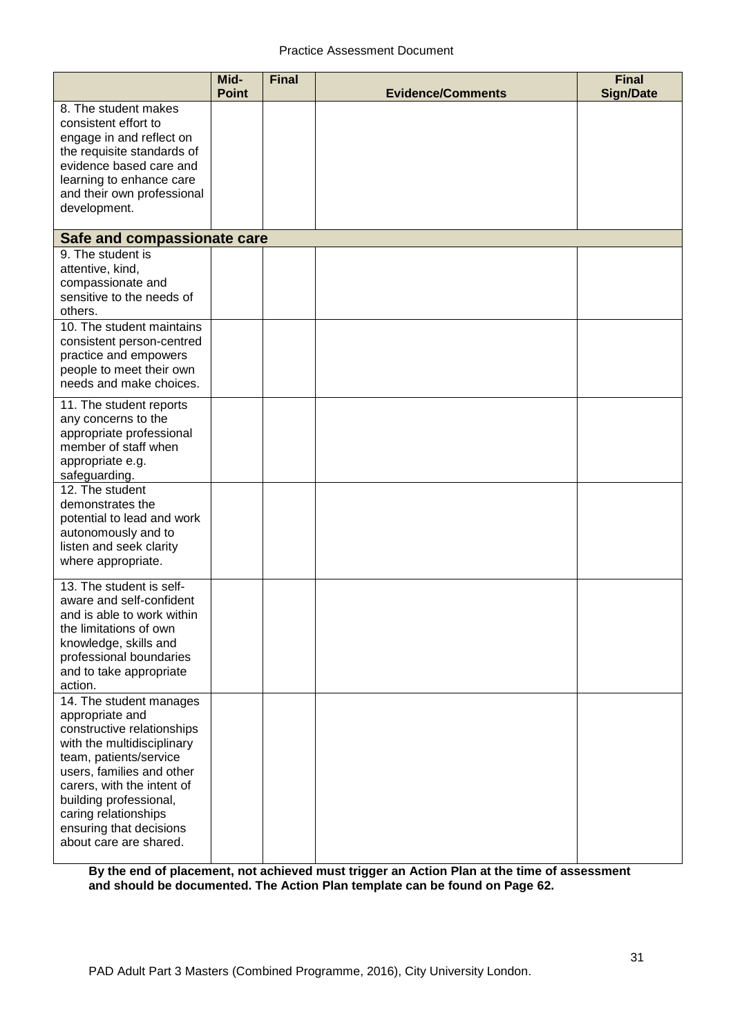| | Mid-Point | Final | Evidence/Comments | Final Sign/Date |
|---|---|---|---|---|
| 8. The student makes consistent effort to engage in and reflect on the requisite standards of evidence based care and learning to enhance care and their own professional development. | | | | |
| **Safe and compassionate care** | | | | |
| 9. The student is attentive, kind, compassionate and sensitive to the needs of others. | | | | |
| 10. The student maintains consistent person-centred practice and empowers people to meet their own needs and make choices. | | | | |
| 11. The student reports any concerns to the appropriate professional member of staff when appropriate e.g. safeguarding. | | | | |
| 12. The student demonstrates the potential to lead and work autonomously and to listen and seek clarity where appropriate. | | | | |
| 13. The student is self-aware and self-confident and is able to work within the limitations of own knowledge, skills and professional boundaries and to take appropriate action. | | | | |
| 14. The student manages appropriate and constructive relationships with the multidisciplinary team, patients/service users, families and other carers, with the intent of building professional, caring relationships ensuring that decisions about care are shared. | | | | |

**By the end of placement, not achieved must trigger an Action Plan at the time of assessment and should be documented. The Action Plan template can be found on Page 62.**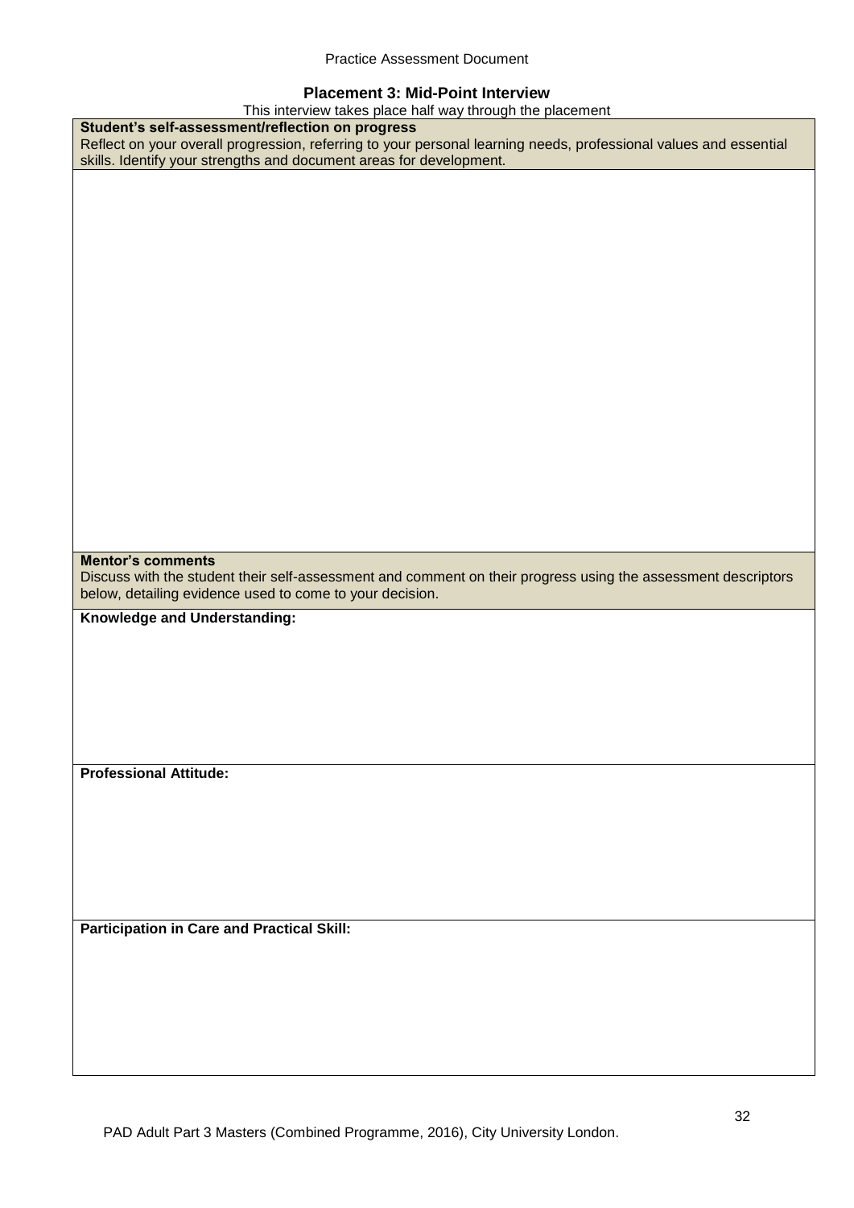## Placement 3: Mid-Point Interview

This interview takes place half way through the placement

| **Student's self-assessment/reflection on progress**<br>Reflect on your overall progression, referring to your personal learning needs, professional values and essential skills. Identify your strengths and document areas for development. |
| --- |
| |
| **Mentor's comments**<br>Discuss with the student their self-assessment and comment on their progress using the assessment descriptors below, detailing evidence used to come to your decision. |
| **Knowledge and Understanding:** |
| **Professional Attitude:** |
| **Participation in Care and Practical Skill:** |

PAD Adult Part 3 Masters (Combined Programme, 2016), City University London.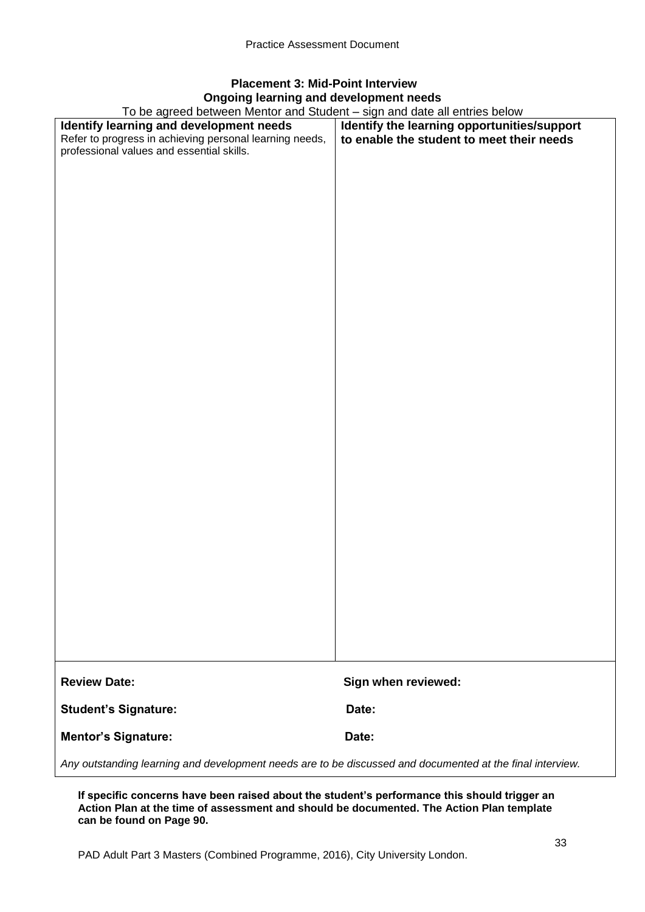## Placement 3: Mid-Point Interview

### Ongoing learning and development needs

To be agreed between Mentor and Student – sign and date all entries below

| **Identify learning and development needs**<br>Refer to progress in achieving personal learning needs, professional values and essential skills. | **Identify the learning opportunities/support to enable the student to meet their needs** |
| --- | --- |
| | |

**Review Date:** **Sign when reviewed:**

**Student's Signature:** **Date:**

**Mentor's Signature:** **Date:**

*Any outstanding learning and development needs are to be discussed and documented at the final interview.*

**If specific concerns have been raised about the student's performance this should trigger an Action Plan at the time of assessment and should be documented. The Action Plan template can be found on Page 90.**

PAD Adult Part 3 Masters (Combined Programme, 2016), City University London.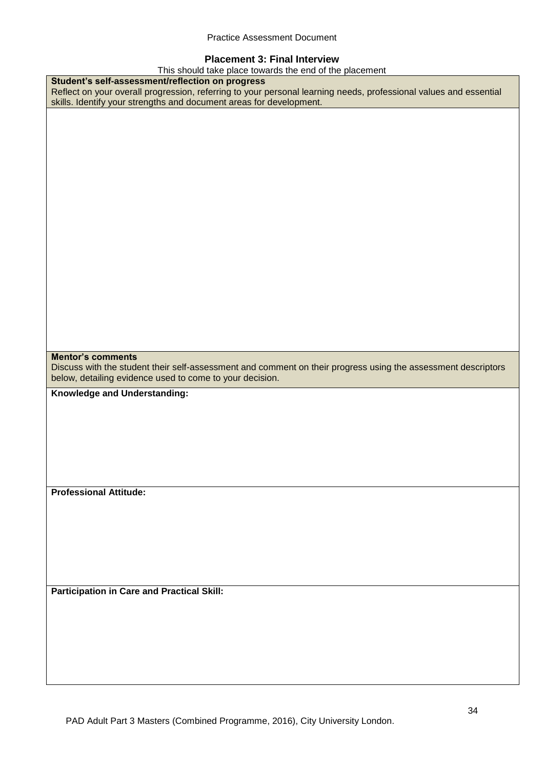## Placement 3: Final Interview

This should take place towards the end of the placement

| **Student's self-assessment/reflection on progress**<br>Reflect on your overall progression, referring to your personal learning needs, professional values and essential skills. Identify your strengths and document areas for development. |
|---|
| |
| **Mentor's comments**<br>Discuss with the student their self-assessment and comment on their progress using the assessment descriptors below, detailing evidence used to come to your decision. |
| **Knowledge and Understanding:** |
| **Professional Attitude:** |
| **Participation in Care and Practical Skill:** |

PAD Adult Part 3 Masters (Combined Programme, 2016), City University London.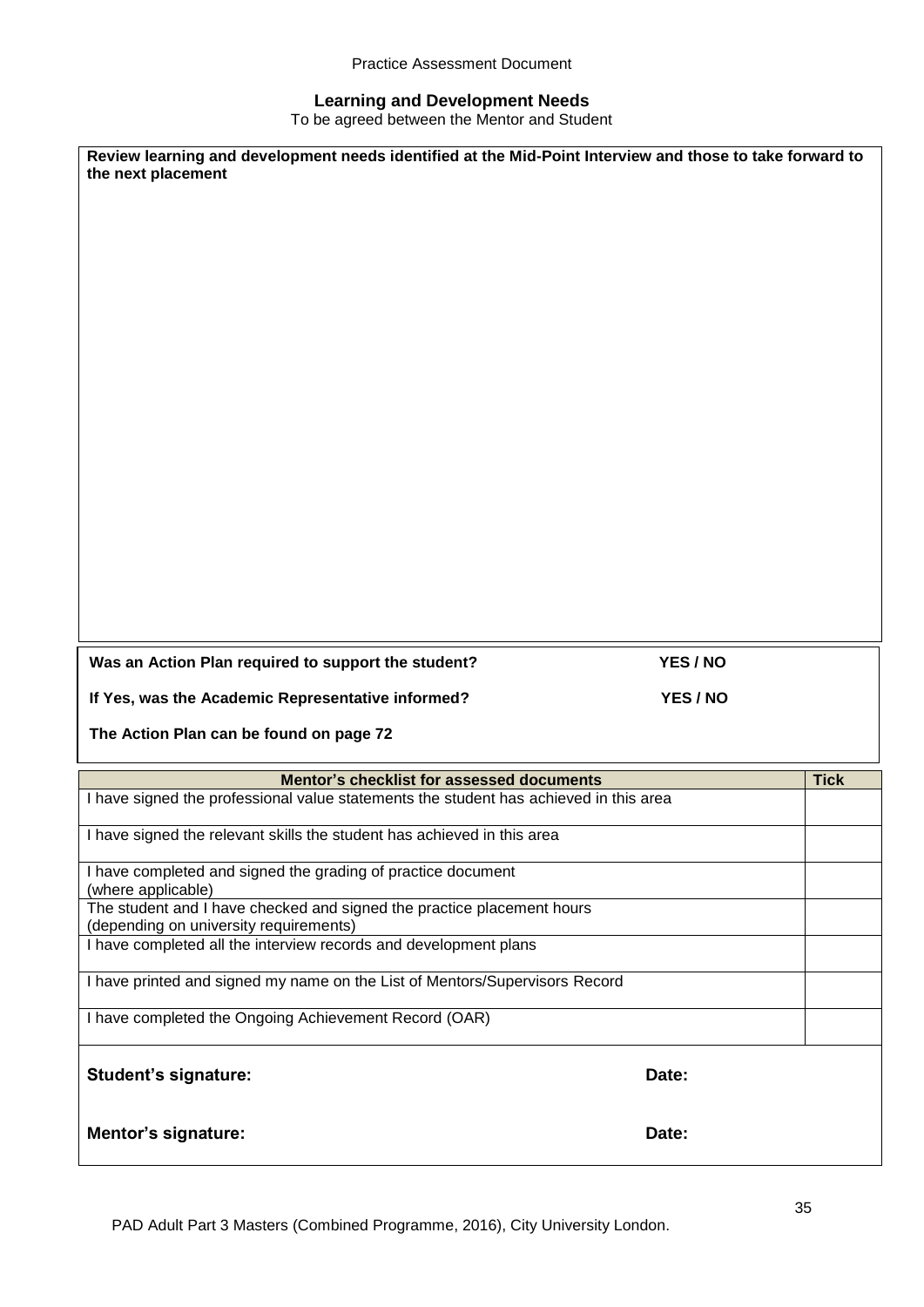## Learning and Development Needs

To be agreed between the Mentor and Student

**Review learning and development needs identified at the Mid-Point Interview and those to take forward to the next placement**

**Was an Action Plan required to support the student?** **YES / NO**

**If Yes, was the Academic Representative informed?** **YES / NO**

**The Action Plan can be found on page 72**

| Mentor's checklist for assessed documents | Tick |
|---|---|
| I have signed the professional value statements the student has achieved in this area | |
| I have signed the relevant skills the student has achieved in this area | |
| I have completed and signed the grading of practice document (where applicable) | |
| The student and I have checked and signed the practice placement hours (depending on university requirements) | |
| I have completed all the interview records and development plans | |
| I have printed and signed my name on the List of Mentors/Supervisors Record | |
| I have completed the Ongoing Achievement Record (OAR) | |

**Student's signature:** **Date:**

**Mentor's signature:** **Date:**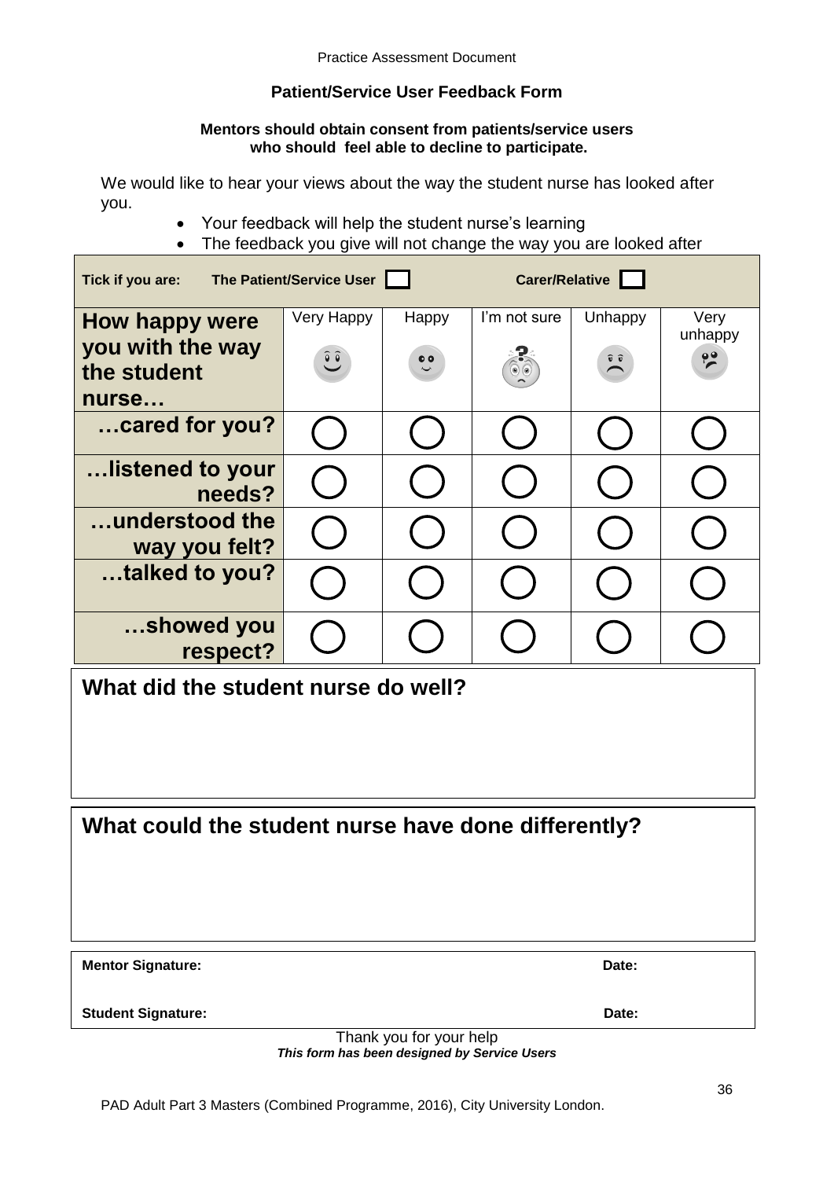## Patient/Service User Feedback Form

**Mentors should obtain consent from patients/service users who should feel able to decline to participate.**

We would like to hear your views about the way the student nurse has looked after you.

- Your feedback will help the student nurse's learning
- The feedback you give will not change the way you are looked after

**Tick if you are:** **The Patient/Service User** ☐ **Carer/Relative** ☐

| How happy were you with the way the student nurse… | Very Happy | Happy | I'm not sure | Unhappy | Very unhappy |
|---|---|---|---|---|---|
| …cared for you? | ○ | ○ | ○ | ○ | ○ |
| …listened to your needs? | ○ | ○ | ○ | ○ | ○ |
| …understood the way you felt? | ○ | ○ | ○ | ○ | ○ |
| …talked to you? | ○ | ○ | ○ | ○ | ○ |
| …showed you respect? | ○ | ○ | ○ | ○ | ○ |

### What did the student nurse do well?

### What could the student nurse have done differently?

**Mentor Signature:** **Date:**

**Student Signature:** **Date:**

Thank you for your help

***This form has been designed by Service Users***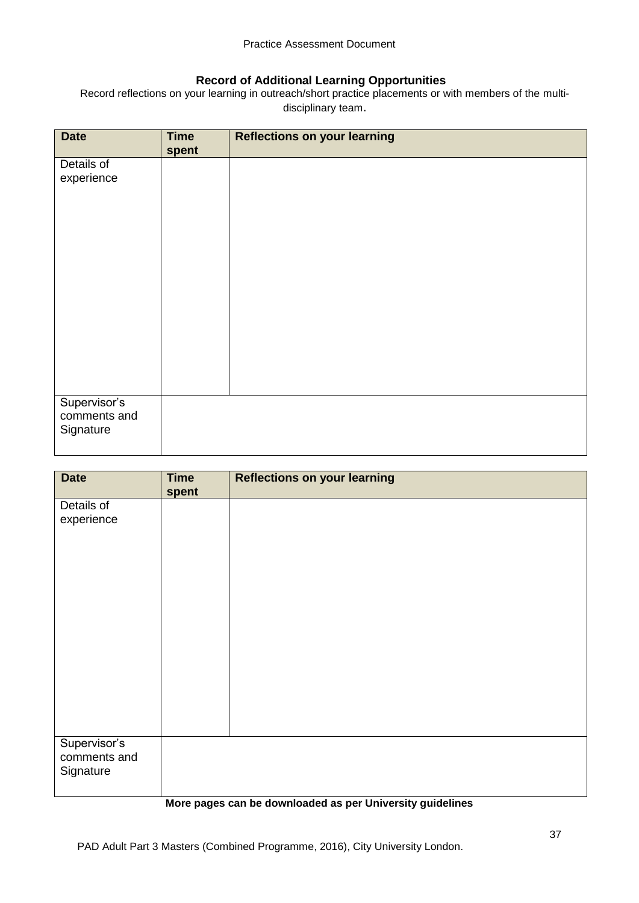## Record of Additional Learning Opportunities

Record reflections on your learning in outreach/short practice placements or with members of the multi-disciplinary team.

| Date | Time spent | Reflections on your learning |
| --- | --- | --- |
| Details of experience | | |
| Supervisor's comments and Signature | | |

| Date | Time spent | Reflections on your learning |
| --- | --- | --- |
| Details of experience | | |
| Supervisor's comments and Signature | | |

**More pages can be downloaded as per University guidelines**

PAD Adult Part 3 Masters (Combined Programme, 2016), City University London.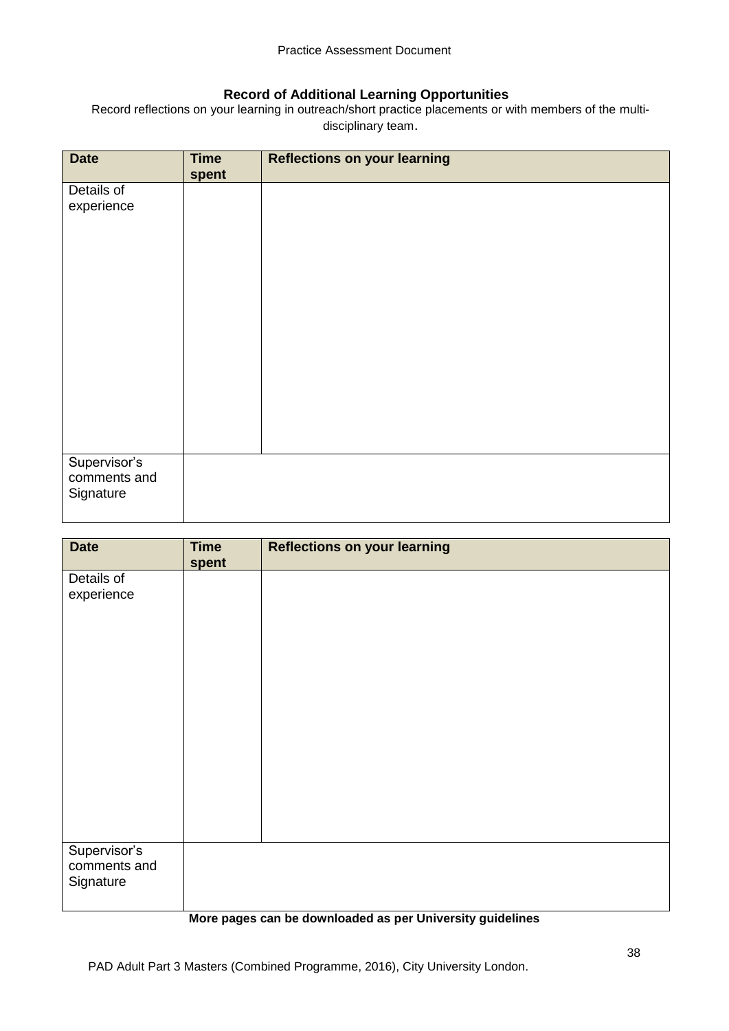## Record of Additional Learning Opportunities

Record reflections on your learning in outreach/short practice placements or with members of the multi-disciplinary team.

| Date | Time spent | Reflections on your learning |
|---|---|---|
| Details of experience | | |
| Supervisor's comments and Signature | | |

| Date | Time spent | Reflections on your learning |
|---|---|---|
| Details of experience | | |
| Supervisor's comments and Signature | | |

**More pages can be downloaded as per University guidelines**

PAD Adult Part 3 Masters (Combined Programme, 2016), City University London.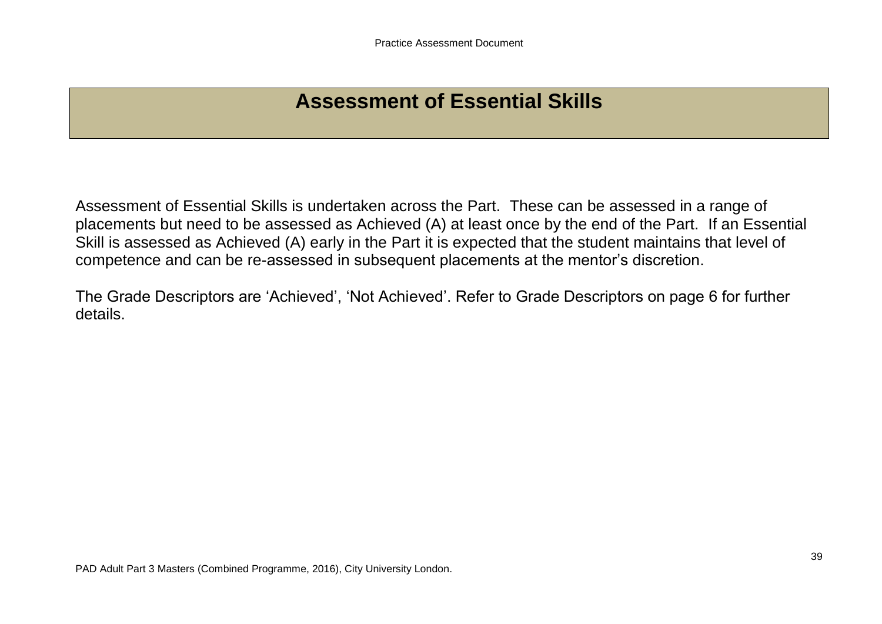# Assessment of Essential Skills

Assessment of Essential Skills is undertaken across the Part. These can be assessed in a range of placements but need to be assessed as Achieved (A) at least once by the end of the Part. If an Essential Skill is assessed as Achieved (A) early in the Part it is expected that the student maintains that level of competence and can be re-assessed in subsequent placements at the mentor's discretion.

The Grade Descriptors are 'Achieved', 'Not Achieved'. Refer to Grade Descriptors on page 6 for further details.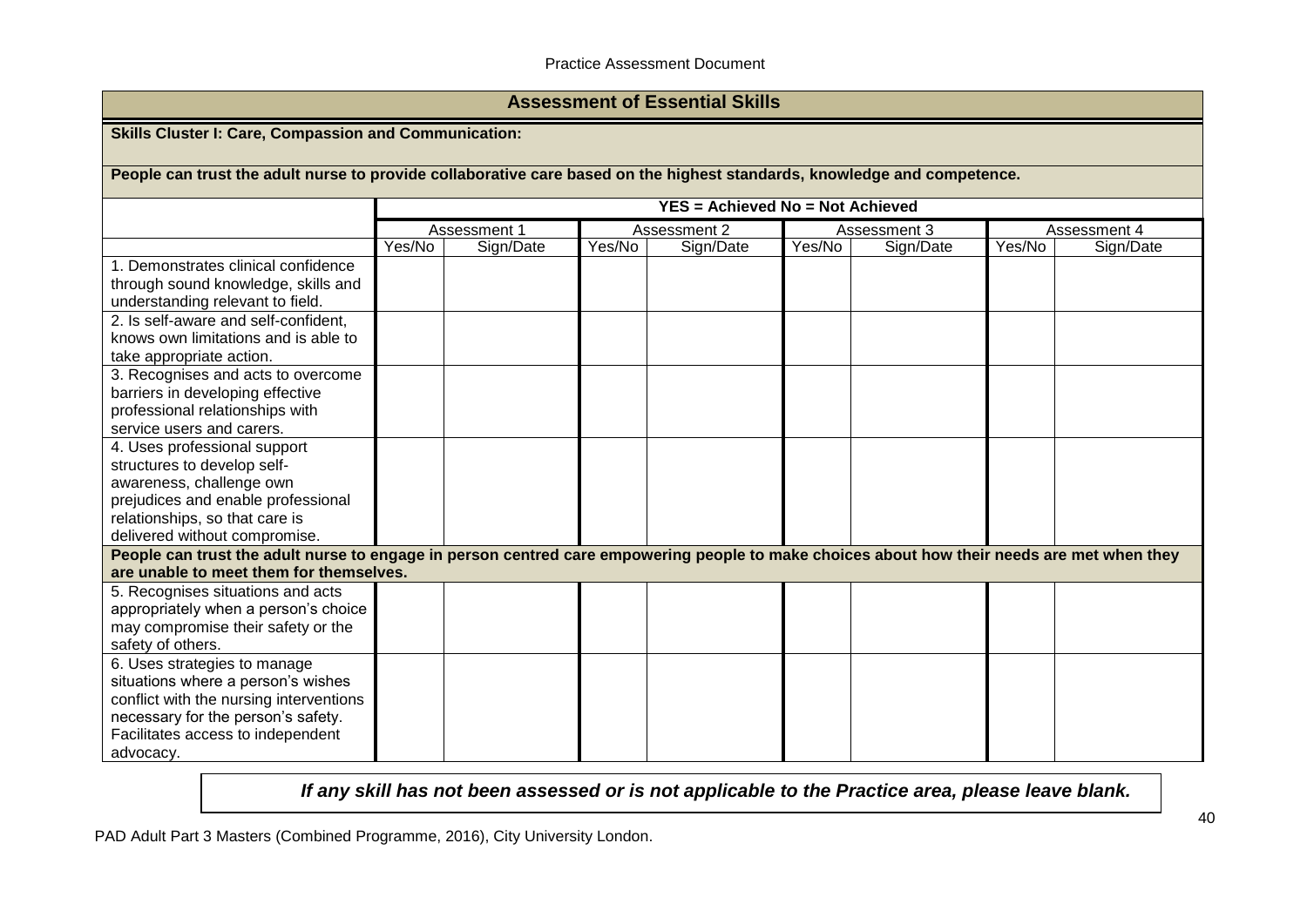## Assessment of Essential Skills

**Skills Cluster I: Care, Compassion and Communication:**

**People can trust the adult nurse to provide collaborative care based on the highest standards, knowledge and competence.**

| | YES = Achieved No = Not Achieved | | | | | | | |
|---|---|---|---|---|---|---|---|---|
| | Assessment 1 | | Assessment 2 | | Assessment 3 | | Assessment 4 | |
| | Yes/No | Sign/Date | Yes/No | Sign/Date | Yes/No | Sign/Date | Yes/No | Sign/Date |
| 1. Demonstrates clinical confidence through sound knowledge, skills and understanding relevant to field. | | | | | | | | |
| 2. Is self-aware and self-confident, knows own limitations and is able to take appropriate action. | | | | | | | | |
| 3. Recognises and acts to overcome barriers in developing effective professional relationships with service users and carers. | | | | | | | | |
| 4. Uses professional support structures to develop self-awareness, challenge own prejudices and enable professional relationships, so that care is delivered without compromise. | | | | | | | | |
| **People can trust the adult nurse to engage in person centred care empowering people to make choices about how their needs are met when they are unable to meet them for themselves.** | | | | | | | | |
| 5. Recognises situations and acts appropriately when a person's choice may compromise their safety or the safety of others. | | | | | | | | |
| 6. Uses strategies to manage situations where a person's wishes conflict with the nursing interventions necessary for the person's safety. Facilitates access to independent advocacy. | | | | | | | | |

***If any skill has not been assessed or is not applicable to the Practice area, please leave blank.***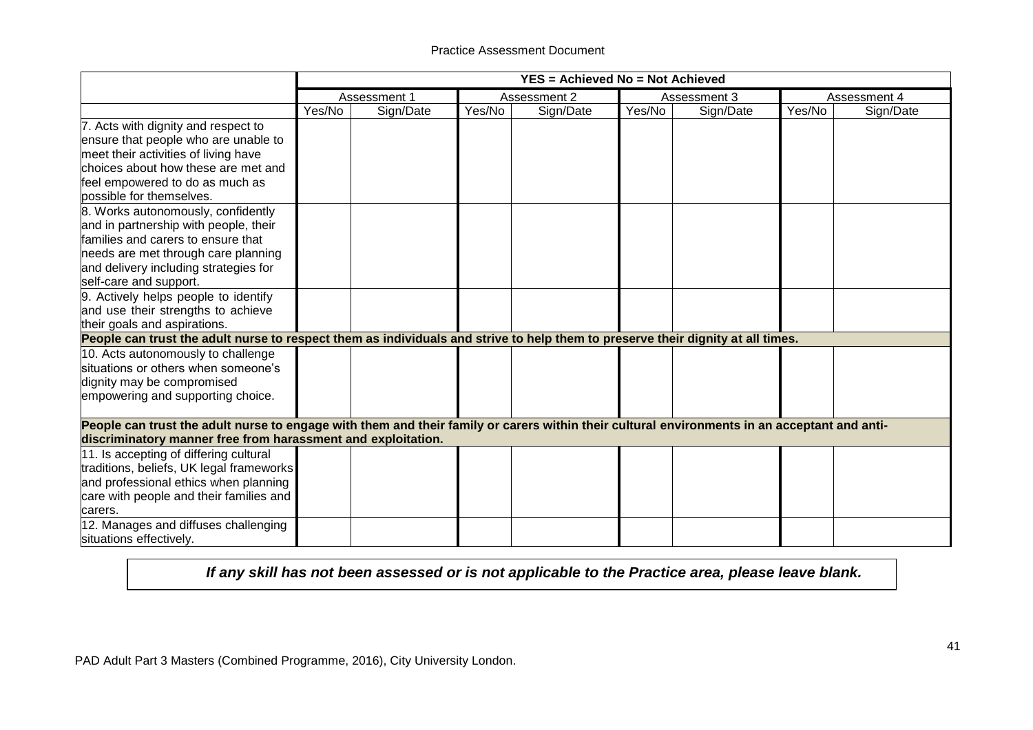| | YES = Achieved No = Not Achieved | | | | | | | |
|---|---|---|---|---|---|---|---|---|
| | Assessment 1 | | Assessment 2 | | Assessment 3 | | Assessment 4 | |
| | Yes/No | Sign/Date | Yes/No | Sign/Date | Yes/No | Sign/Date | Yes/No | Sign/Date |
| 7. Acts with dignity and respect to ensure that people who are unable to meet their activities of living have choices about how these are met and feel empowered to do as much as possible for themselves. | | | | | | | | |
| 8. Works autonomously, confidently and in partnership with people, their families and carers to ensure that needs are met through care planning and delivery including strategies for self-care and support. | | | | | | | | |
| 9. Actively helps people to identify and use their strengths to achieve their goals and aspirations. | | | | | | | | |
| **People can trust the adult nurse to respect them as individuals and strive to help them to preserve their dignity at all times.** | | | | | | | | |
| 10. Acts autonomously to challenge situations or others when someone's dignity may be compromised empowering and supporting choice. | | | | | | | | |
| **People can trust the adult nurse to engage with them and their family or carers within their cultural environments in an acceptant and anti-discriminatory manner free from harassment and exploitation.** | | | | | | | | |
| 11. Is accepting of differing cultural traditions, beliefs, UK legal frameworks and professional ethics when planning care with people and their families and carers. | | | | | | | | |
| 12. Manages and diffuses challenging situations effectively. | | | | | | | | |

***If any skill has not been assessed or is not applicable to the Practice area, please leave blank.***

PAD Adult Part 3 Masters (Combined Programme, 2016), City University London.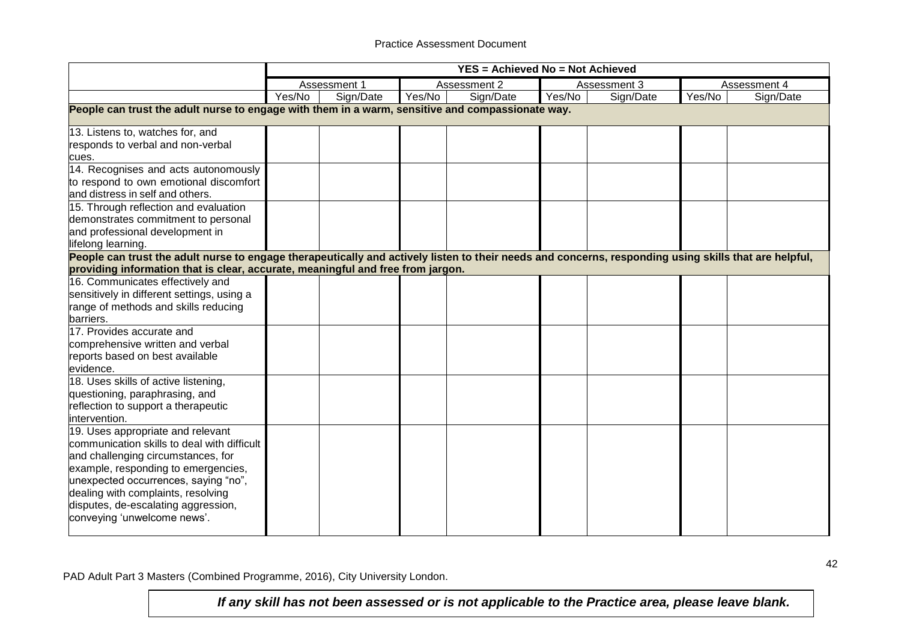| | YES = Achieved No = Not Achieved | | | | | | | |
|---|---|---|---|---|---|---|---|---|
| | Assessment 1 | | Assessment 2 | | Assessment 3 | | Assessment 4 | |
| | Yes/No | Sign/Date | Yes/No | Sign/Date | Yes/No | Sign/Date | Yes/No | Sign/Date |
| **People can trust the adult nurse to engage with them in a warm, sensitive and compassionate way.** | | | | | | | | |
| 13. Listens to, watches for, and responds to verbal and non-verbal cues. | | | | | | | | |
| 14. Recognises and acts autonomously to respond to own emotional discomfort and distress in self and others. | | | | | | | | |
| 15. Through reflection and evaluation demonstrates commitment to personal and professional development in lifelong learning. | | | | | | | | |
| **People can trust the adult nurse to engage therapeutically and actively listen to their needs and concerns, responding using skills that are helpful, providing information that is clear, accurate, meaningful and free from jargon.** | | | | | | | | |
| 16. Communicates effectively and sensitively in different settings, using a range of methods and skills reducing barriers. | | | | | | | | |
| 17. Provides accurate and comprehensive written and verbal reports based on best available evidence. | | | | | | | | |
| 18. Uses skills of active listening, questioning, paraphrasing, and reflection to support a therapeutic intervention. | | | | | | | | |
| 19. Uses appropriate and relevant communication skills to deal with difficult and challenging circumstances, for example, responding to emergencies, unexpected occurrences, saying "no", dealing with complaints, resolving disputes, de-escalating aggression, conveying 'unwelcome news'. | | | | | | | | |

PAD Adult Part 3 Masters (Combined Programme, 2016), City University London.

***If any skill has not been assessed or is not applicable to the Practice area, please leave blank.***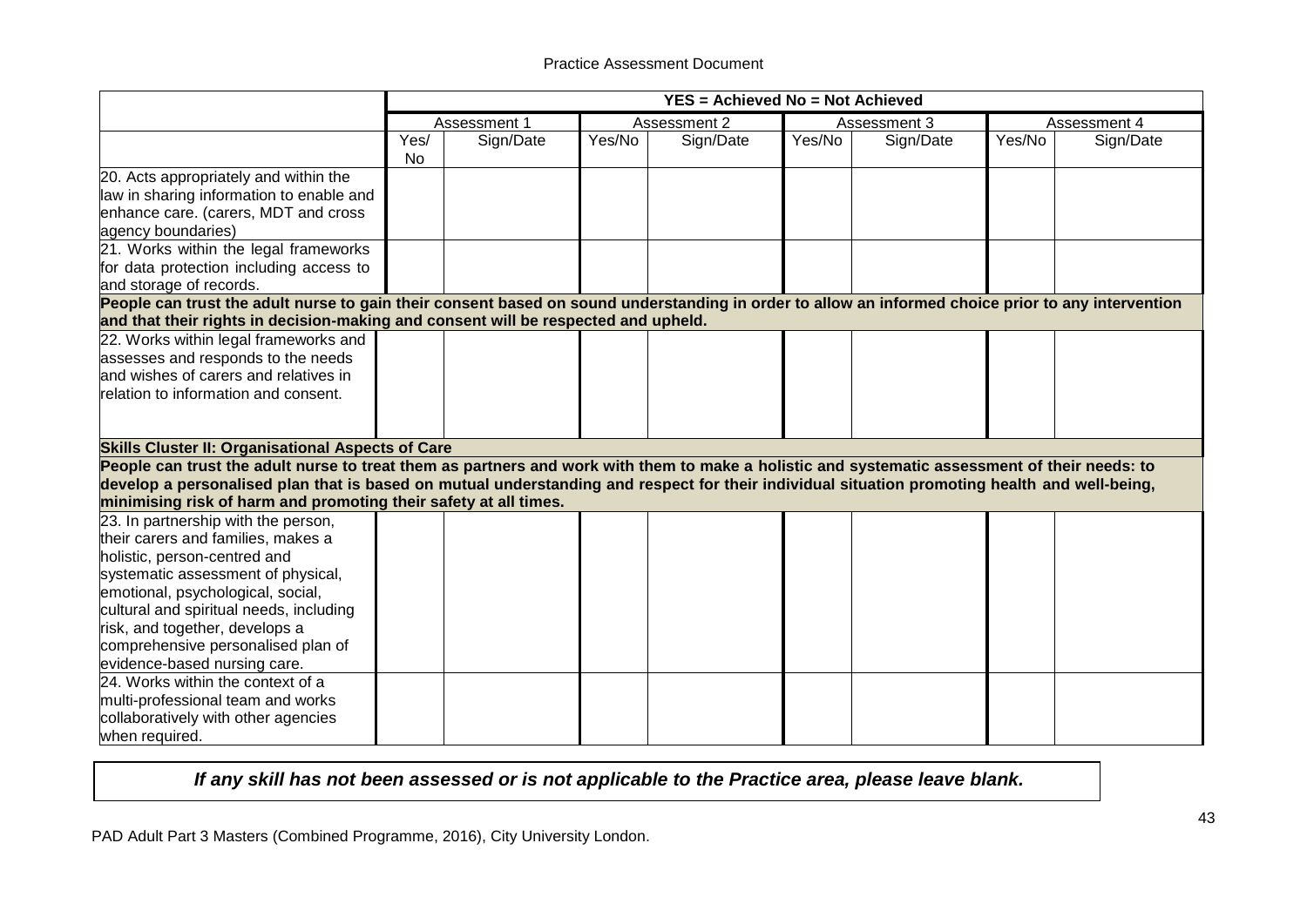| | YES = Achieved No = Not Achieved | | | | | | | |
|---|---|---|---|---|---|---|---|---|
| | Assessment 1 | | Assessment 2 | | Assessment 3 | | Assessment 4 | |
| | Yes/ No | Sign/Date | Yes/No | Sign/Date | Yes/No | Sign/Date | Yes/No | Sign/Date |
| 20. Acts appropriately and within the law in sharing information to enable and enhance care. (carers, MDT and cross agency boundaries) | | | | | | | | |
| 21. Works within the legal frameworks for data protection including access to and storage of records. | | | | | | | | |
| **People can trust the adult nurse to gain their consent based on sound understanding in order to allow an informed choice prior to any intervention and that their rights in decision-making and consent will be respected and upheld.** | | | | | | | | |
| 22. Works within legal frameworks and assesses and responds to the needs and wishes of carers and relatives in relation to information and consent. | | | | | | | | |
| **Skills Cluster II: Organisational Aspects of Care** | | | | | | | | |
| **People can trust the adult nurse to treat them as partners and work with them to make a holistic and systematic assessment of their needs: to develop a personalised plan that is based on mutual understanding and respect for their individual situation promoting health and well-being, minimising risk of harm and promoting their safety at all times.** | | | | | | | | |
| 23. In partnership with the person, their carers and families, makes a holistic, person-centred and systematic assessment of physical, emotional, psychological, social, cultural and spiritual needs, including risk, and together, develops a comprehensive personalised plan of evidence-based nursing care. | | | | | | | | |
| 24. Works within the context of a multi-professional team and works collaboratively with other agencies when required. | | | | | | | | |

***If any skill has not been assessed or is not applicable to the Practice area, please leave blank.***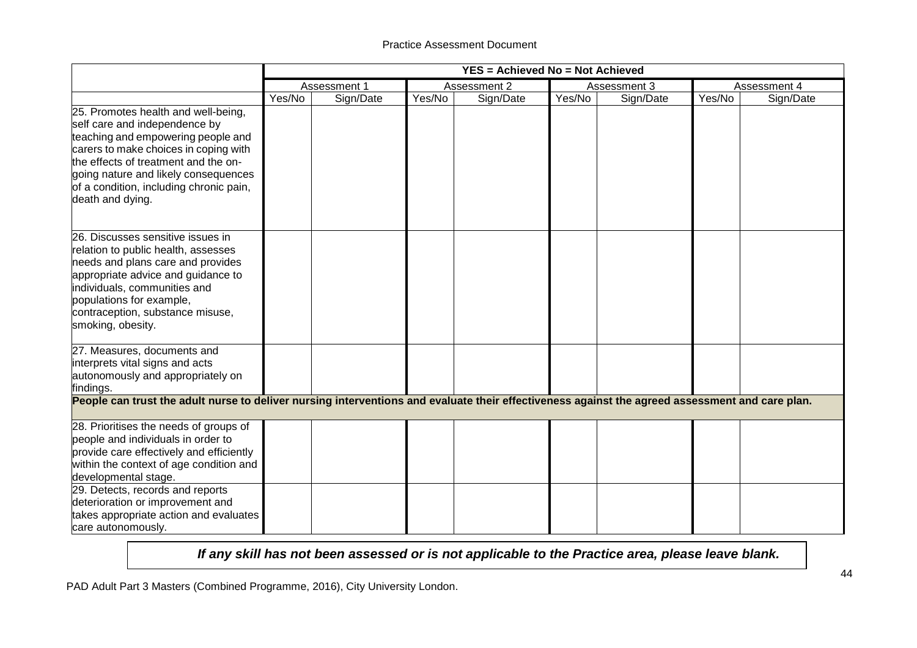| | YES = Achieved No = Not Achieved | | | | | | | |
|---|---|---|---|---|---|---|---|---|
| | Assessment 1 | | Assessment 2 | | Assessment 3 | | Assessment 4 | |
| | Yes/No | Sign/Date | Yes/No | Sign/Date | Yes/No | Sign/Date | Yes/No | Sign/Date |
| 25. Promotes health and well-being, self care and independence by teaching and empowering people and carers to make choices in coping with the effects of treatment and the on-going nature and likely consequences of a condition, including chronic pain, death and dying. | | | | | | | | |
| 26. Discusses sensitive issues in relation to public health, assesses needs and plans care and provides appropriate advice and guidance to individuals, communities and populations for example, contraception, substance misuse, smoking, obesity. | | | | | | | | |
| 27. Measures, documents and interprets vital signs and acts autonomously and appropriately on findings. | | | | | | | | |
| **People can trust the adult nurse to deliver nursing interventions and evaluate their effectiveness against the agreed assessment and care plan.** | | | | | | | | |
| 28. Prioritises the needs of groups of people and individuals in order to provide care effectively and efficiently within the context of age condition and developmental stage. | | | | | | | | |
| 29. Detects, records and reports deterioration or improvement and takes appropriate action and evaluates care autonomously. | | | | | | | | |

***If any skill has not been assessed or is not applicable to the Practice area, please leave blank.***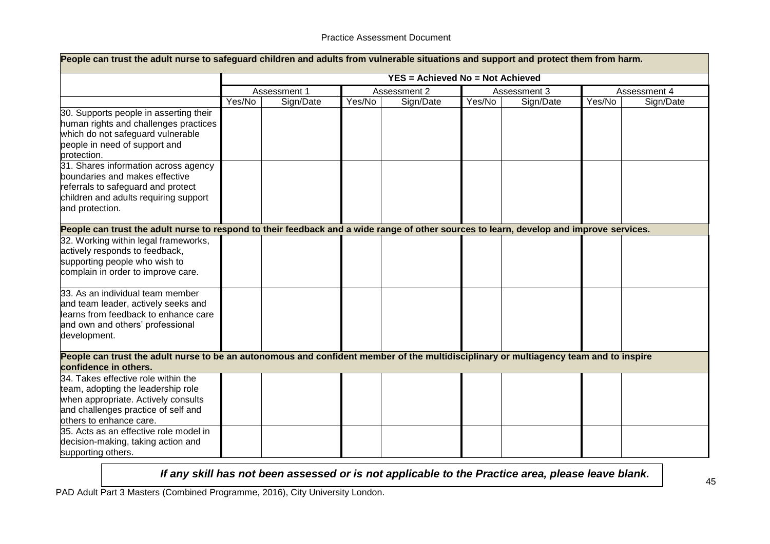| People can trust the adult nurse to safeguard children and adults from vulnerable situations and support and protect them from harm. | | | | | | | | |
|---|---|---|---|---|---|---|---|---|
| | YES = Achieved No = Not Achieved | | | | | | | |
| | Assessment 1 | | Assessment 2 | | Assessment 3 | | Assessment 4 | |
| | Yes/No | Sign/Date | Yes/No | Sign/Date | Yes/No | Sign/Date | Yes/No | Sign/Date |
| 30. Supports people in asserting their human rights and challenges practices which do not safeguard vulnerable people in need of support and protection. | | | | | | | | |
| 31. Shares information across agency boundaries and makes effective referrals to safeguard and protect children and adults requiring support and protection. | | | | | | | | |
| **People can trust the adult nurse to respond to their feedback and a wide range of other sources to learn, develop and improve services.** | | | | | | | | |
| 32. Working within legal frameworks, actively responds to feedback, supporting people who wish to complain in order to improve care. | | | | | | | | |
| 33. As an individual team member and team leader, actively seeks and learns from feedback to enhance care and own and others' professional development. | | | | | | | | |
| **People can trust the adult nurse to be an autonomous and confident member of the multidisciplinary or multiagency team and to inspire confidence in others.** | | | | | | | | |
| 34. Takes effective role within the team, adopting the leadership role when appropriate. Actively consults and challenges practice of self and others to enhance care. | | | | | | | | |
| 35. Acts as an effective role model in decision-making, taking action and supporting others. | | | | | | | | |

***If any skill has not been assessed or is not applicable to the Practice area, please leave blank.***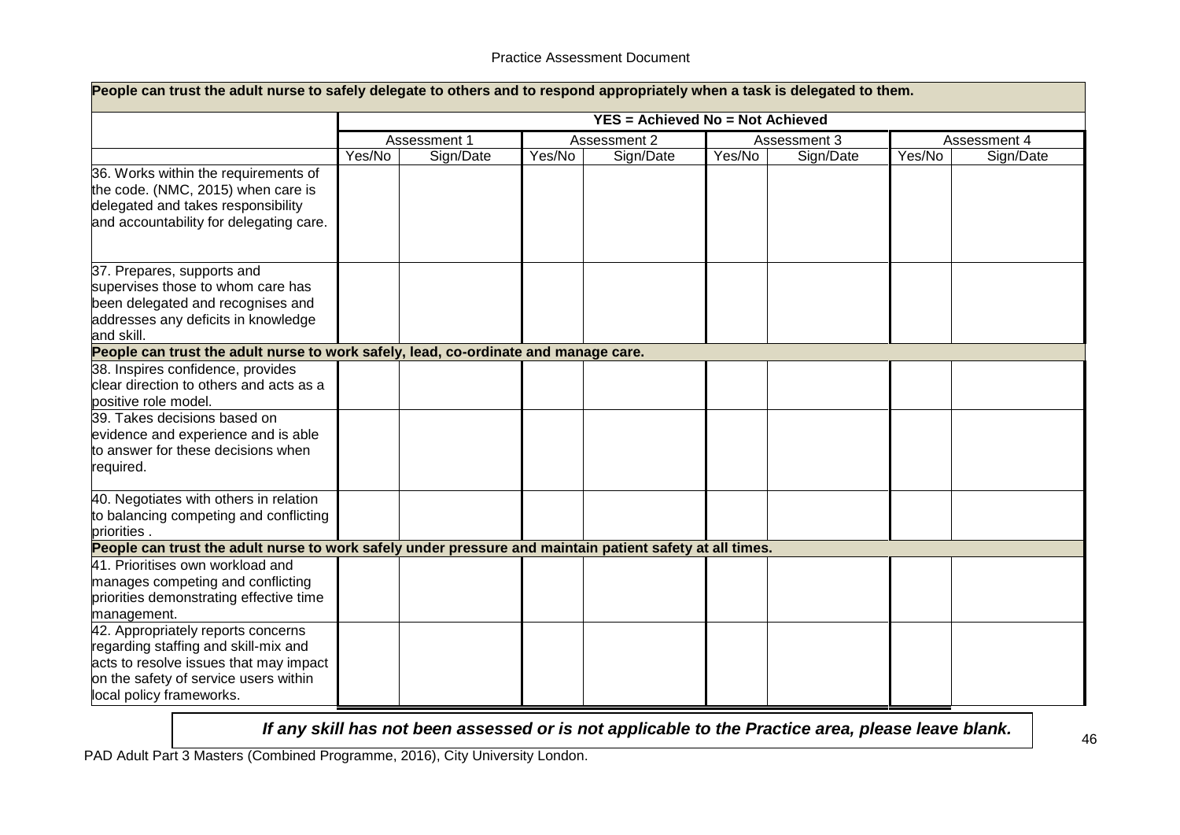| People can trust the adult nurse to safely delegate to others and to respond appropriately when a task is delegated to them. | | | | | | | | |
|---|---|---|---|---|---|---|---|---|
| | YES = Achieved No = Not Achieved | | | | | | | |
| | Assessment 1 | | Assessment 2 | | Assessment 3 | | Assessment 4 | |
| | Yes/No | Sign/Date | Yes/No | Sign/Date | Yes/No | Sign/Date | Yes/No | Sign/Date |
| 36. Works within the requirements of the code. (NMC, 2015) when care is delegated and takes responsibility and accountability for delegating care. | | | | | | | | |
| 37. Prepares, supports and supervises those to whom care has been delegated and recognises and addresses any deficits in knowledge and skill. | | | | | | | | |
| **People can trust the adult nurse to work safely, lead, co-ordinate and manage care.** | | | | | | | | |
| 38. Inspires confidence, provides clear direction to others and acts as a positive role model. | | | | | | | | |
| 39. Takes decisions based on evidence and experience and is able to answer for these decisions when required. | | | | | | | | |
| 40. Negotiates with others in relation to balancing competing and conflicting priorities . | | | | | | | | |
| **People can trust the adult nurse to work safely under pressure and maintain patient safety at all times.** | | | | | | | | |
| 41. Prioritises own workload and manages competing and conflicting priorities demonstrating effective time management. | | | | | | | | |
| 42. Appropriately reports concerns regarding staffing and skill-mix and acts to resolve issues that may impact on the safety of service users within local policy frameworks. | | | | | | | | |

***If any skill has not been assessed or is not applicable to the Practice area, please leave blank.***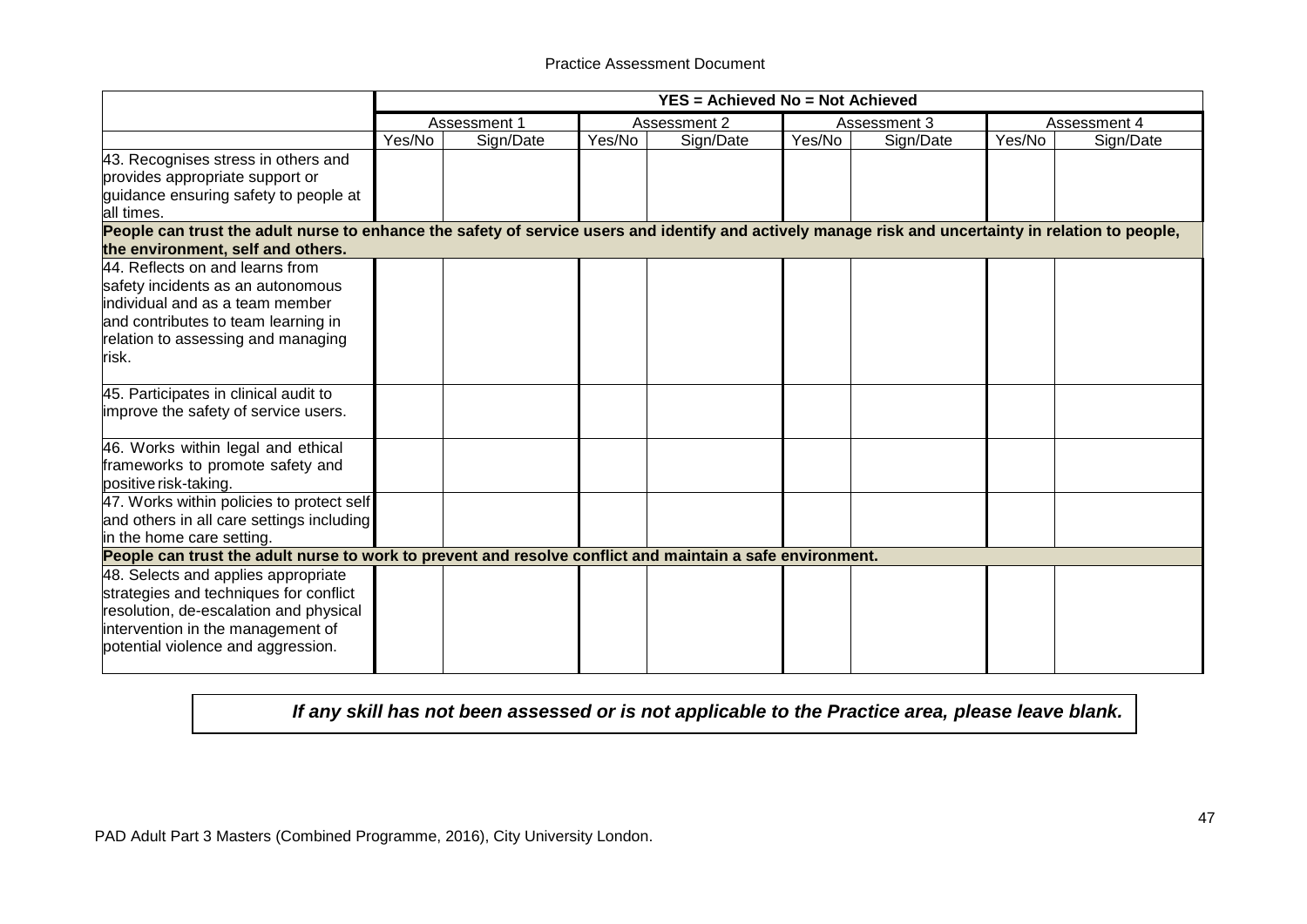| | YES = Achieved No = Not Achieved | | | | | | | |
|---|---|---|---|---|---|---|---|---|
| | Assessment 1 | | Assessment 2 | | Assessment 3 | | Assessment 4 | |
| | Yes/No | Sign/Date | Yes/No | Sign/Date | Yes/No | Sign/Date | Yes/No | Sign/Date |
| 43. Recognises stress in others and provides appropriate support or guidance ensuring safety to people at all times. | | | | | | | | |
| **People can trust the adult nurse to enhance the safety of service users and identify and actively manage risk and uncertainty in relation to people, the environment, self and others.** | | | | | | | | |
| 44. Reflects on and learns from safety incidents as an autonomous individual and as a team member and contributes to team learning in relation to assessing and managing risk. | | | | | | | | |
| 45. Participates in clinical audit to improve the safety of service users. | | | | | | | | |
| 46. Works within legal and ethical frameworks to promote safety and positive risk-taking. | | | | | | | | |
| 47. Works within policies to protect self and others in all care settings including in the home care setting. | | | | | | | | |
| **People can trust the adult nurse to work to prevent and resolve conflict and maintain a safe environment.** | | | | | | | | |
| 48. Selects and applies appropriate strategies and techniques for conflict resolution, de-escalation and physical intervention in the management of potential violence and aggression. | | | | | | | | |

***If any skill has not been assessed or is not applicable to the Practice area, please leave blank.***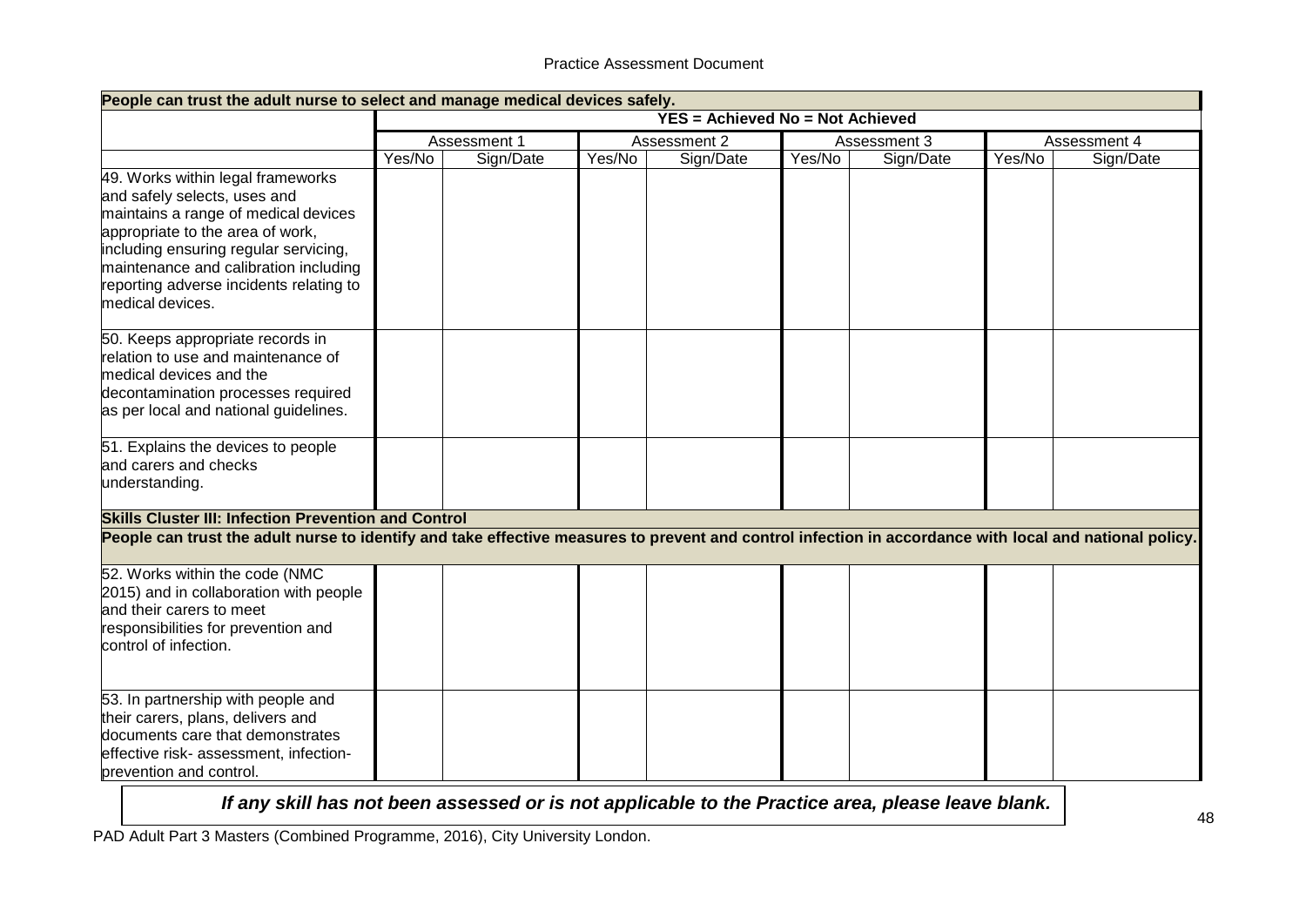| People can trust the adult nurse to select and manage medical devices safely. | | | | | | | | |
|---|---|---|---|---|---|---|---|---|
| | **YES = Achieved No = Not Achieved** | | | | | | | |
| | Assessment 1 | | Assessment 2 | | Assessment 3 | | Assessment 4 | |
| | Yes/No | Sign/Date | Yes/No | Sign/Date | Yes/No | Sign/Date | Yes/No | Sign/Date |
| 49. Works within legal frameworks and safely selects, uses and maintains a range of medical devices appropriate to the area of work, including ensuring regular servicing, maintenance and calibration including reporting adverse incidents relating to medical devices. | | | | | | | | |
| 50. Keeps appropriate records in relation to use and maintenance of medical devices and the decontamination processes required as per local and national guidelines. | | | | | | | | |
| 51. Explains the devices to people and carers and checks understanding. | | | | | | | | |
| **Skills Cluster III: Infection Prevention and Control** | | | | | | | | |
| **People can trust the adult nurse to identify and take effective measures to prevent and control infection in accordance with local and national policy.** | | | | | | | | |
| 52. Works within the code (NMC 2015) and in collaboration with people and their carers to meet responsibilities for prevention and control of infection. | | | | | | | | |
| 53. In partnership with people and their carers, plans, delivers and documents care that demonstrates effective risk- assessment, infection-prevention and control. | | | | | | | | |

***If any skill has not been assessed or is not applicable to the Practice area, please leave blank.***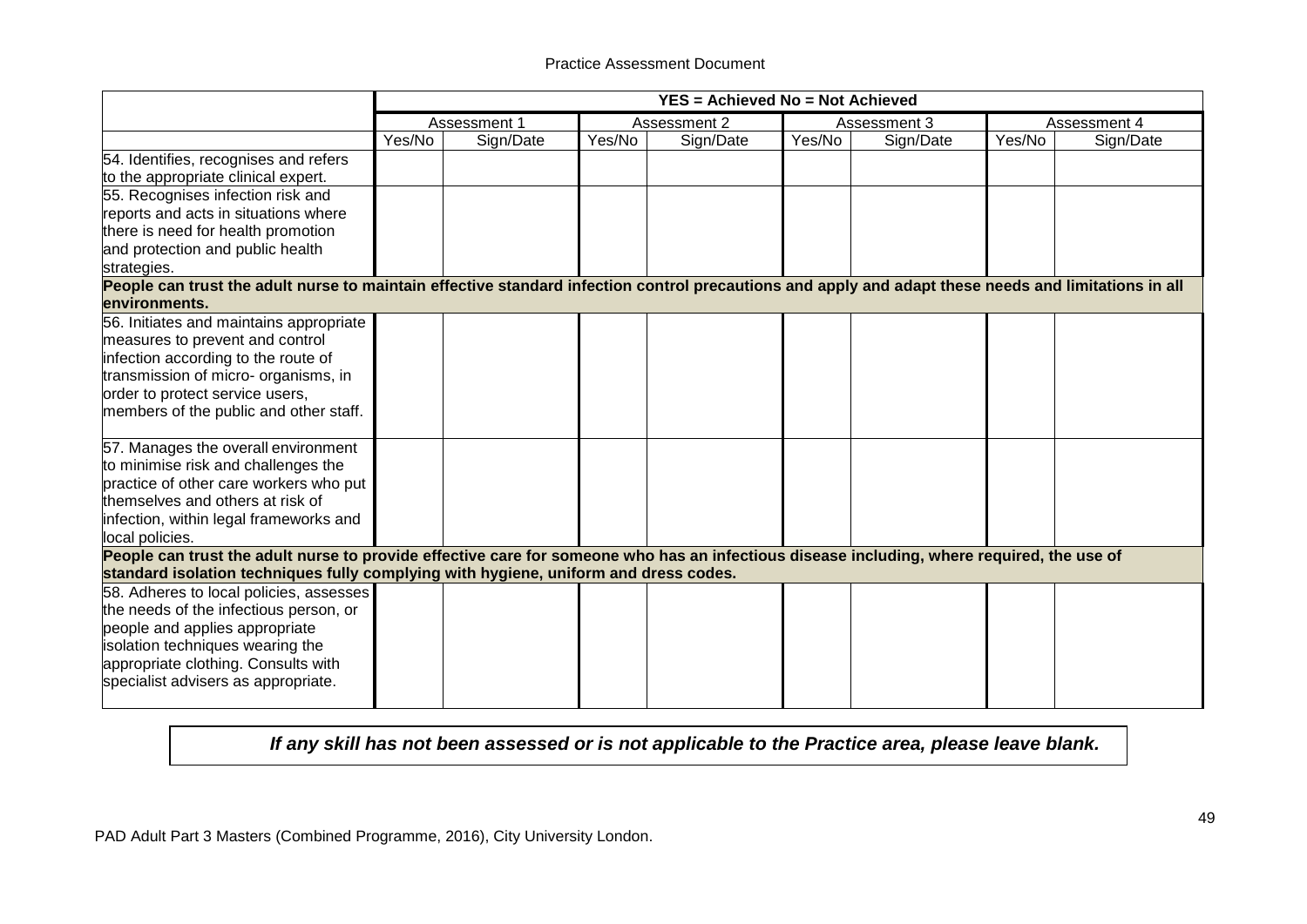| | YES = Achieved No = Not Achieved | | | | | | | |
|---|---|---|---|---|---|---|---|---|
| | Assessment 1 | | Assessment 2 | | Assessment 3 | | Assessment 4 | |
| | Yes/No | Sign/Date | Yes/No | Sign/Date | Yes/No | Sign/Date | Yes/No | Sign/Date |
| 54. Identifies, recognises and refers to the appropriate clinical expert. | | | | | | | | |
| 55. Recognises infection risk and reports and acts in situations where there is need for health promotion and protection and public health strategies. | | | | | | | | |
| **People can trust the adult nurse to maintain effective standard infection control precautions and apply and adapt these needs and limitations in all environments.** | | | | | | | | |
| 56. Initiates and maintains appropriate measures to prevent and control infection according to the route of transmission of micro- organisms, in order to protect service users, members of the public and other staff. | | | | | | | | |
| 57. Manages the overall environment to minimise risk and challenges the practice of other care workers who put themselves and others at risk of infection, within legal frameworks and local policies. | | | | | | | | |
| **People can trust the adult nurse to provide effective care for someone who has an infectious disease including, where required, the use of standard isolation techniques fully complying with hygiene, uniform and dress codes.** | | | | | | | | |
| 58. Adheres to local policies, assesses the needs of the infectious person, or people and applies appropriate isolation techniques wearing the appropriate clothing. Consults with specialist advisers as appropriate. | | | | | | | | |

***If any skill has not been assessed or is not applicable to the Practice area, please leave blank.***

PAD Adult Part 3 Masters (Combined Programme, 2016), City University London.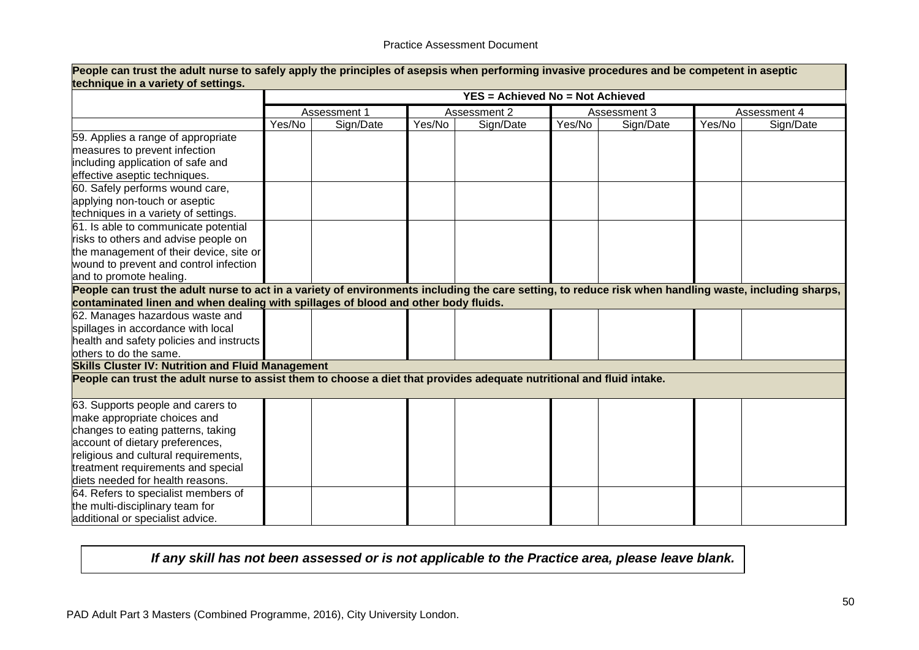| People can trust the adult nurse to safely apply the principles of asepsis when performing invasive procedures and be competent in aseptic technique in a variety of settings. | | | | | | | | |
|---|---|---|---|---|---|---|---|---|
| | YES = Achieved No = Not Achieved | | | | | | | |
| | Assessment 1 | | Assessment 2 | | Assessment 3 | | Assessment 4 | |
| | Yes/No | Sign/Date | Yes/No | Sign/Date | Yes/No | Sign/Date | Yes/No | Sign/Date |
| 59. Applies a range of appropriate measures to prevent infection including application of safe and effective aseptic techniques. | | | | | | | | |
| 60. Safely performs wound care, applying non-touch or aseptic techniques in a variety of settings. | | | | | | | | |
| 61. Is able to communicate potential risks to others and advise people on the management of their device, site or wound to prevent and control infection and to promote healing. | | | | | | | | |
| **People can trust the adult nurse to act in a variety of environments including the care setting, to reduce risk when handling waste, including sharps, contaminated linen and when dealing with spillages of blood and other body fluids.** | | | | | | | | |
| 62. Manages hazardous waste and spillages in accordance with local health and safety policies and instructs others to do the same. | | | | | | | | |
| **Skills Cluster IV: Nutrition and Fluid Management** | | | | | | | | |
| **People can trust the adult nurse to assist them to choose a diet that provides adequate nutritional and fluid intake.** | | | | | | | | |
| 63. Supports people and carers to make appropriate choices and changes to eating patterns, taking account of dietary preferences, religious and cultural requirements, treatment requirements and special diets needed for health reasons. | | | | | | | | |
| 64. Refers to specialist members of the multi-disciplinary team for additional or specialist advice. | | | | | | | | |

***If any skill has not been assessed or is not applicable to the Practice area, please leave blank.***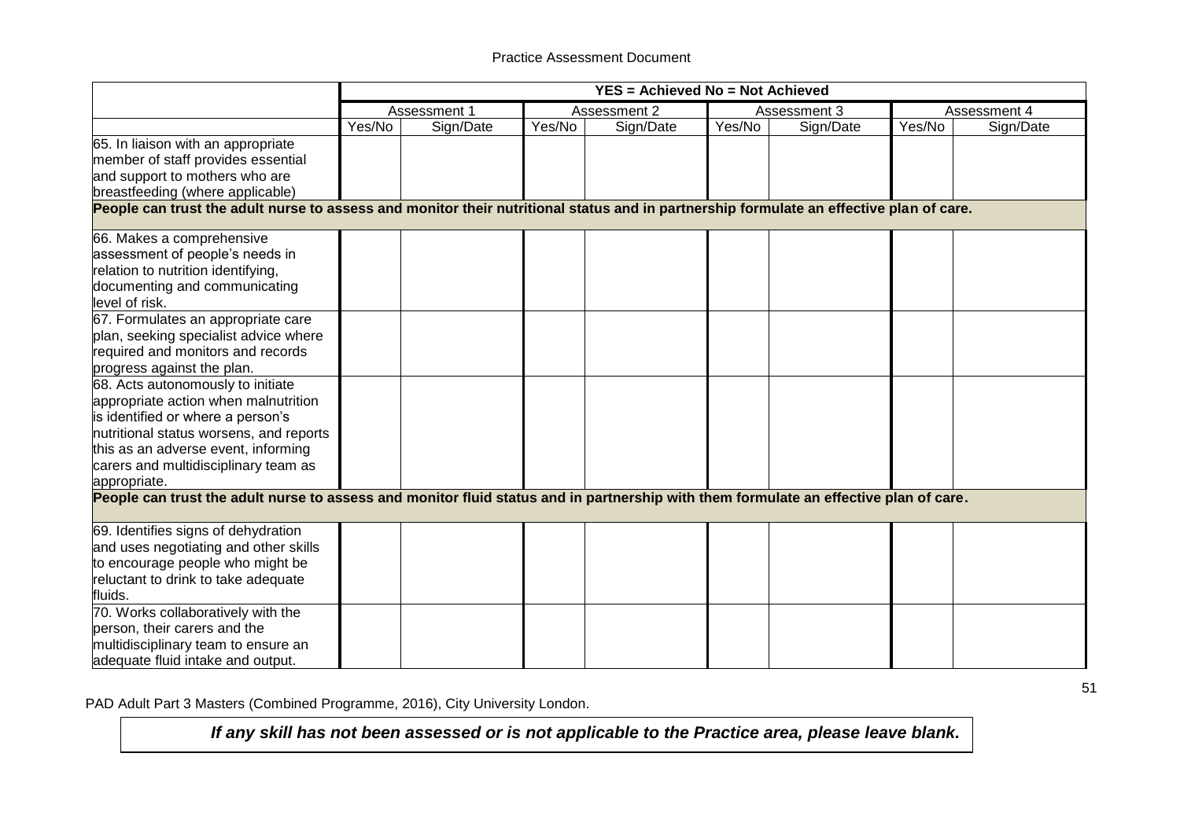| | YES = Achieved No = Not Achieved | | | | | | | |
|---|---|---|---|---|---|---|---|---|
| | Assessment 1 | | Assessment 2 | | Assessment 3 | | Assessment 4 | |
| | Yes/No | Sign/Date | Yes/No | Sign/Date | Yes/No | Sign/Date | Yes/No | Sign/Date |
| 65. In liaison with an appropriate member of staff provides essential and support to mothers who are breastfeeding (where applicable) | | | | | | | | |
| **People can trust the adult nurse to assess and monitor their nutritional status and in partnership formulate an effective plan of care.** | | | | | | | | |
| 66. Makes a comprehensive assessment of people's needs in relation to nutrition identifying, documenting and communicating level of risk. | | | | | | | | |
| 67. Formulates an appropriate care plan, seeking specialist advice where required and monitors and records progress against the plan. | | | | | | | | |
| 68. Acts autonomously to initiate appropriate action when malnutrition is identified or where a person's nutritional status worsens, and reports this as an adverse event, informing carers and multidisciplinary team as appropriate. | | | | | | | | |
| **People can trust the adult nurse to assess and monitor fluid status and in partnership with them formulate an effective plan of care.** | | | | | | | | |
| 69. Identifies signs of dehydration and uses negotiating and other skills to encourage people who might be reluctant to drink to take adequate fluids. | | | | | | | | |
| 70. Works collaboratively with the person, their carers and the multidisciplinary team to ensure an adequate fluid intake and output. | | | | | | | | |

PAD Adult Part 3 Masters (Combined Programme, 2016), City University London.

***If any skill has not been assessed or is not applicable to the Practice area, please leave blank.***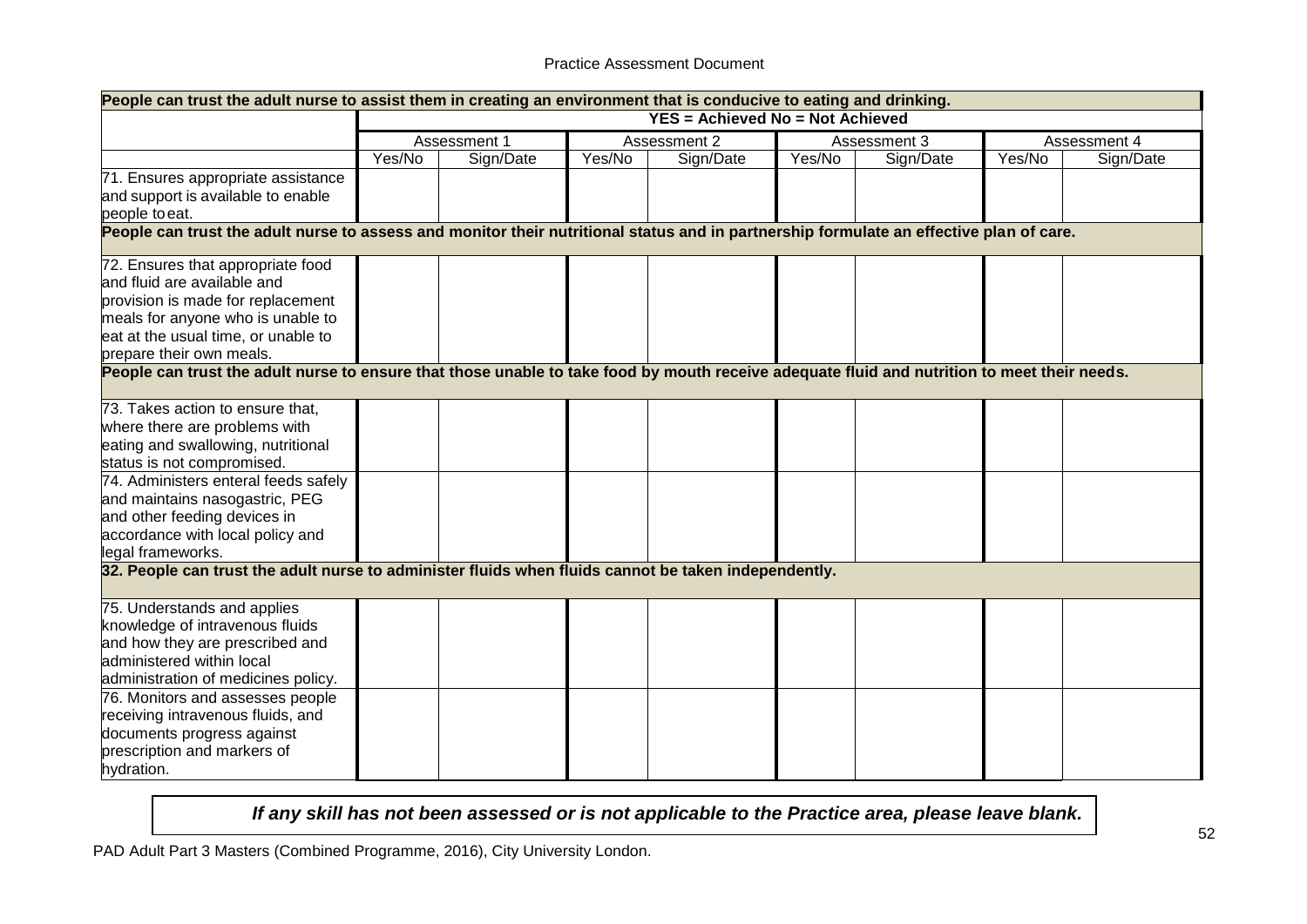| People can trust the adult nurse to assist them in creating an environment that is conducive to eating and drinking. | | | | | | | | |
|---|---|---|---|---|---|---|---|---|
| | **YES = Achieved No = Not Achieved** | | | | | | | |
| | Assessment 1 | | Assessment 2 | | Assessment 3 | | Assessment 4 | |
| | Yes/No | Sign/Date | Yes/No | Sign/Date | Yes/No | Sign/Date | Yes/No | Sign/Date |
| 71. Ensures appropriate assistance and support is available to enable people to eat. | | | | | | | | |
| **People can trust the adult nurse to assess and monitor their nutritional status and in partnership formulate an effective plan of care.** | | | | | | | | |
| 72. Ensures that appropriate food and fluid are available and provision is made for replacement meals for anyone who is unable to eat at the usual time, or unable to prepare their own meals. | | | | | | | | |
| **People can trust the adult nurse to ensure that those unable to take food by mouth receive adequate fluid and nutrition to meet their needs.** | | | | | | | | |
| 73. Takes action to ensure that, where there are problems with eating and swallowing, nutritional status is not compromised. | | | | | | | | |
| 74. Administers enteral feeds safely and maintains nasogastric, PEG and other feeding devices in accordance with local policy and legal frameworks. | | | | | | | | |
| **32. People can trust the adult nurse to administer fluids when fluids cannot be taken independently.** | | | | | | | | |
| 75. Understands and applies knowledge of intravenous fluids and how they are prescribed and administered within local administration of medicines policy. | | | | | | | | |
| 76. Monitors and assesses people receiving intravenous fluids, and documents progress against prescription and markers of hydration. | | | | | | | | |

***If any skill has not been assessed or is not applicable to the Practice area, please leave blank.***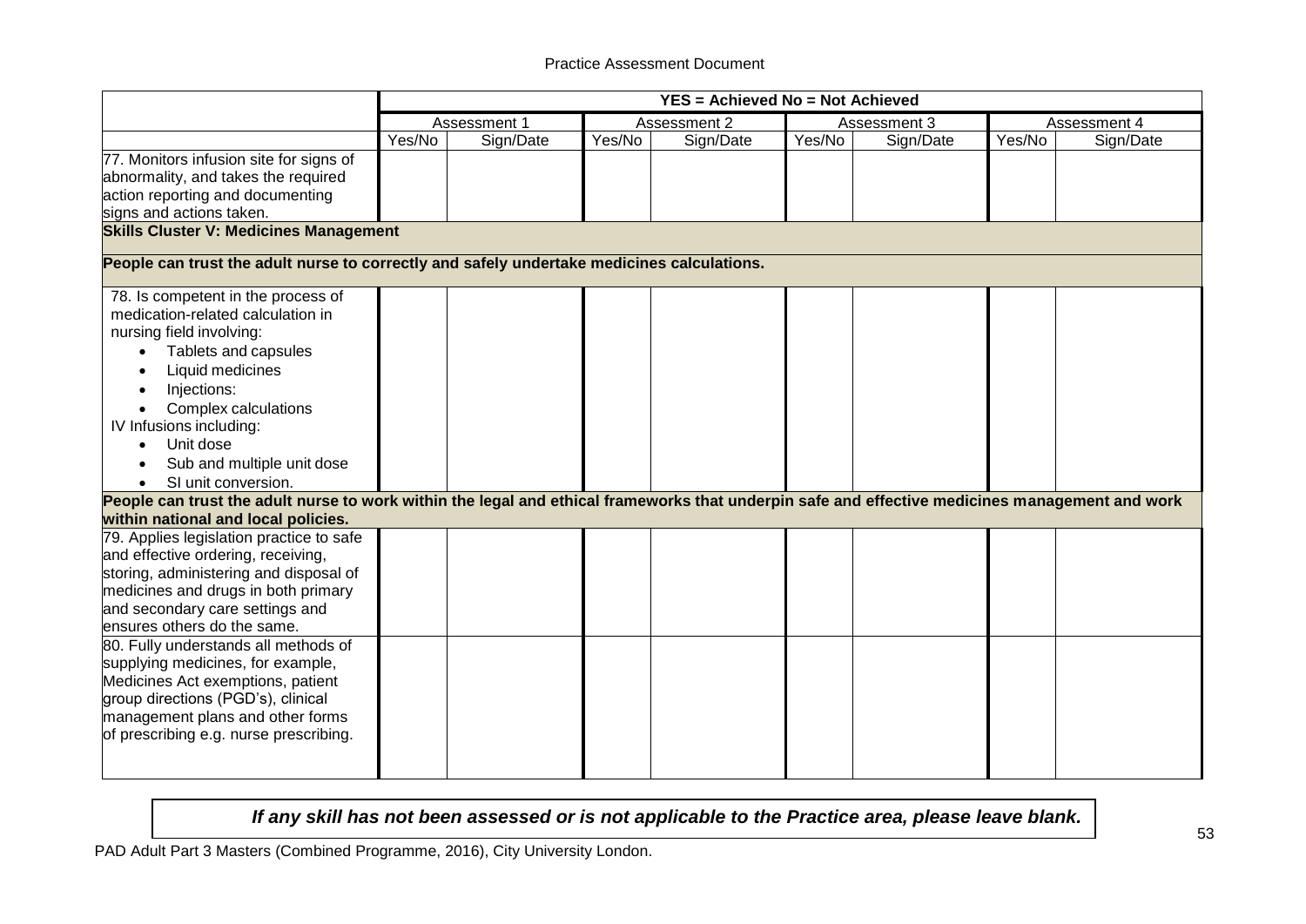| | YES = Achieved No = Not Achieved | | | | | | | |
|---|---|---|---|---|---|---|---|---|
| | Assessment 1 | | Assessment 2 | | Assessment 3 | | Assessment 4 | |
| | Yes/No | Sign/Date | Yes/No | Sign/Date | Yes/No | Sign/Date | Yes/No | Sign/Date |
| 77. Monitors infusion site for signs of abnormality, and takes the required action reporting and documenting signs and actions taken. | | | | | | | | |
| **Skills Cluster V: Medicines Management** | | | | | | | | |
| **People can trust the adult nurse to correctly and safely undertake medicines calculations.** | | | | | | | | |
| 78. Is competent in the process of medication-related calculation in nursing field involving: <br>• Tablets and capsules <br>• Liquid medicines <br>• Injections: <br>• Complex calculations <br>IV Infusions including: <br>• Unit dose <br>• Sub and multiple unit dose <br>• SI unit conversion. | | | | | | | | |
| **People can trust the adult nurse to work within the legal and ethical frameworks that underpin safe and effective medicines management and work within national and local policies.** | | | | | | | | |
| 79. Applies legislation practice to safe and effective ordering, receiving, storing, administering and disposal of medicines and drugs in both primary and secondary care settings and ensures others do the same. | | | | | | | | |
| 80. Fully understands all methods of supplying medicines, for example, Medicines Act exemptions, patient group directions (PGD's), clinical management plans and other forms of prescribing e.g. nurse prescribing. | | | | | | | | |

***If any skill has not been assessed or is not applicable to the Practice area, please leave blank.***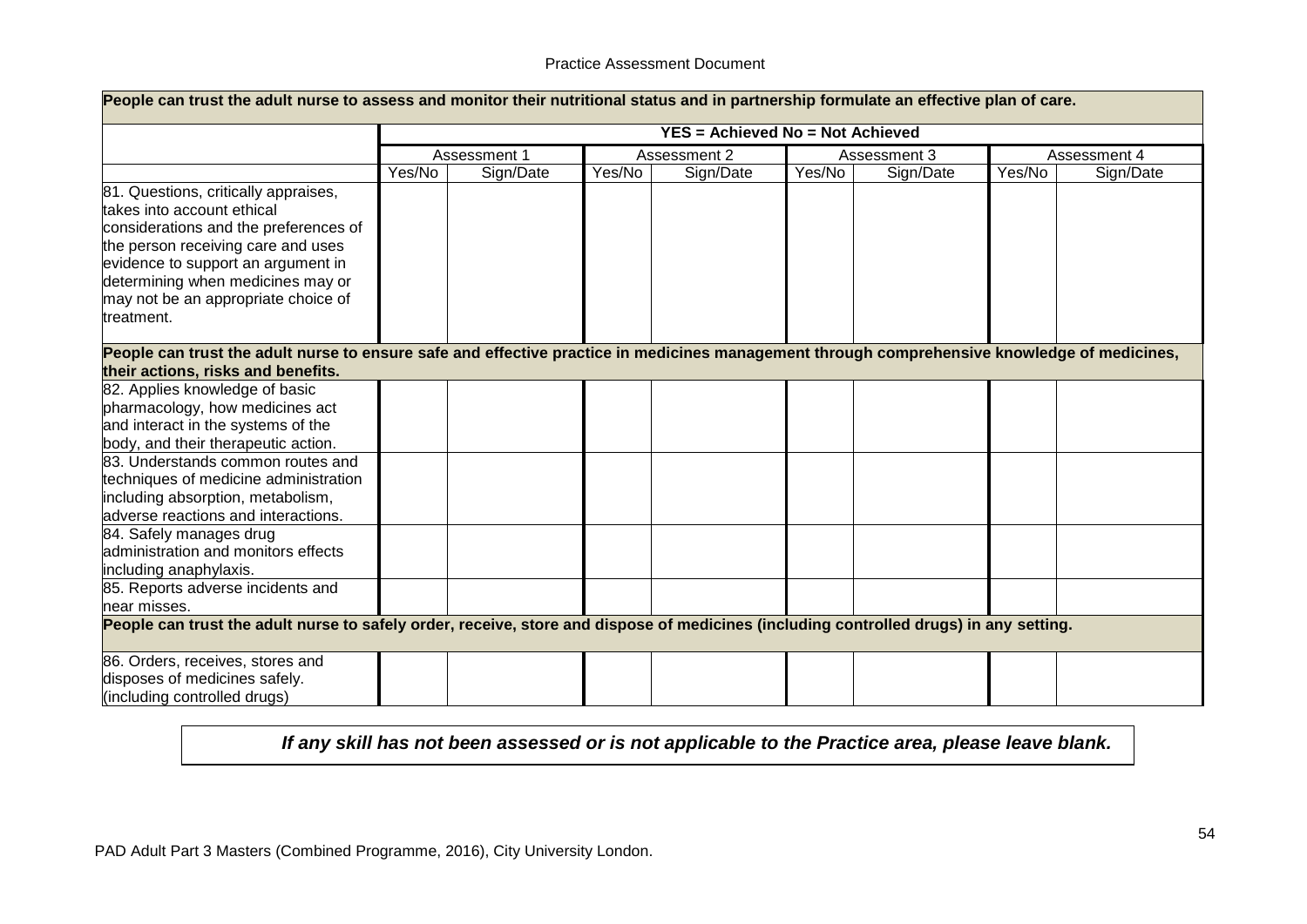| People can trust the adult nurse to assess and monitor their nutritional status and in partnership formulate an effective plan of care. | | | | | | | | |
|---|---|---|---|---|---|---|---|---|
| | **YES = Achieved No = Not Achieved** | | | | | | | |
| | Assessment 1 | | Assessment 2 | | Assessment 3 | | Assessment 4 | |
| | Yes/No | Sign/Date | Yes/No | Sign/Date | Yes/No | Sign/Date | Yes/No | Sign/Date |
| 81. Questions, critically appraises, takes into account ethical considerations and the preferences of the person receiving care and uses evidence to support an argument in determining when medicines may or may not be an appropriate choice of treatment. | | | | | | | | |
| **People can trust the adult nurse to ensure safe and effective practice in medicines management through comprehensive knowledge of medicines, their actions, risks and benefits.** | | | | | | | | |
| 82. Applies knowledge of basic pharmacology, how medicines act and interact in the systems of the body, and their therapeutic action. | | | | | | | | |
| 83. Understands common routes and techniques of medicine administration including absorption, metabolism, adverse reactions and interactions. | | | | | | | | |
| 84. Safely manages drug administration and monitors effects including anaphylaxis. | | | | | | | | |
| 85. Reports adverse incidents and near misses. | | | | | | | | |
| **People can trust the adult nurse to safely order, receive, store and dispose of medicines (including controlled drugs) in any setting.** | | | | | | | | |
| 86. Orders, receives, stores and disposes of medicines safely. (including controlled drugs) | | | | | | | | |

***If any skill has not been assessed or is not applicable to the Practice area, please leave blank.***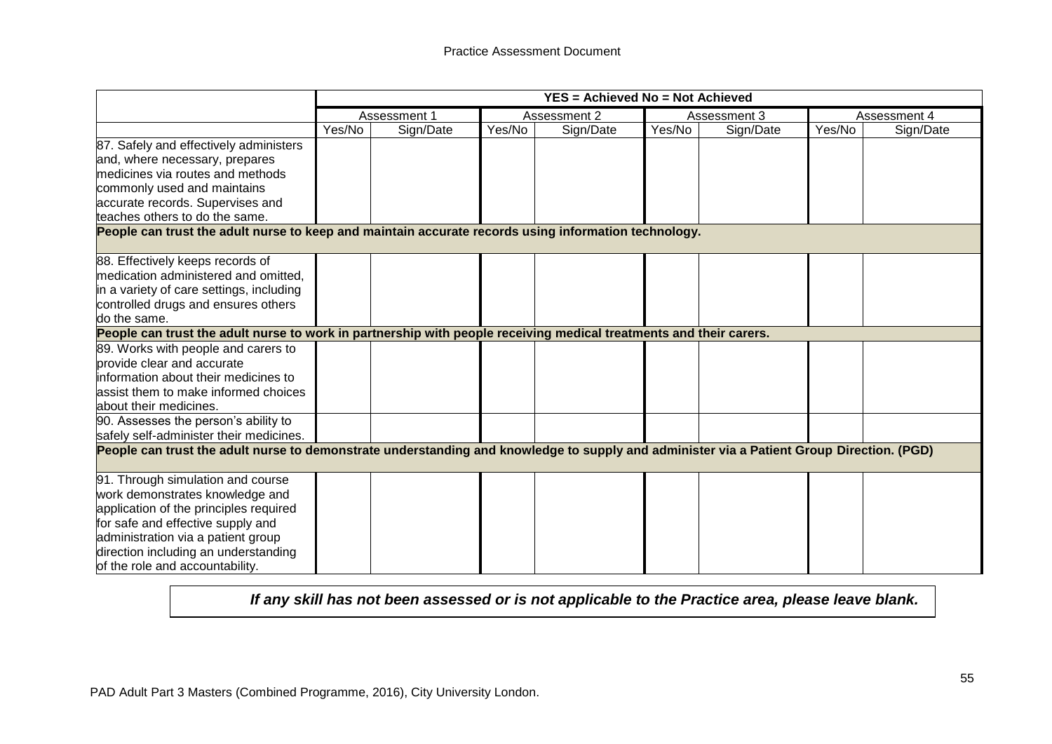| | YES = Achieved No = Not Achieved | | | | | | | |
|---|---|---|---|---|---|---|---|---|
| | Assessment 1 | | Assessment 2 | | Assessment 3 | | Assessment 4 | |
| | Yes/No | Sign/Date | Yes/No | Sign/Date | Yes/No | Sign/Date | Yes/No | Sign/Date |
| 87. Safely and effectively administers and, where necessary, prepares medicines via routes and methods commonly used and maintains accurate records. Supervises and teaches others to do the same. | | | | | | | | |
| **People can trust the adult nurse to keep and maintain accurate records using information technology.** | | | | | | | | |
| 88. Effectively keeps records of medication administered and omitted, in a variety of care settings, including controlled drugs and ensures others do the same. | | | | | | | | |
| **People can trust the adult nurse to work in partnership with people receiving medical treatments and their carers.** | | | | | | | | |
| 89. Works with people and carers to provide clear and accurate information about their medicines to assist them to make informed choices about their medicines. | | | | | | | | |
| 90. Assesses the person's ability to safely self-administer their medicines. | | | | | | | | |
| **People can trust the adult nurse to demonstrate understanding and knowledge to supply and administer via a Patient Group Direction. (PGD)** | | | | | | | | |
| 91. Through simulation and course work demonstrates knowledge and application of the principles required for safe and effective supply and administration via a patient group direction including an understanding of the role and accountability. | | | | | | | | |

***If any skill has not been assessed or is not applicable to the Practice area, please leave blank.***

PAD Adult Part 3 Masters (Combined Programme, 2016), City University London.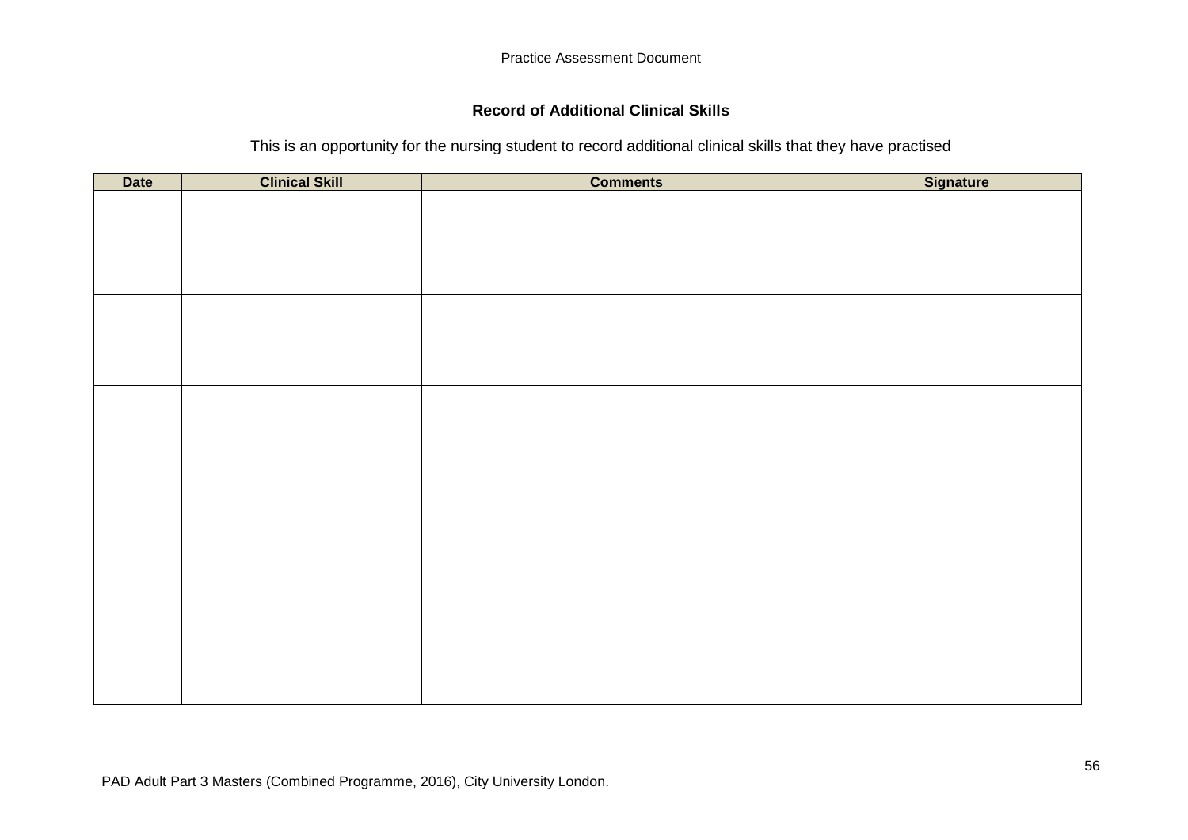**Record of Additional Clinical Skills**

This is an opportunity for the nursing student to record additional clinical skills that they have practised

| Date | Clinical Skill | Comments | Signature |
| --- | --- | --- | --- |
| | | | |
| | | | |
| | | | |
| | | | |
| | | | |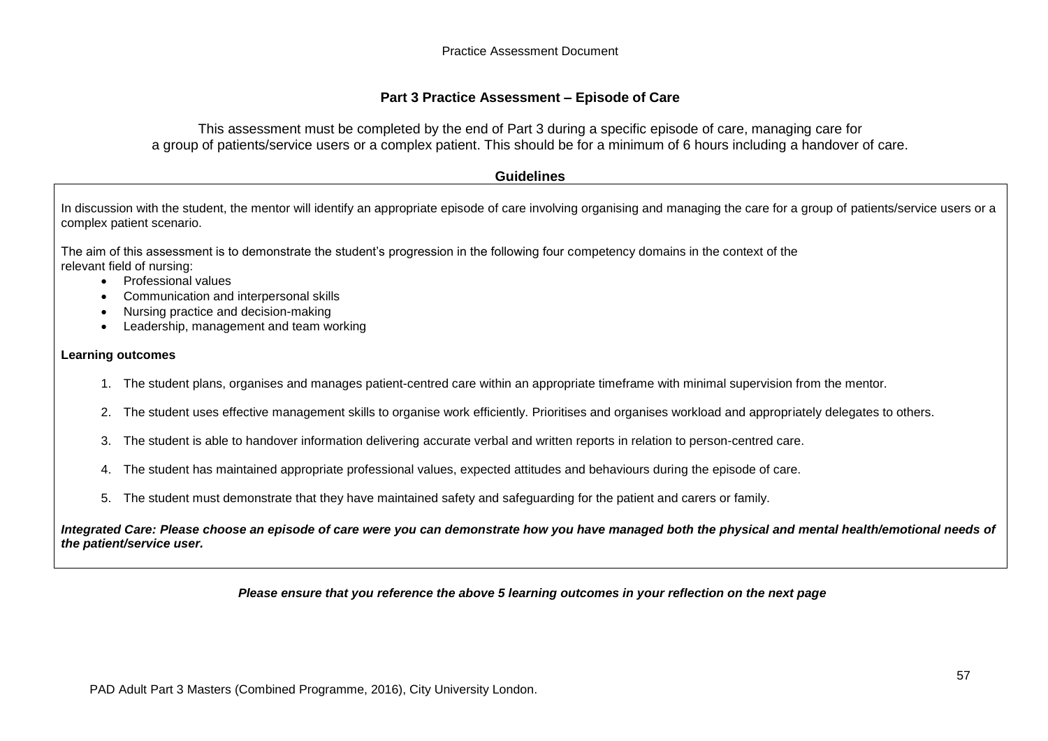## Part 3 Practice Assessment – Episode of Care

This assessment must be completed by the end of Part 3 during a specific episode of care, managing care for a group of patients/service users or a complex patient. This should be for a minimum of 6 hours including a handover of care.

### Guidelines

In discussion with the student, the mentor will identify an appropriate episode of care involving organising and managing the care for a group of patients/service users or a complex patient scenario.

The aim of this assessment is to demonstrate the student's progression in the following four competency domains in the context of the relevant field of nursing:

- Professional values
- Communication and interpersonal skills
- Nursing practice and decision-making
- Leadership, management and team working

**Learning outcomes**

1. The student plans, organises and manages patient-centred care within an appropriate timeframe with minimal supervision from the mentor.
2. The student uses effective management skills to organise work efficiently. Prioritises and organises workload and appropriately delegates to others.
3. The student is able to handover information delivering accurate verbal and written reports in relation to person-centred care.
4. The student has maintained appropriate professional values, expected attitudes and behaviours during the episode of care.
5. The student must demonstrate that they have maintained safety and safeguarding for the patient and carers or family.

***Integrated Care: Please choose an episode of care were you can demonstrate how you have managed both the physical and mental health/emotional needs of the patient/service user.***

***Please ensure that you reference the above 5 learning outcomes in your reflection on the next page***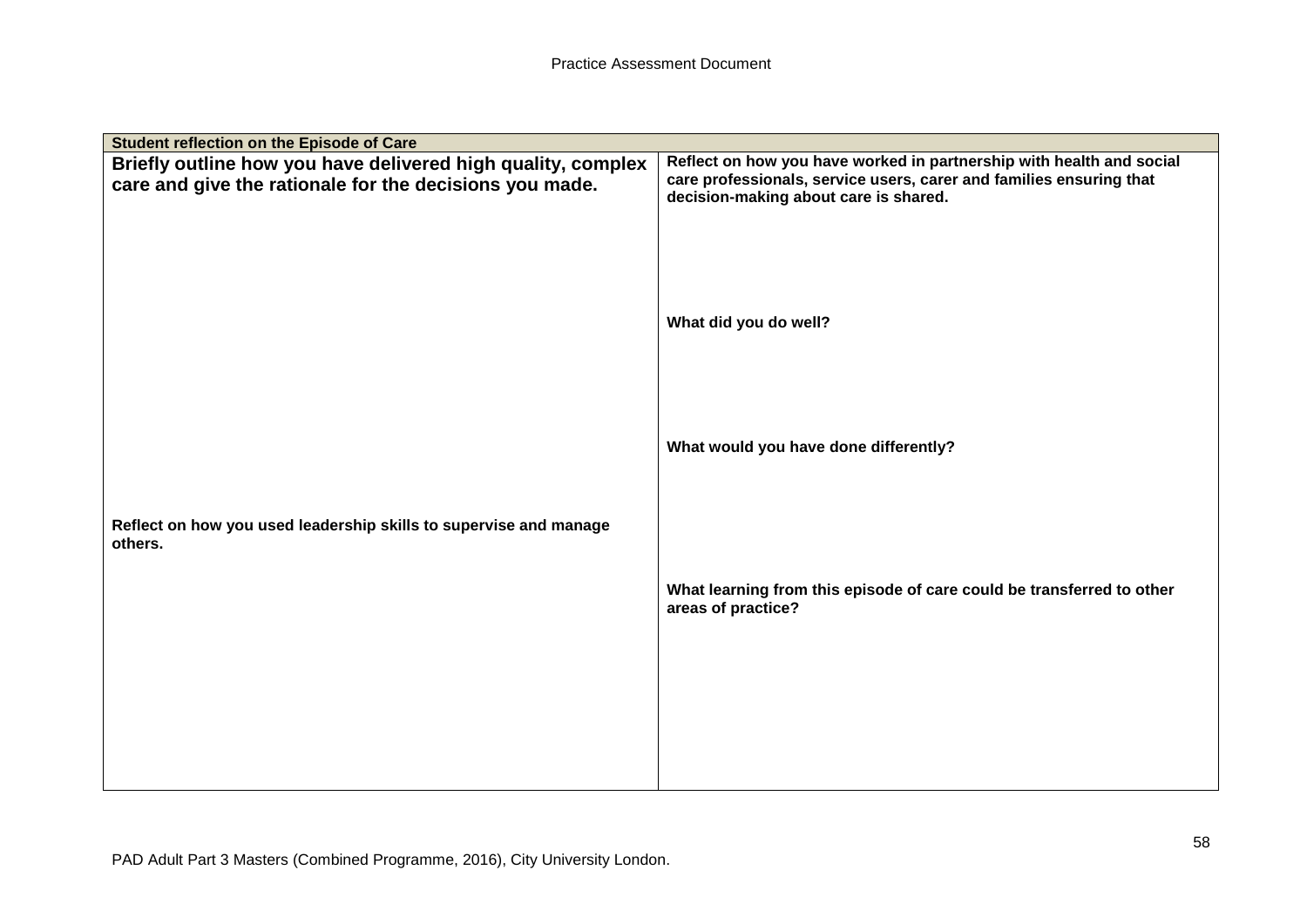| Student reflection on the Episode of Care | |
|---|---|
| **Briefly outline how you have delivered high quality, complex care and give the rationale for the decisions you made.**<br><br>**Reflect on how you used leadership skills to supervise and manage others.** | **Reflect on how you have worked in partnership with health and social care professionals, service users, carer and families ensuring that decision-making about care is shared.**<br><br>**What did you do well?**<br><br>**What would you have done differently?**<br><br>**What learning from this episode of care could be transferred to other areas of practice?** |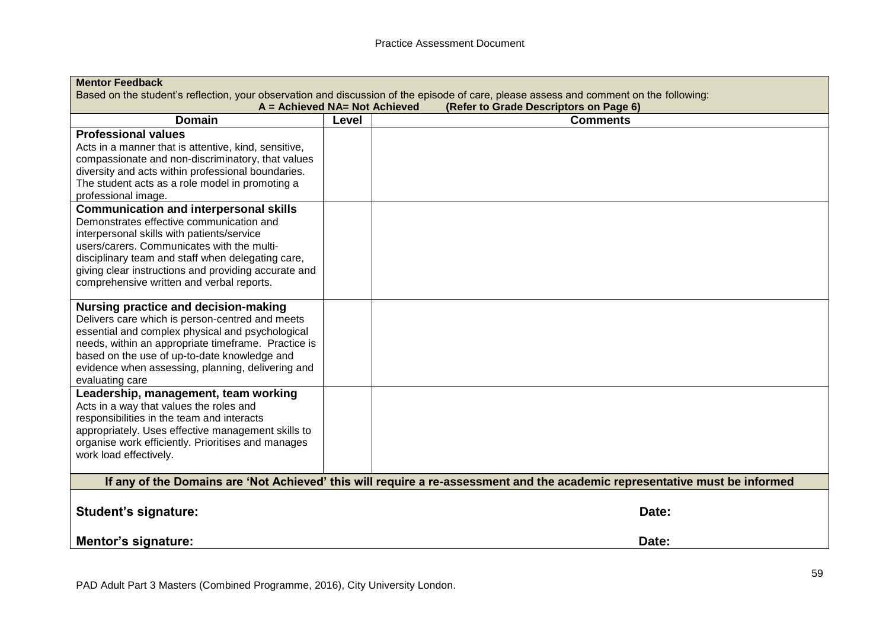**Mentor Feedback**

Based on the student's reflection, your observation and discussion of the episode of care, please assess and comment on the following:

**A = Achieved NA= Not Achieved (Refer to Grade Descriptors on Page 6)**

| Domain | Level | Comments |
|---|---|---|
| **Professional values**<br>Acts in a manner that is attentive, kind, sensitive, compassionate and non-discriminatory, that values diversity and acts within professional boundaries. The student acts as a role model in promoting a professional image. | | |
| **Communication and interpersonal skills**<br>Demonstrates effective communication and interpersonal skills with patients/service users/carers. Communicates with the multi-disciplinary team and staff when delegating care, giving clear instructions and providing accurate and comprehensive written and verbal reports. | | |
| **Nursing practice and decision-making**<br>Delivers care which is person-centred and meets essential and complex physical and psychological needs, within an appropriate timeframe. Practice is based on the use of up-to-date knowledge and evidence when assessing, planning, delivering and evaluating care | | |
| **Leadership, management, team working**<br>Acts in a way that values the roles and responsibilities in the team and interacts appropriately. Uses effective management skills to organise work efficiently. Prioritises and manages work load effectively. | | |

**If any of the Domains are 'Not Achieved' this will require a re-assessment and the academic representative must be informed**

**Student's signature:** **Date:**

**Mentor's signature:** **Date:**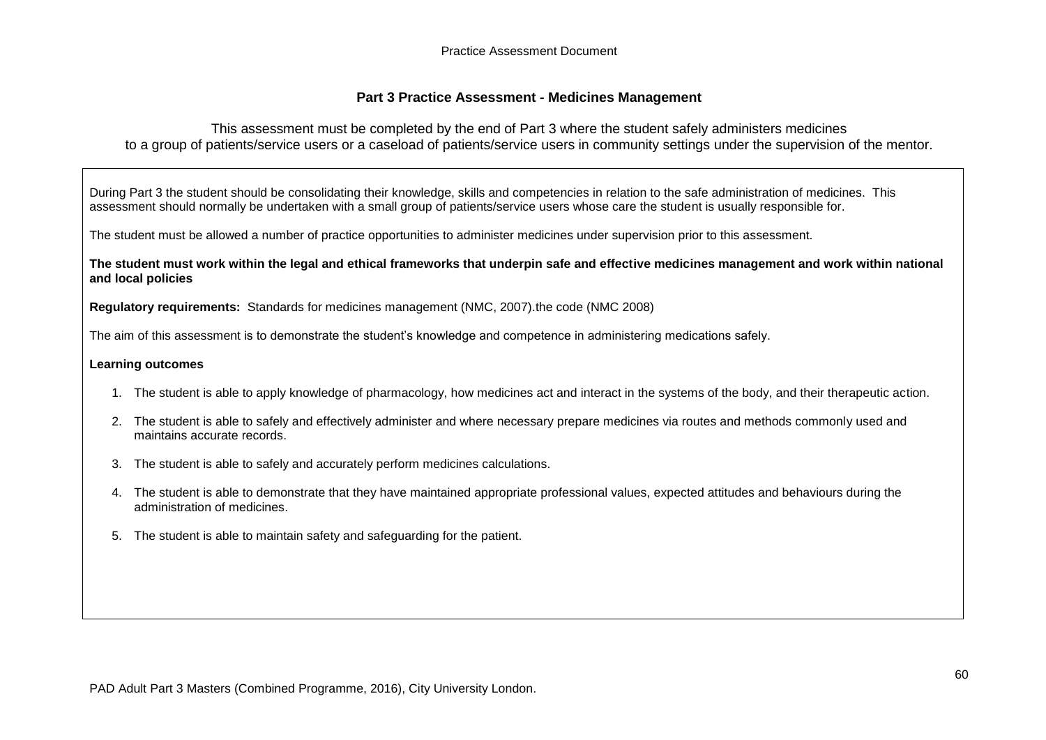## Part 3 Practice Assessment - Medicines Management

This assessment must be completed by the end of Part 3 where the student safely administers medicines to a group of patients/service users or a caseload of patients/service users in community settings under the supervision of the mentor.

During Part 3 the student should be consolidating their knowledge, skills and competencies in relation to the safe administration of medicines. This assessment should normally be undertaken with a small group of patients/service users whose care the student is usually responsible for.

The student must be allowed a number of practice opportunities to administer medicines under supervision prior to this assessment.

**The student must work within the legal and ethical frameworks that underpin safe and effective medicines management and work within national and local policies**

**Regulatory requirements:** Standards for medicines management (NMC, 2007).the code (NMC 2008)

The aim of this assessment is to demonstrate the student's knowledge and competence in administering medications safely.

**Learning outcomes**

1. The student is able to apply knowledge of pharmacology, how medicines act and interact in the systems of the body, and their therapeutic action.
2. The student is able to safely and effectively administer and where necessary prepare medicines via routes and methods commonly used and maintains accurate records.
3. The student is able to safely and accurately perform medicines calculations.
4. The student is able to demonstrate that they have maintained appropriate professional values, expected attitudes and behaviours during the administration of medicines.
5. The student is able to maintain safety and safeguarding for the patient.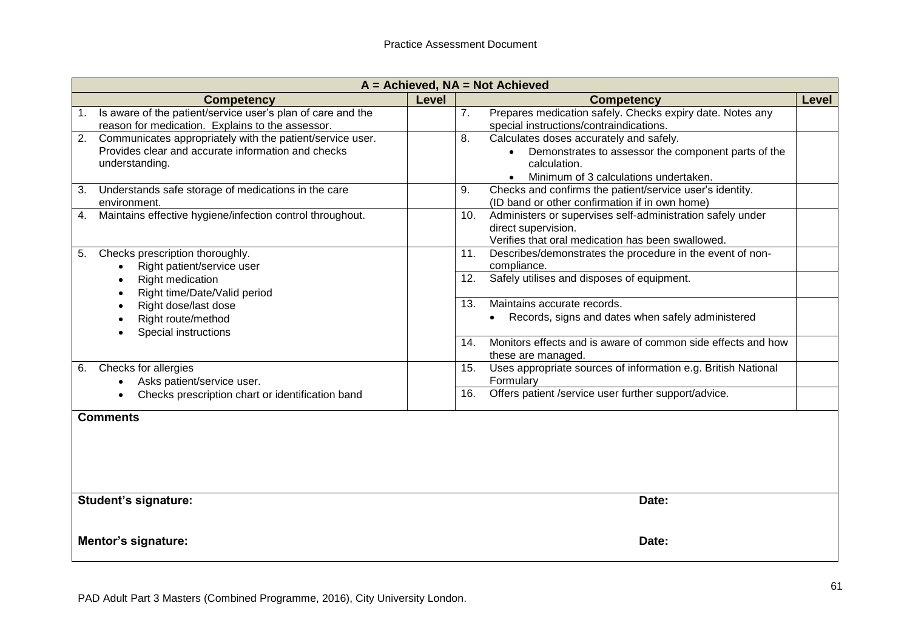| A = Achieved, NA = Not Achieved | | | |
|---|---|---|---|
| **Competency** | **Level** | **Competency** | **Level** |
| 1. Is aware of the patient/service user's plan of care and the reason for medication. Explains to the assessor. | | 7. Prepares medication safely. Checks expiry date. Notes any special instructions/contraindications. | |
| 2. Communicates appropriately with the patient/service user. Provides clear and accurate information and checks understanding. | | 8. Calculates doses accurately and safely. • Demonstrates to assessor the component parts of the calculation. • Minimum of 3 calculations undertaken. | |
| 3. Understands safe storage of medications in the care environment. | | 9. Checks and confirms the patient/service user's identity. (ID band or other confirmation if in own home) | |
| 4. Maintains effective hygiene/infection control throughout. | | 10. Administers or supervises self-administration safely under direct supervision. Verifies that oral medication has been swallowed. | |
| 5. Checks prescription thoroughly. • Right patient/service user • Right medication • Right time/Date/Valid period • Right dose/last dose • Right route/method • Special instructions | | 11. Describes/demonstrates the procedure in the event of non-compliance. | |
| | | 12. Safely utilises and disposes of equipment. | |
| | | 13. Maintains accurate records. • Records, signs and dates when safely administered | |
| | | 14. Monitors effects and is aware of common side effects and how these are managed. | |
| 6. Checks for allergies • Asks patient/service user. • Checks prescription chart or identification band | | 15. Uses appropriate sources of information e.g. British National Formulary | |
| | | 16. Offers patient /service user further support/advice. | |

**Comments**

**Student's signature:** **Date:**

**Mentor's signature:** **Date:**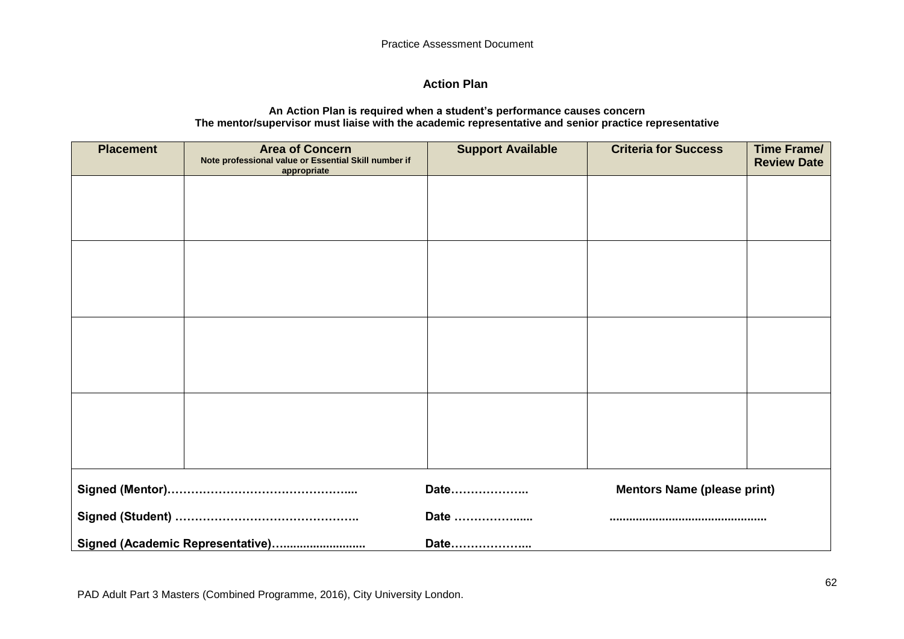## Action Plan

**An Action Plan is required when a student's performance causes concern**
**The mentor/supervisor must liaise with the academic representative and senior practice representative**

| Placement | Area of Concern<br>Note professional value or Essential Skill number if appropriate | Support Available | Criteria for Success | Time Frame/ Review Date |
|---|---|---|---|---|
| | | | | |
| | | | | |
| | | | | |
| | | | | |

**Signed (Mentor)…………………………………………....** **Date………………..** **Mentors Name (please print)**

**Signed (Student) ………………………………………..** **Date …………….....** **..............................................**

**Signed (Academic Representative)….........................** **Date………………...**

PAD Adult Part 3 Masters (Combined Programme, 2016), City University London.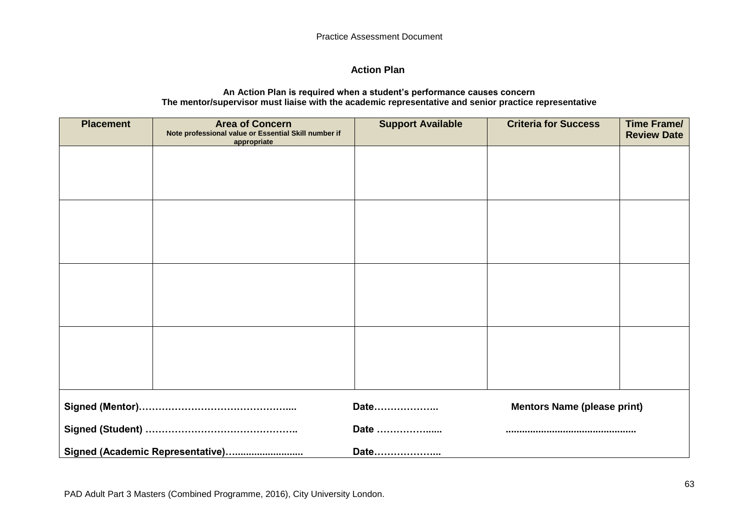# Action Plan

**An Action Plan is required when a student's performance causes concern**
**The mentor/supervisor must liaise with the academic representative and senior practice representative**

| Placement | Area of Concern<br>Note professional value or Essential Skill number if appropriate | Support Available | Criteria for Success | Time Frame/ Review Date |
|---|---|---|---|---|
| | | | | |
| | | | | |
| | | | | |
| | | | | |

**Signed (Mentor)…………………………………………....** **Date………………..** **Mentors Name (please print)**

**Signed (Student) ………………………………………..** **Date ……………......** **...............................................**

**Signed (Academic Representative)…........................** **Date………………...**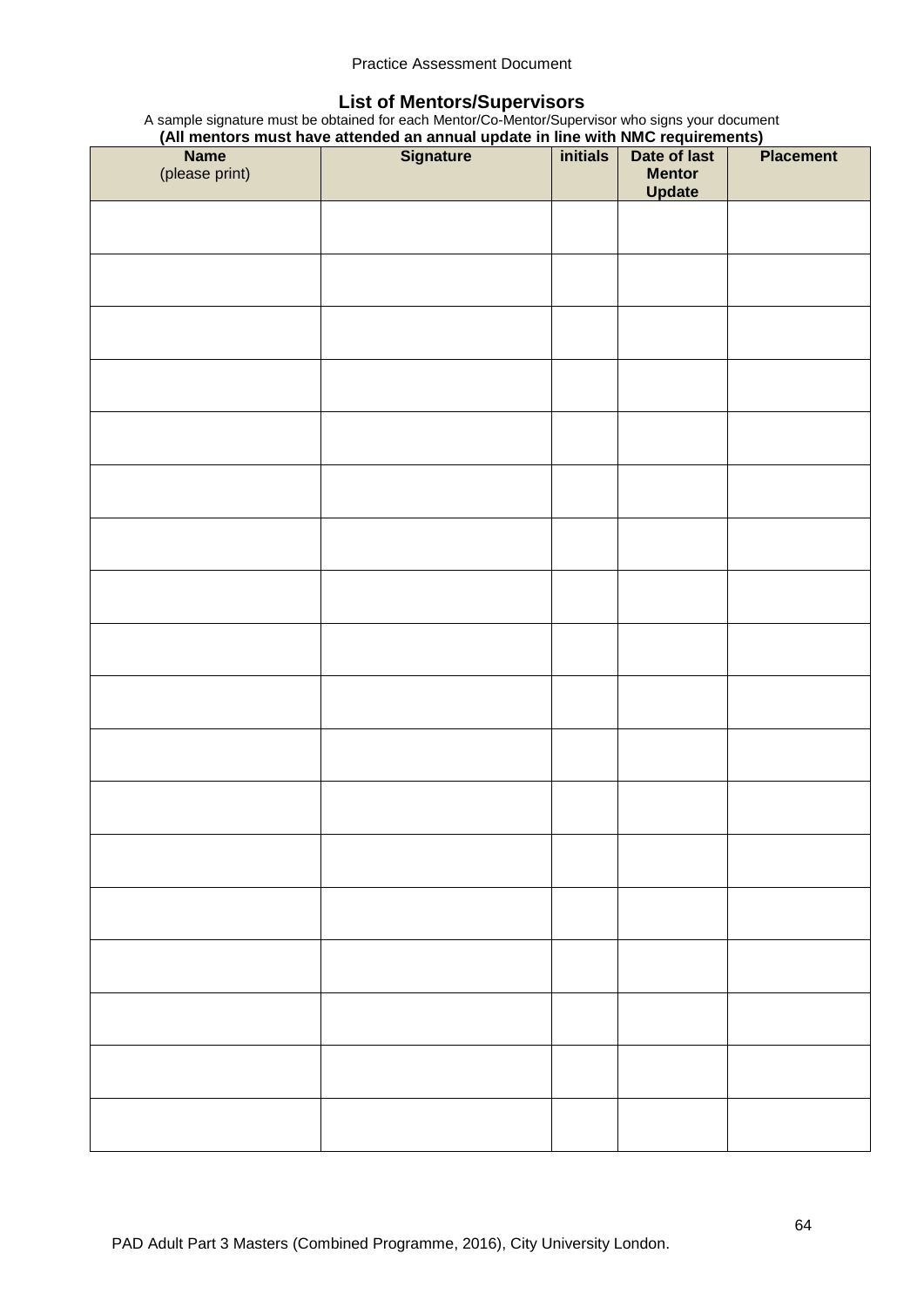## List of Mentors/Supervisors

A sample signature must be obtained for each Mentor/Co-Mentor/Supervisor who signs your document

**(All mentors must have attended an annual update in line with NMC requirements)**

| **Name** (please print) | **Signature** | **initials** | **Date of last Mentor Update** | **Placement** |
|---|---|---|---|---|
| | | | | |
| | | | | |
| | | | | |
| | | | | |
| | | | | |
| | | | | |
| | | | | |
| | | | | |
| | | | | |
| | | | | |
| | | | | |
| | | | | |
| | | | | |
| | | | | |
| | | | | |
| | | | | |
| | | | | |
| | | | | |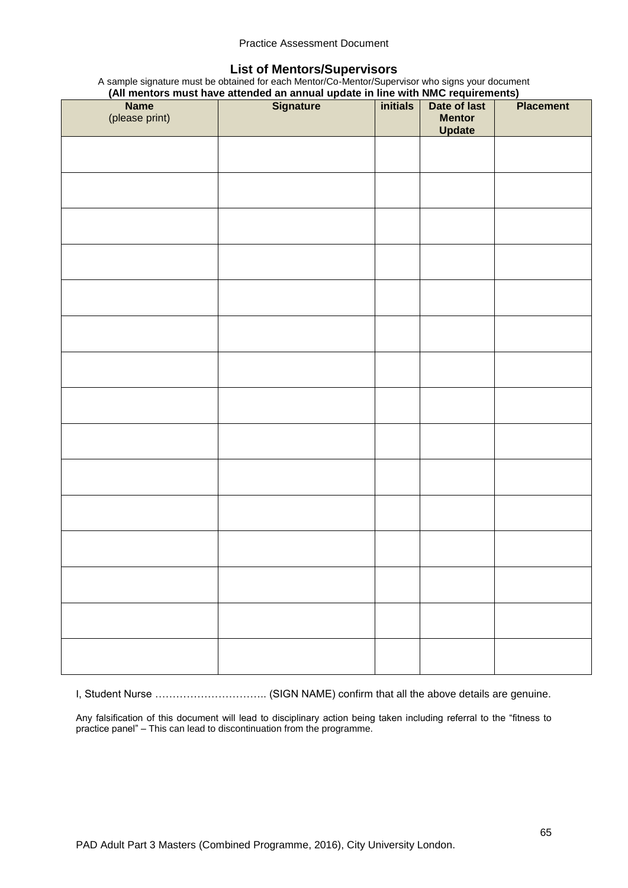## List of Mentors/Supervisors

A sample signature must be obtained for each Mentor/Co-Mentor/Supervisor who signs your document

**(All mentors must have attended an annual update in line with NMC requirements)**

| **Name** (please print) | **Signature** | **initials** | **Date of last Mentor Update** | **Placement** |
|---|---|---|---|---|
| | | | | |
| | | | | |
| | | | | |
| | | | | |
| | | | | |
| | | | | |
| | | | | |
| | | | | |
| | | | | |
| | | | | |
| | | | | |
| | | | | |
| | | | | |
| | | | | |
| | | | | |

I, Student Nurse ………………………….. (SIGN NAME) confirm that all the above details are genuine.

Any falsification of this document will lead to disciplinary action being taken including referral to the "fitness to practice panel" – This can lead to discontinuation from the programme.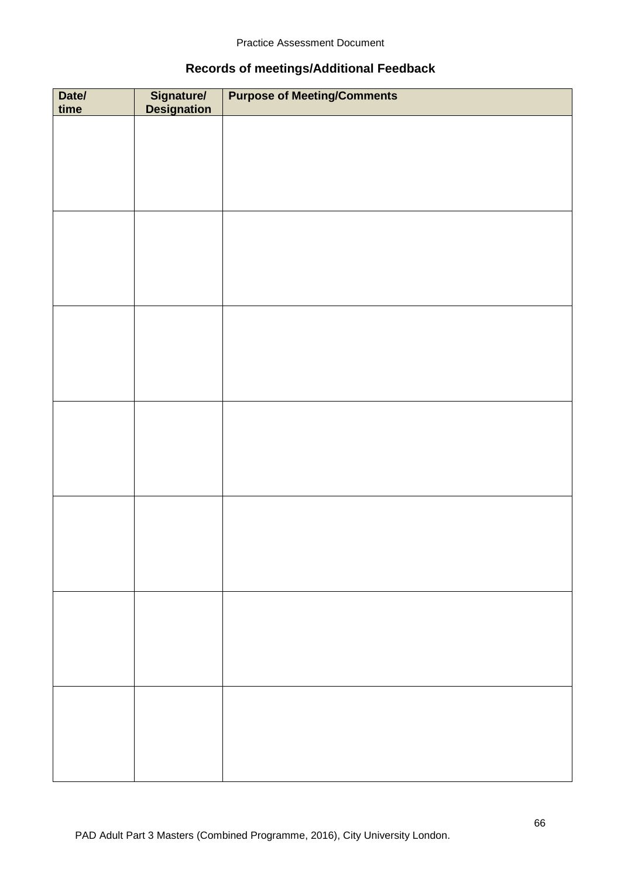## Records of meetings/Additional Feedback

| Date/ time | Signature/ Designation | Purpose of Meeting/Comments |
|---|---|---|
| | | |
| | | |
| | | |
| | | |
| | | |
| | | |
| | | |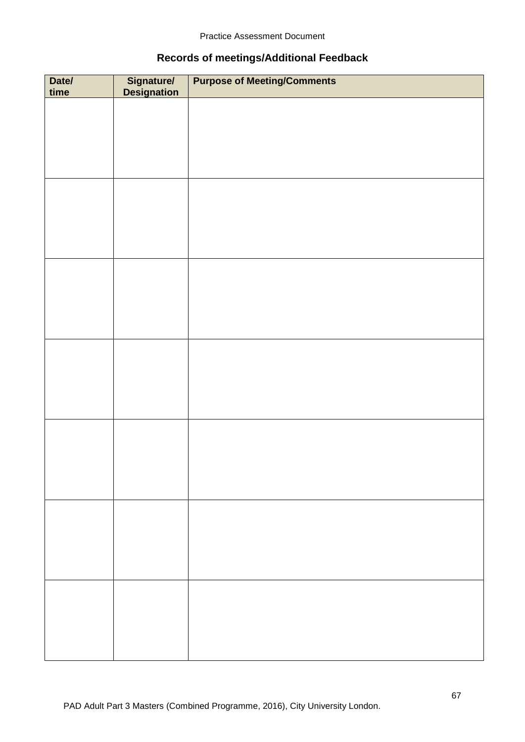## Records of meetings/Additional Feedback

| Date/ time | Signature/ Designation | Purpose of Meeting/Comments |
|---|---|---|
| | | |
| | | |
| | | |
| | | |
| | | |
| | | |
| | | |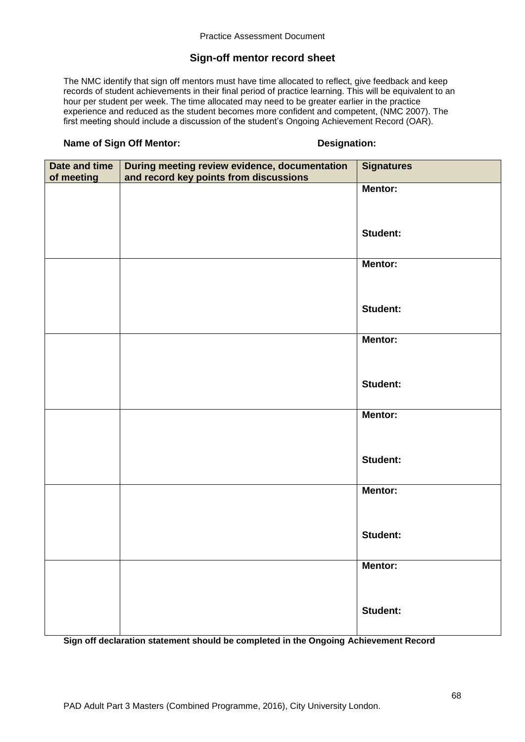## Sign-off mentor record sheet

The NMC identify that sign off mentors must have time allocated to reflect, give feedback and keep records of student achievements in their final period of practice learning. This will be equivalent to an hour per student per week. The time allocated may need to be greater earlier in the practice experience and reduced as the student becomes more confident and competent, (NMC 2007). The first meeting should include a discussion of the student's Ongoing Achievement Record (OAR).

**Name of Sign Off Mentor:** **Designation:**

| Date and time of meeting | During meeting review evidence, documentation and record key points from discussions | Signatures |
|---|---|---|
| | | **Mentor:**<br><br>**Student:** |
| | | **Mentor:**<br><br>**Student:** |
| | | **Mentor:**<br><br>**Student:** |
| | | **Mentor:**<br><br>**Student:** |
| | | **Mentor:**<br><br>**Student:** |
| | | **Mentor:**<br><br>**Student:** |

**Sign off declaration statement should be completed in the Ongoing Achievement Record**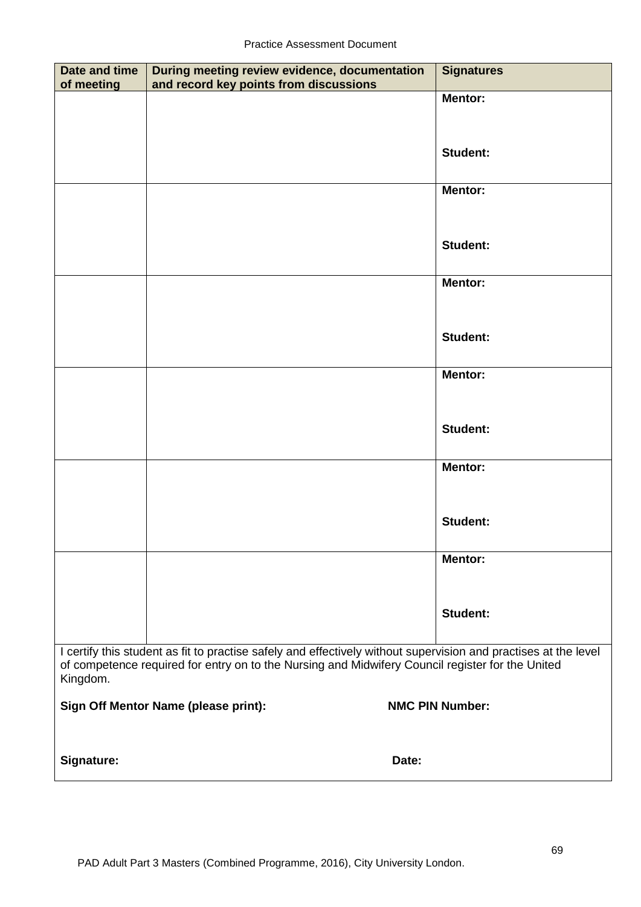| Date and time of meeting | During meeting review evidence, documentation and record key points from discussions | Signatures |
|---|---|---|
| | | **Mentor:**<br><br>**Student:** |
| | | **Mentor:**<br><br>**Student:** |
| | | **Mentor:**<br><br>**Student:** |
| | | **Mentor:**<br><br>**Student:** |
| | | **Mentor:**<br><br>**Student:** |
| | | **Mentor:**<br><br>**Student:** |

I certify this student as fit to practise safely and effectively without supervision and practises at the level of competence required for entry on to the Nursing and Midwifery Council register for the United Kingdom.

**Sign Off Mentor Name (please print):** **NMC PIN Number:**

**Signature:** **Date:**

PAD Adult Part 3 Masters (Combined Programme, 2016), City University London.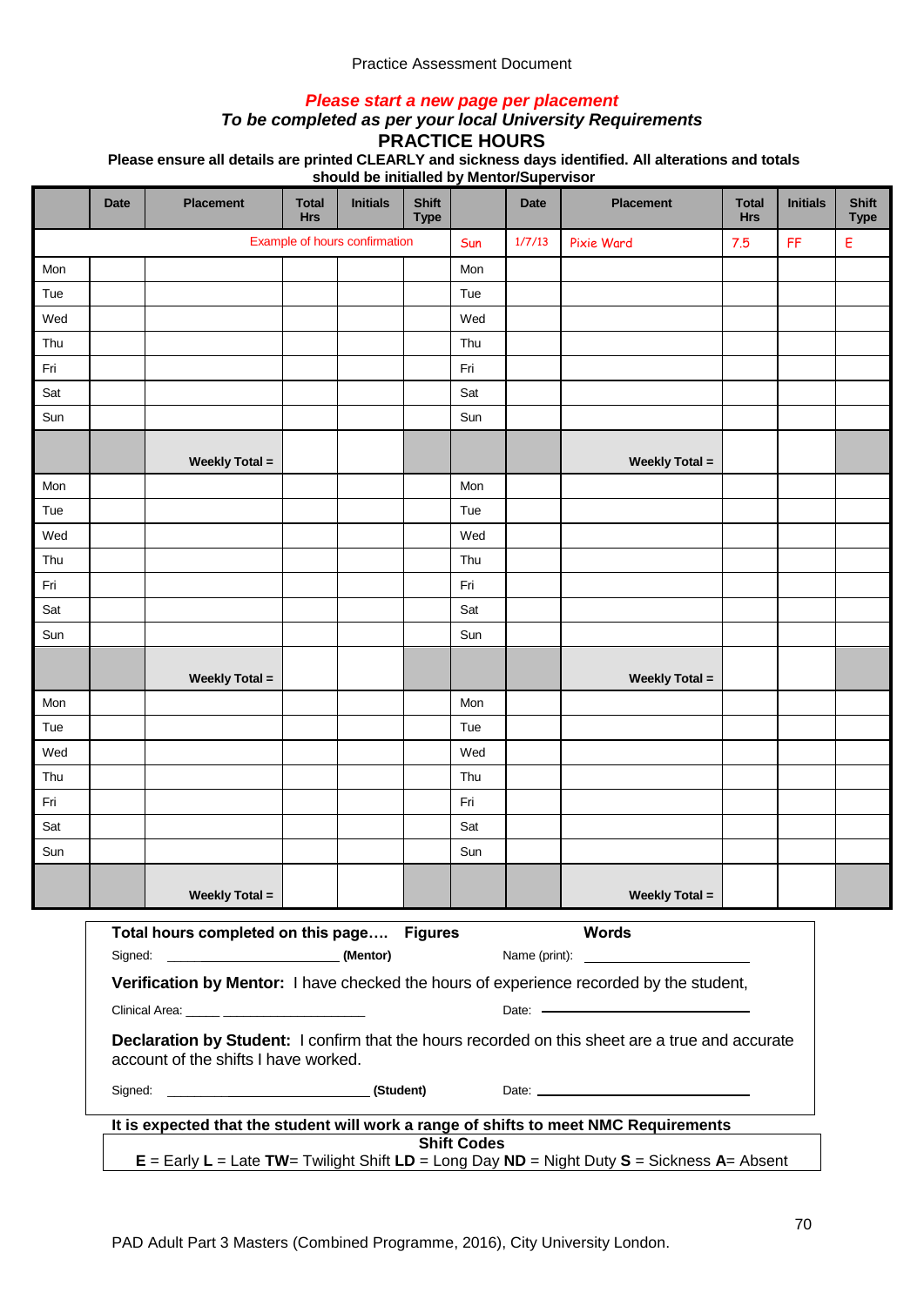Practice Assessment Document

***Please start a new page per placement***

***To be completed as per your local University Requirements***

## PRACTICE HOURS

**Please ensure all details are printed CLEARLY and sickness days identified. All alterations and totals should be initialled by Mentor/Supervisor**

| | Date | Placement | Total Hrs | Initials | Shift Type | | Date | Placement | Total Hrs | Initials | Shift Type |
|---|---|---|---|---|---|---|---|---|---|---|---|
| Example of hours confirmation | | | | | | Sun | 1/7/13 | Pixie Ward | 7.5 | FF | E |
| Mon | | | | | | Mon | | | | | |
| Tue | | | | | | Tue | | | | | |
| Wed | | | | | | Wed | | | | | |
| Thu | | | | | | Thu | | | | | |
| Fri | | | | | | Fri | | | | | |
| Sat | | | | | | Sat | | | | | |
| Sun | | | | | | Sun | | | | | |
| | | **Weekly Total =** | | | | | | **Weekly Total =** | | | |
| Mon | | | | | | Mon | | | | | |
| Tue | | | | | | Tue | | | | | |
| Wed | | | | | | Wed | | | | | |
| Thu | | | | | | Thu | | | | | |
| Fri | | | | | | Fri | | | | | |
| Sat | | | | | | Sat | | | | | |
| Sun | | | | | | Sun | | | | | |
| | | **Weekly Total =** | | | | | | **Weekly Total =** | | | |
| Mon | | | | | | Mon | | | | | |
| Tue | | | | | | Tue | | | | | |
| Wed | | | | | | Wed | | | | | |
| Thu | | | | | | Thu | | | | | |
| Fri | | | | | | Fri | | | | | |
| Sat | | | | | | Sat | | | | | |
| Sun | | | | | | Sun | | | | | |
| | | **Weekly Total =** | | | | | | **Weekly Total =** | | | |

**Total hours completed on this page….** **Figures** **Words**

Signed: ______________________ **(Mentor)** Name (print): ______________________

**Verification by Mentor:** I have checked the hours of experience recorded by the student,

Clinical Area: _____ ____________________ Date: ______________________

**Declaration by Student:** I confirm that the hours recorded on this sheet are a true and accurate account of the shifts I have worked.

Signed: __________________________ ***(Student)*** Date: ______________________

**It is expected that the student will work a range of shifts to meet NMC Requirements**

**Shift Codes**

**E** = Early **L** = Late **TW**= Twilight Shift **LD** = Long Day **ND** = Night Duty **S** = Sickness **A**= Absent

PAD Adult Part 3 Masters (Combined Programme, 2016), City University London.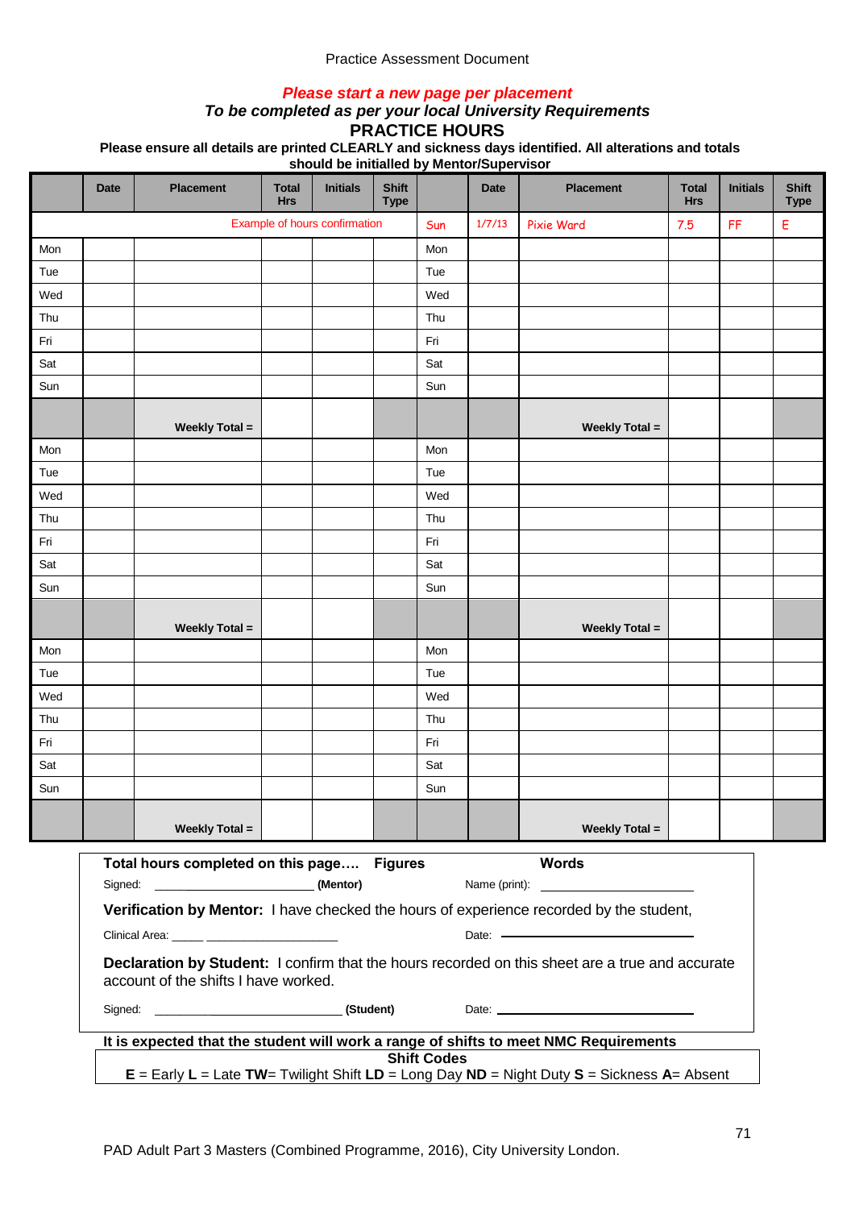Practice Assessment Document

***Please start a new page per placement***

***To be completed as per your local University Requirements***

## PRACTICE HOURS

**Please ensure all details are printed CLEARLY and sickness days identified. All alterations and totals should be initialled by Mentor/Supervisor**

| | Date | Placement | Total Hrs | Initials | Shift Type | | Date | Placement | Total Hrs | Initials | Shift Type |
|---|---|---|---|---|---|---|---|---|---|---|---|
| | | Example of hours confirmation | | | | Sun | 1/7/13 | Pixie Ward | 7.5 | FF | E |
| Mon | | | | | | Mon | | | | | |
| Tue | | | | | | Tue | | | | | |
| Wed | | | | | | Wed | | | | | |
| Thu | | | | | | Thu | | | | | |
| Fri | | | | | | Fri | | | | | |
| Sat | | | | | | Sat | | | | | |
| Sun | | | | | | Sun | | | | | |
| | | **Weekly Total =** | | | | | | **Weekly Total =** | | | |
| Mon | | | | | | Mon | | | | | |
| Tue | | | | | | Tue | | | | | |
| Wed | | | | | | Wed | | | | | |
| Thu | | | | | | Thu | | | | | |
| Fri | | | | | | Fri | | | | | |
| Sat | | | | | | Sat | | | | | |
| Sun | | | | | | Sun | | | | | |
| | | **Weekly Total =** | | | | | | **Weekly Total =** | | | |
| Mon | | | | | | Mon | | | | | |
| Tue | | | | | | Tue | | | | | |
| Wed | | | | | | Wed | | | | | |
| Thu | | | | | | Thu | | | | | |
| Fri | | | | | | Fri | | | | | |
| Sat | | | | | | Sat | | | | | |
| Sun | | | | | | Sun | | | | | |
| | | **Weekly Total =** | | | | | | **Weekly Total =** | | | |

**Total hours completed on this page…. Figures** **Words**

Signed: ______________________ **(Mentor)** Name (print): ______________________

**Verification by Mentor:** I have checked the hours of experience recorded by the student,

Clinical Area: _____ ____________________ Date: ______________________

**Declaration by Student:** I confirm that the hours recorded on this sheet are a true and accurate account of the shifts I have worked.

Signed: ___________________________ **(Student)** Date: ______________________

**It is expected that the student will work a range of shifts to meet NMC Requirements**

**Shift Codes**

**E** = Early **L** = Late **TW**= Twilight Shift **LD** = Long Day **ND** = Night Duty **S** = Sickness **A**= Absent

PAD Adult Part 3 Masters (Combined Programme, 2016), City University London.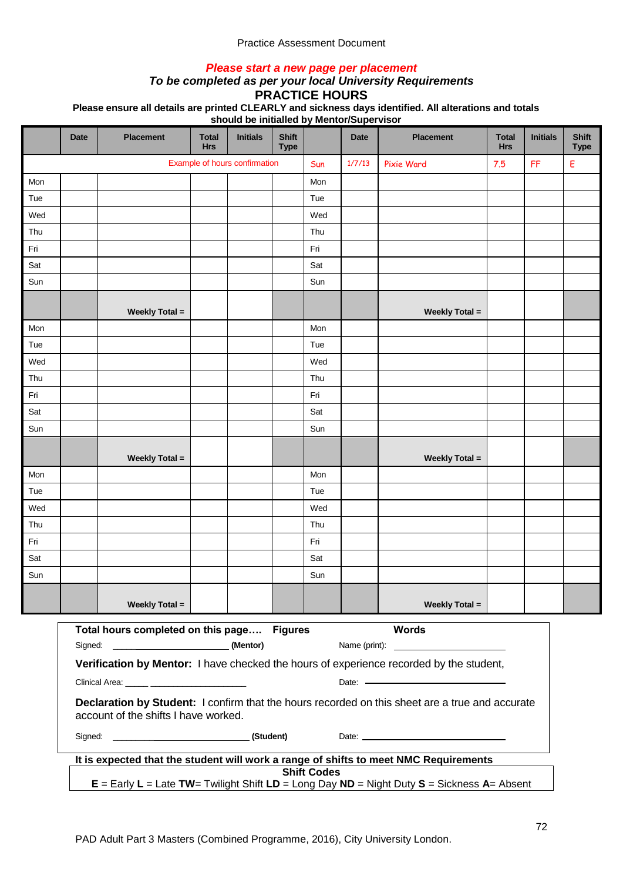Practice Assessment Document

***Please start a new page per placement***

***To be completed as per your local University Requirements***

## PRACTICE HOURS

**Please ensure all details are printed CLEARLY and sickness days identified. All alterations and totals should be initialled by Mentor/Supervisor**

| | Date | Placement | Total Hrs | Initials | Shift Type | | Date | Placement | Total Hrs | Initials | Shift Type |
|---|---|---|---|---|---|---|---|---|---|---|---|
| | | Example of hours confirmation | | | | Sun | 1/7/13 | Pixie Ward | 7.5 | FF | E |
| Mon | | | | | | Mon | | | | | |
| Tue | | | | | | Tue | | | | | |
| Wed | | | | | | Wed | | | | | |
| Thu | | | | | | Thu | | | | | |
| Fri | | | | | | Fri | | | | | |
| Sat | | | | | | Sat | | | | | |
| Sun | | | | | | Sun | | | | | |
| | | **Weekly Total =** | | | | | | **Weekly Total =** | | | |
| Mon | | | | | | Mon | | | | | |
| Tue | | | | | | Tue | | | | | |
| Wed | | | | | | Wed | | | | | |
| Thu | | | | | | Thu | | | | | |
| Fri | | | | | | Fri | | | | | |
| Sat | | | | | | Sat | | | | | |
| Sun | | | | | | Sun | | | | | |
| | | **Weekly Total =** | | | | | | **Weekly Total =** | | | |
| Mon | | | | | | Mon | | | | | |
| Tue | | | | | | Tue | | | | | |
| Wed | | | | | | Wed | | | | | |
| Thu | | | | | | Thu | | | | | |
| Fri | | | | | | Fri | | | | | |
| Sat | | | | | | Sat | | | | | |
| Sun | | | | | | Sun | | | | | |
| | | **Weekly Total =** | | | | | | **Weekly Total =** | | | |

**Total hours completed on this page….  Figures** **Words**

Signed: ______________________ **(Mentor)** Name (print): ______________________

**Verification by Mentor:** I have checked the hours of experience recorded by the student,

Clinical Area: _____ ____________________ Date: ______________________

**Declaration by Student:** I confirm that the hours recorded on this sheet are a true and accurate account of the shifts I have worked.

Signed: ___________________________ **(Student)** Date: ______________________

**It is expected that the student will work a range of shifts to meet NMC Requirements**

**Shift Codes**

**E** = Early **L** = Late **TW**= Twilight Shift **LD** = Long Day **ND** = Night Duty **S** = Sickness **A**= Absent

PAD Adult Part 3 Masters (Combined Programme, 2016), City University London.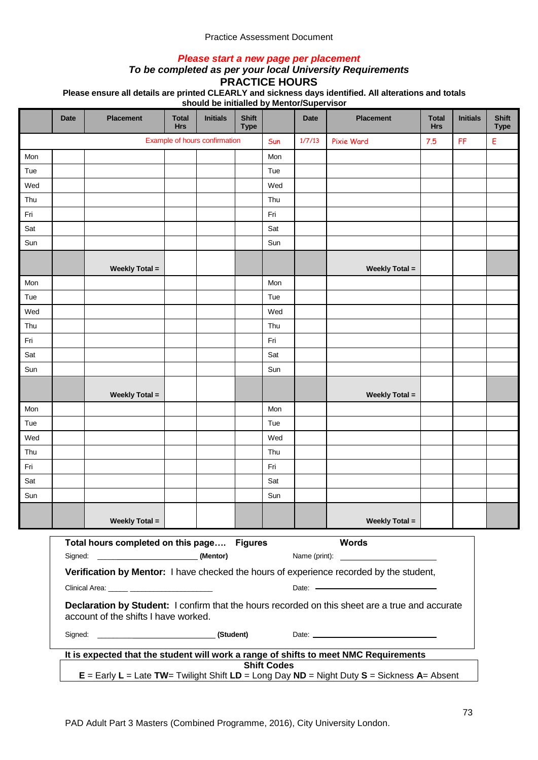Practice Assessment Document

***Please start a new page per placement***

***To be completed as per your local University Requirements***

## PRACTICE HOURS

**Please ensure all details are printed CLEARLY and sickness days identified. All alterations and totals should be initialled by Mentor/Supervisor**

| | Date | Placement | Total Hrs | Initials | Shift Type | | Date | Placement | Total Hrs | Initials | Shift Type |
|---|---|---|---|---|---|---|---|---|---|---|---|
| | | Example of hours confirmation | | | | Sun | 1/7/13 | Pixie Ward | 7.5 | FF | E |
| Mon | | | | | | Mon | | | | | |
| Tue | | | | | | Tue | | | | | |
| Wed | | | | | | Wed | | | | | |
| Thu | | | | | | Thu | | | | | |
| Fri | | | | | | Fri | | | | | |
| Sat | | | | | | Sat | | | | | |
| Sun | | | | | | Sun | | | | | |
| | | **Weekly Total =** | | | | | | **Weekly Total =** | | | |
| Mon | | | | | | Mon | | | | | |
| Tue | | | | | | Tue | | | | | |
| Wed | | | | | | Wed | | | | | |
| Thu | | | | | | Thu | | | | | |
| Fri | | | | | | Fri | | | | | |
| Sat | | | | | | Sat | | | | | |
| Sun | | | | | | Sun | | | | | |
| | | **Weekly Total =** | | | | | | **Weekly Total =** | | | |
| Mon | | | | | | Mon | | | | | |
| Tue | | | | | | Tue | | | | | |
| Wed | | | | | | Wed | | | | | |
| Thu | | | | | | Thu | | | | | |
| Fri | | | | | | Fri | | | | | |
| Sat | | | | | | Sat | | | | | |
| Sun | | | | | | Sun | | | | | |
| | | **Weekly Total =** | | | | | | **Weekly Total =** | | | |

**Total hours completed on this page…. Figures** **Words**

Signed: ______________________ **(Mentor)** Name (print): ______________________

**Verification by Mentor:** I have checked the hours of experience recorded by the student,

Clinical Area: _____ ____________________ Date: ______________________

**Declaration by Student:** I confirm that the hours recorded on this sheet are a true and accurate account of the shifts I have worked.

Signed: ___________________________ ***(Student)*** Date: ______________________

**It is expected that the student will work a range of shifts to meet NMC Requirements**

**Shift Codes**

**E** = Early **L** = Late **TW**= Twilight Shift **LD** = Long Day **ND** = Night Duty **S** = Sickness **A**= Absent

PAD Adult Part 3 Masters (Combined Programme, 2016), City University London.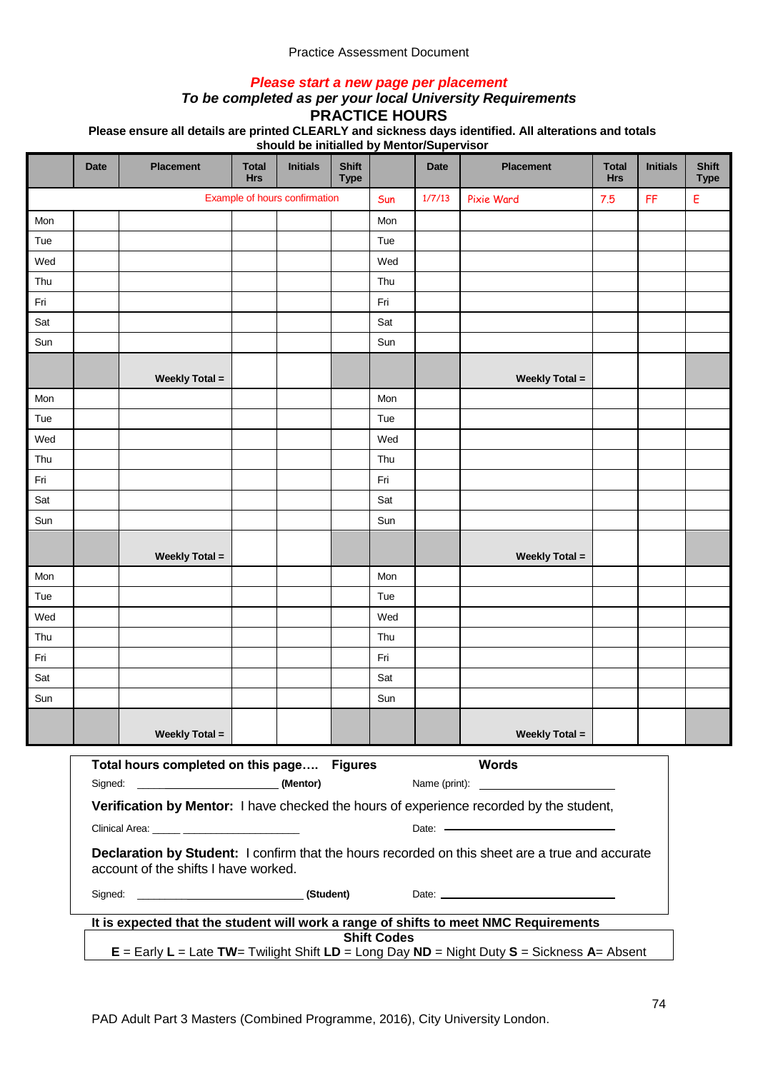Practice Assessment Document

**_Please start a new page per placement_**

**_To be completed as per your local University Requirements_**

## PRACTICE HOURS

**Please ensure all details are printed CLEARLY and sickness days identified. All alterations and totals should be initialled by Mentor/Supervisor**

| | Date | Placement | Total Hrs | Initials | Shift Type | | Date | Placement | Total Hrs | Initials | Shift Type |
|---|---|---|---|---|---|---|---|---|---|---|---|
| | | Example of hours confirmation | | | | Sun | 1/7/13 | Pixie Ward | 7.5 | FF | E |
| Mon | | | | | | Mon | | | | | |
| Tue | | | | | | Tue | | | | | |
| Wed | | | | | | Wed | | | | | |
| Thu | | | | | | Thu | | | | | |
| Fri | | | | | | Fri | | | | | |
| Sat | | | | | | Sat | | | | | |
| Sun | | | | | | Sun | | | | | |
| | | **Weekly Total =** | | | | | | **Weekly Total =** | | | |
| Mon | | | | | | Mon | | | | | |
| Tue | | | | | | Tue | | | | | |
| Wed | | | | | | Wed | | | | | |
| Thu | | | | | | Thu | | | | | |
| Fri | | | | | | Fri | | | | | |
| Sat | | | | | | Sat | | | | | |
| Sun | | | | | | Sun | | | | | |
| | | **Weekly Total =** | | | | | | **Weekly Total =** | | | |
| Mon | | | | | | Mon | | | | | |
| Tue | | | | | | Tue | | | | | |
| Wed | | | | | | Wed | | | | | |
| Thu | | | | | | Thu | | | | | |
| Fri | | | | | | Fri | | | | | |
| Sat | | | | | | Sat | | | | | |
| Sun | | | | | | Sun | | | | | |
| | | **Weekly Total =** | | | | | | **Weekly Total =** | | | |

**Total hours completed on this page…. Figures** **Words**

Signed: ______________________ **(Mentor)** Name (print): ______________________

**Verification by Mentor:** I have checked the hours of experience recorded by the student,

Clinical Area: _____ ____________________ Date: ______________________

**Declaration by Student:** I confirm that the hours recorded on this sheet are a true and accurate account of the shifts I have worked.

Signed: ___________________________ **(Student)** Date: ______________________

**It is expected that the student will work a range of shifts to meet NMC Requirements**

**Shift Codes**

**E** = Early **L** = Late **TW**= Twilight Shift **LD** = Long Day **ND** = Night Duty **S** = Sickness **A**= Absent

PAD Adult Part 3 Masters (Combined Programme, 2016), City University London.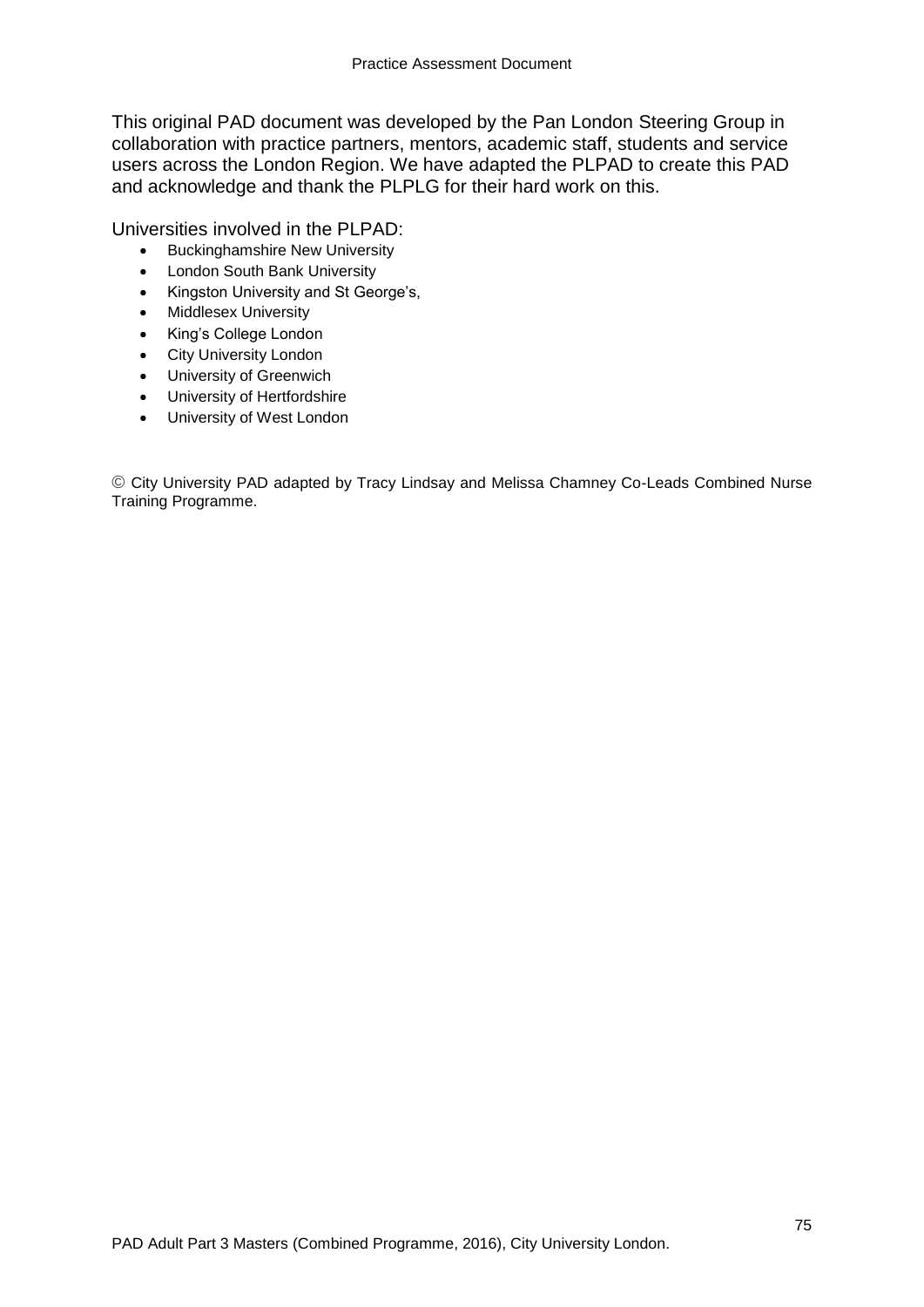This original PAD document was developed by the Pan London Steering Group in collaboration with practice partners, mentors, academic staff, students and service users across the London Region. We have adapted the PLPAD to create this PAD and acknowledge and thank the PLPLG for their hard work on this.

Universities involved in the PLPAD:

- Buckinghamshire New University
- London South Bank University
- Kingston University and St George's,
- Middlesex University
- King's College London
- City University London
- University of Greenwich
- University of Hertfordshire
- University of West London

© City University PAD adapted by Tracy Lindsay and Melissa Chamney Co-Leads Combined Nurse Training Programme.